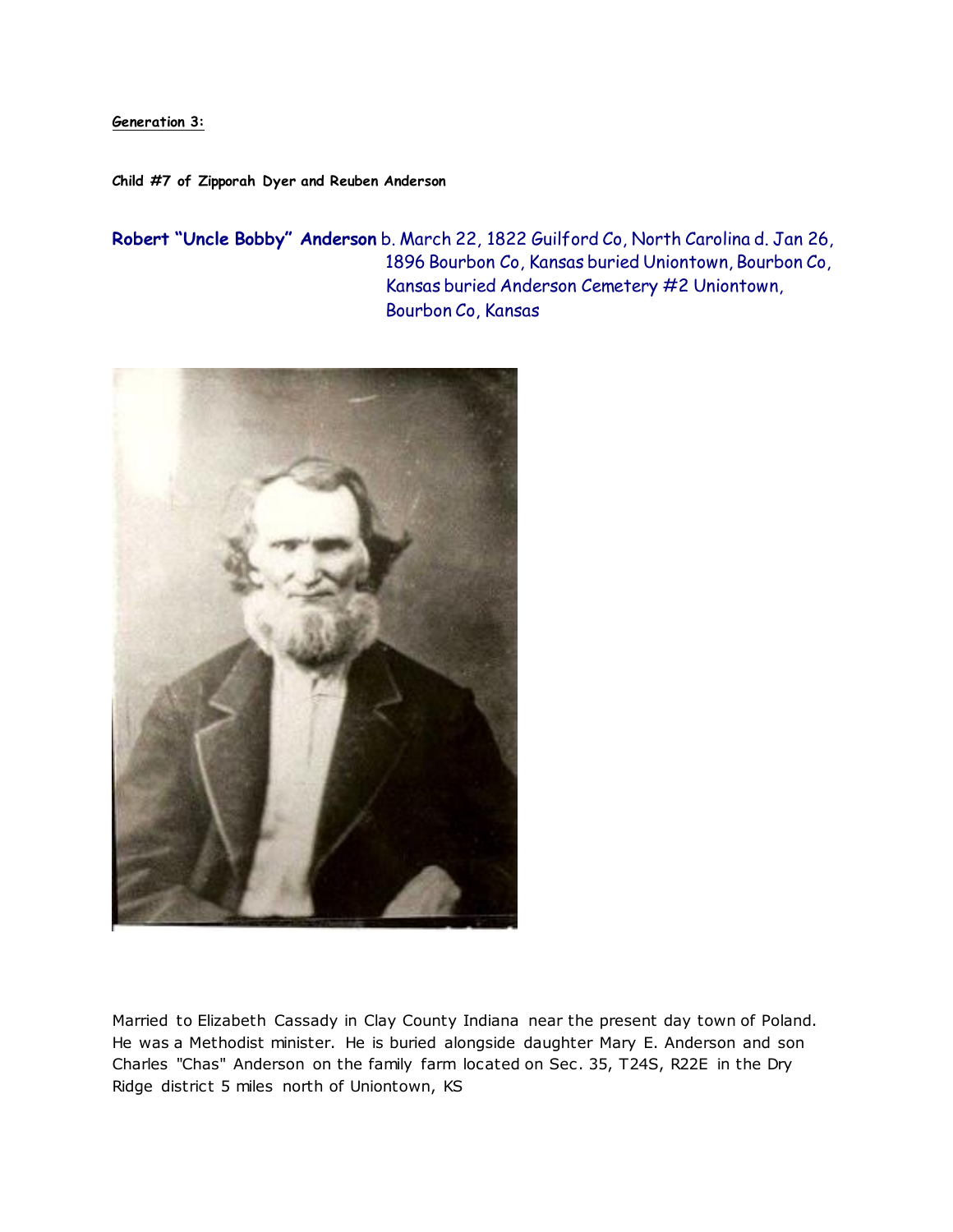**Generation 3:**

**Child #7 of Zipporah Dyer and Reuben Anderson**

**Robert "Uncle Bobby" Anderson** b. March 22, 1822 Guilford Co, North Carolina d. Jan 26, 1896 Bourbon Co, Kansas buried Uniontown, Bourbon Co, Kansas buried Anderson Cemetery #2 Uniontown, Bourbon Co, Kansas

Married to Elizabeth Cassady in Clay County Indiana near the present day town of Poland. He was a Methodist minister. He is buried alongside daughter Mary E. Anderson and son Charles "Chas" Anderson on the family farm located on Sec. 35, T24S, R22E in the Dry Ridge district 5 miles north of Uniontown, KS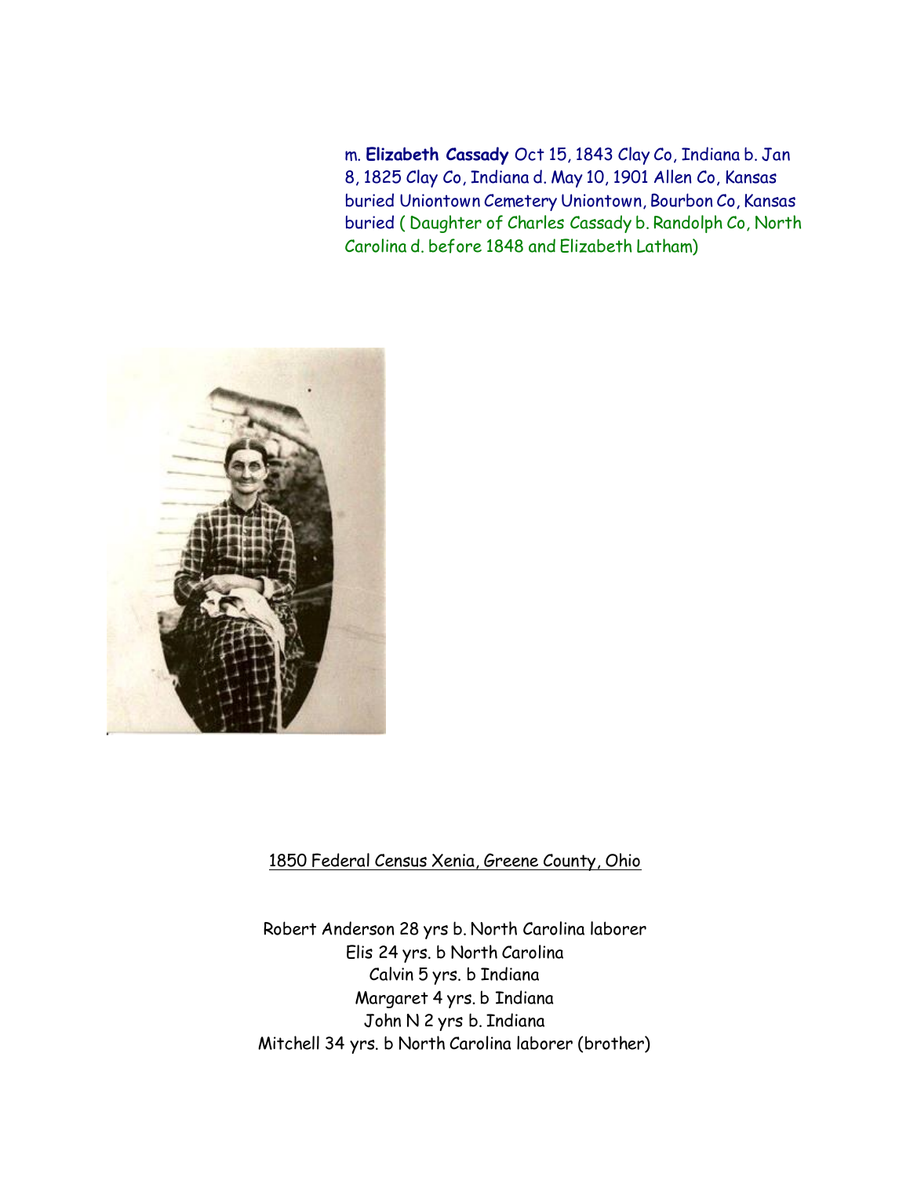m. **Elizabeth Cassady** Oct 15, 1843 Clay Co, Indiana b. Jan 8, 1825 Clay Co, Indiana d. May 10, 1901 Allen Co, Kansas buried Uniontown Cemetery Uniontown, Bourbon Co, Kansas buried ( Daughter of Charles Cassady b. Randolph Co, North Carolina d. before 1848 and Elizabeth Latham)

1850 Federal Census Xenia, Greene County, Ohio

Robert Anderson 28 yrs b. North Carolina laborer
Elis 24 yrs. b North Carolina
Calvin 5 yrs. b Indiana
Margaret 4 yrs. b Indiana
John N 2 yrs b. Indiana
Mitchell 34 yrs. b North Carolina laborer (brother)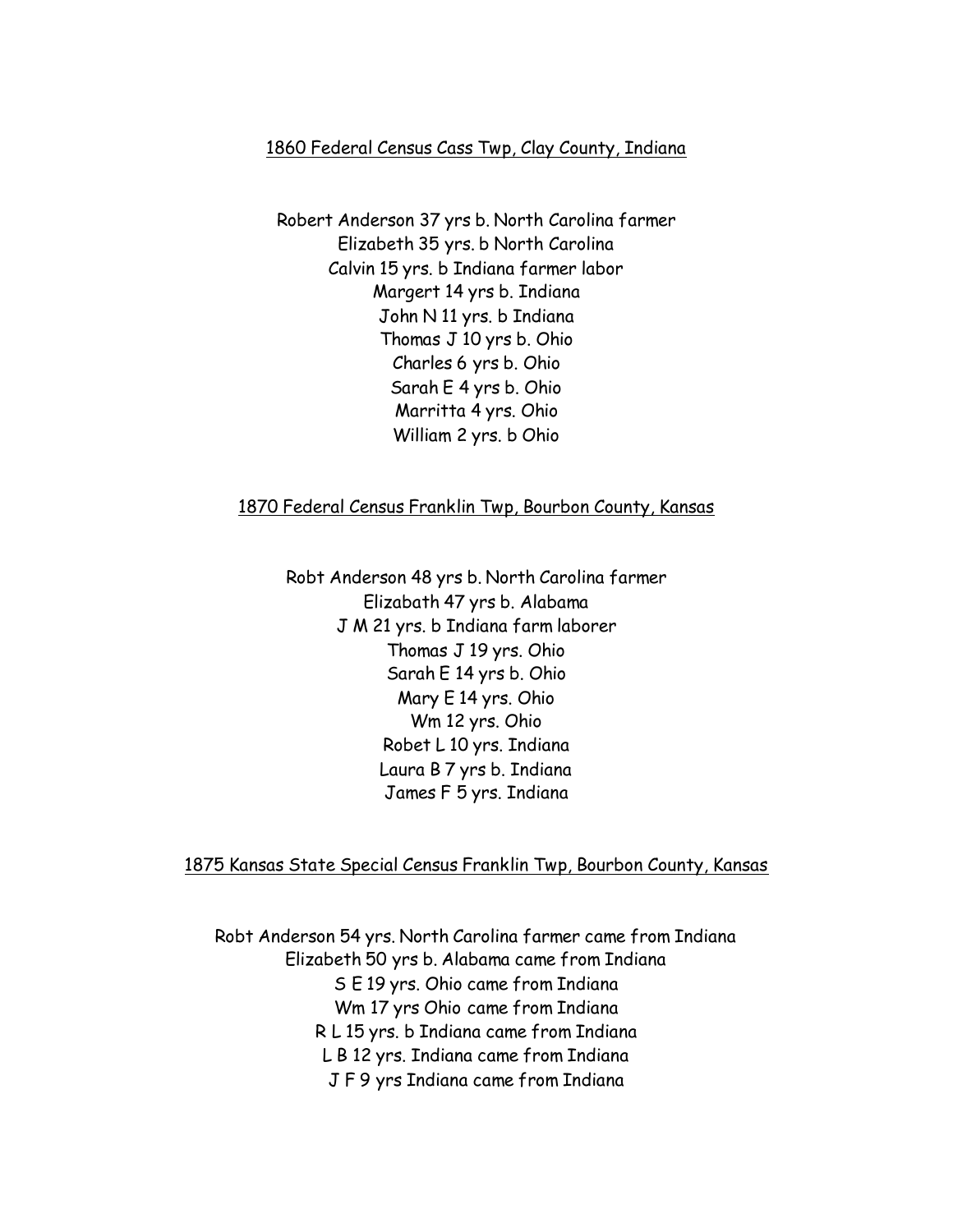<u>1860 Federal Census Cass Twp, Clay County, Indiana</u>

Robert Anderson 37 yrs b. North Carolina farmer
Elizabeth 35 yrs. b North Carolina
Calvin 15 yrs. b Indiana farmer labor
Margert 14 yrs b. Indiana
John N 11 yrs. b Indiana
Thomas J 10 yrs b. Ohio
Charles 6 yrs b. Ohio
Sarah E 4 yrs b. Ohio
Marritta 4 yrs. Ohio
William 2 yrs. b Ohio

<u>1870 Federal Census Franklin Twp, Bourbon County, Kansas</u>

Robt Anderson 48 yrs b. North Carolina farmer
Elizabath 47 yrs b. Alabama
J M 21 yrs. b Indiana farm laborer
Thomas J 19 yrs. Ohio
Sarah E 14 yrs b. Ohio
Mary E 14 yrs. Ohio
Wm 12 yrs. Ohio
Robet L 10 yrs. Indiana
Laura B 7 yrs b. Indiana
James F 5 yrs. Indiana

<u>1875 Kansas State Special Census Franklin Twp, Bourbon County, Kansas</u>

Robt Anderson 54 yrs. North Carolina farmer came from Indiana
Elizabeth 50 yrs b. Alabama came from Indiana
S E 19 yrs. Ohio came from Indiana
Wm 17 yrs Ohio came from Indiana
R L 15 yrs. b Indiana came from Indiana
L B 12 yrs. Indiana came from Indiana
J F 9 yrs Indiana came from Indiana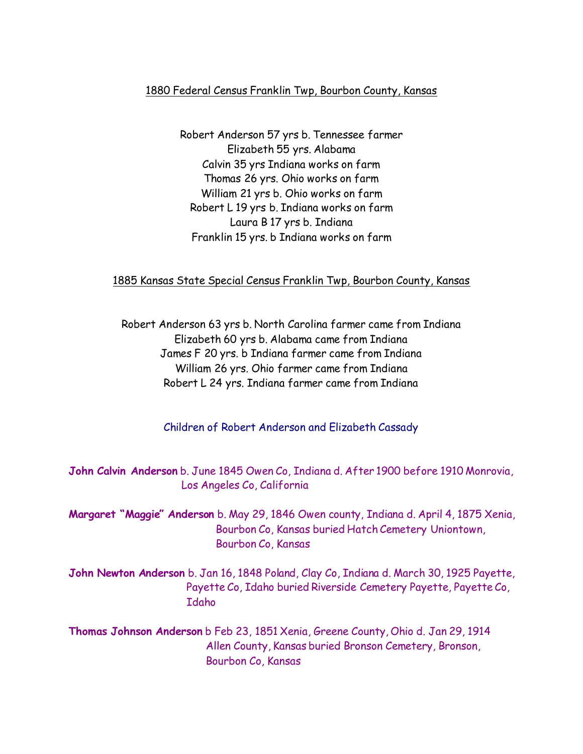1880 Federal Census Franklin Twp, Bourbon County, Kansas

Robert Anderson 57 yrs b. Tennessee farmer
Elizabeth 55 yrs. Alabama
Calvin 35 yrs Indiana works on farm
Thomas 26 yrs. Ohio works on farm
William 21 yrs b. Ohio works on farm
Robert L 19 yrs b. Indiana works on farm
Laura B 17 yrs b. Indiana
Franklin 15 yrs. b Indiana works on farm

1885 Kansas State Special Census Franklin Twp, Bourbon County, Kansas

Robert Anderson 63 yrs b. North Carolina farmer came from Indiana
Elizabeth 60 yrs b. Alabama came from Indiana
James F 20 yrs. b Indiana farmer came from Indiana
William 26 yrs. Ohio farmer came from Indiana
Robert L 24 yrs. Indiana farmer came from Indiana

Children of Robert Anderson and Elizabeth Cassady

**John Calvin Anderson** b. June 1845 Owen Co, Indiana d. After 1900 before 1910 Monrovia, Los Angeles Co, California

**Margaret "Maggie" Anderson** b. May 29, 1846 Owen county, Indiana d. April 4, 1875 Xenia, Bourbon Co, Kansas buried Hatch Cemetery Uniontown, Bourbon Co, Kansas

**John Newton Anderson** b. Jan 16, 1848 Poland, Clay Co, Indiana d. March 30, 1925 Payette, Payette Co, Idaho buried Riverside Cemetery Payette, Payette Co, Idaho

**Thomas Johnson Anderson** b Feb 23, 1851 Xenia, Greene County, Ohio d. Jan 29, 1914 Allen County, Kansas buried Bronson Cemetery, Bronson, Bourbon Co, Kansas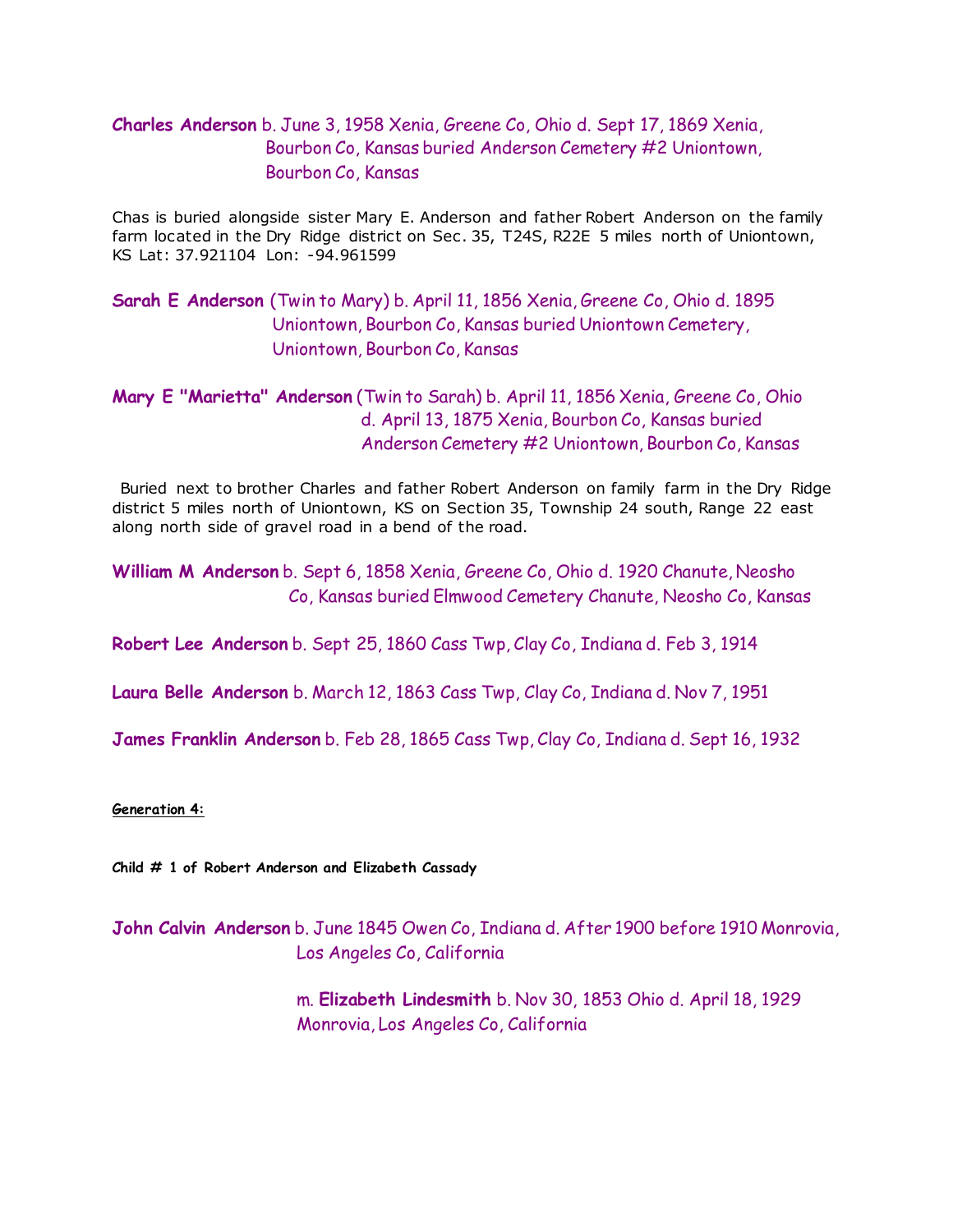**Charles Anderson** b. June 3, 1958 Xenia, Greene Co, Ohio d. Sept 17, 1869 Xenia, Bourbon Co, Kansas buried Anderson Cemetery #2 Uniontown, Bourbon Co, Kansas

Chas is buried alongside sister Mary E. Anderson and father Robert Anderson on the family farm located in the Dry Ridge district on Sec. 35, T24S, R22E 5 miles north of Uniontown, KS Lat: 37.921104 Lon: -94.961599

**Sarah E Anderson** (Twin to Mary) b. April 11, 1856 Xenia, Greene Co, Ohio d. 1895 Uniontown, Bourbon Co, Kansas buried Uniontown Cemetery, Uniontown, Bourbon Co, Kansas

**Mary E "Marietta" Anderson** (Twin to Sarah) b. April 11, 1856 Xenia, Greene Co, Ohio d. April 13, 1875 Xenia, Bourbon Co, Kansas buried Anderson Cemetery #2 Uniontown, Bourbon Co, Kansas

Buried next to brother Charles and father Robert Anderson on family farm in the Dry Ridge district 5 miles north of Uniontown, KS on Section 35, Township 24 south, Range 22 east along north side of gravel road in a bend of the road.

**William M Anderson** b. Sept 6, 1858 Xenia, Greene Co, Ohio d. 1920 Chanute, Neosho Co, Kansas buried Elmwood Cemetery Chanute, Neosho Co, Kansas

**Robert Lee Anderson** b. Sept 25, 1860 Cass Twp, Clay Co, Indiana d. Feb 3, 1914

**Laura Belle Anderson** b. March 12, 1863 Cass Twp, Clay Co, Indiana d. Nov 7, 1951

**James Franklin Anderson** b. Feb 28, 1865 Cass Twp, Clay Co, Indiana d. Sept 16, 1932

**Generation 4:**

**Child # 1 of Robert Anderson and Elizabeth Cassady**

**John Calvin Anderson** b. June 1845 Owen Co, Indiana d. After 1900 before 1910 Monrovia, Los Angeles Co, California

m. **Elizabeth Lindesmith** b. Nov 30, 1853 Ohio d. April 18, 1929 Monrovia, Los Angeles Co, California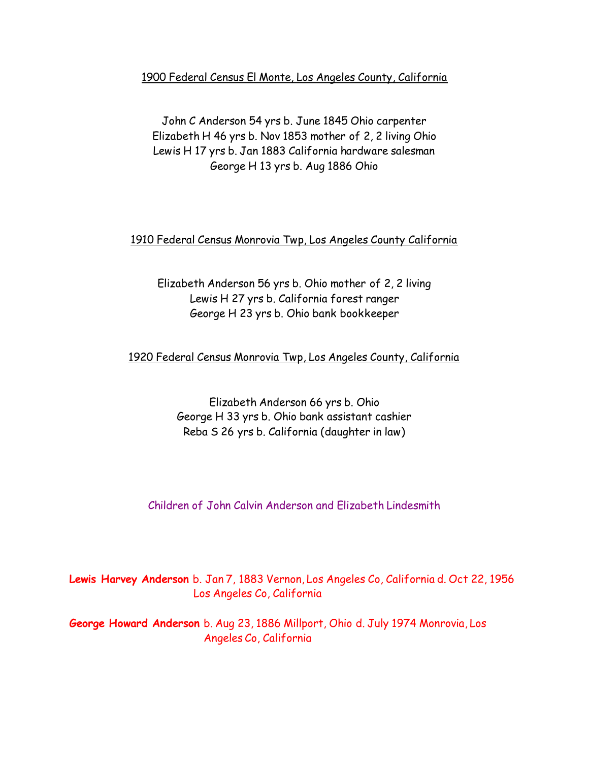<u>1900 Federal Census El Monte, Los Angeles County, California</u>

John C Anderson 54 yrs b. June 1845 Ohio carpenter
Elizabeth H 46 yrs b. Nov 1853 mother of 2, 2 living Ohio
Lewis H 17 yrs b. Jan 1883 California hardware salesman
George H 13 yrs b. Aug 1886 Ohio

<u>1910 Federal Census Monrovia Twp, Los Angeles County California</u>

Elizabeth Anderson 56 yrs b. Ohio mother of 2, 2 living
Lewis H 27 yrs b. California forest ranger
George H 23 yrs b. Ohio bank bookkeeper

<u>1920 Federal Census Monrovia Twp, Los Angeles County, California</u>

Elizabeth Anderson 66 yrs b. Ohio
George H 33 yrs b. Ohio bank assistant cashier
Reba S 26 yrs b. California (daughter in law)

Children of John Calvin Anderson and Elizabeth Lindesmith

**Lewis Harvey Anderson** b. Jan 7, 1883 Vernon, Los Angeles Co, California d. Oct 22, 1956 Los Angeles Co, California

**George Howard Anderson** b. Aug 23, 1886 Millport, Ohio d. July 1974 Monrovia, Los Angeles Co, California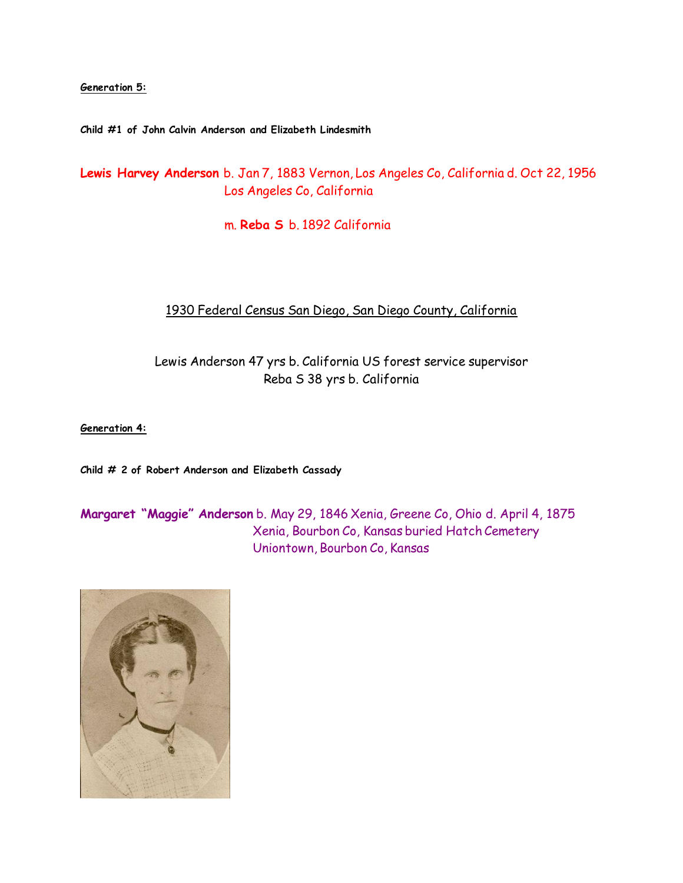**Generation 5:**

**Child #1 of John Calvin Anderson and Elizabeth Lindesmith**

**Lewis Harvey Anderson** b. Jan 7, 1883 Vernon, Los Angeles Co, California d. Oct 22, 1956 Los Angeles Co, California

m. **Reba S** b. 1892 California

1930 Federal Census San Diego, San Diego County, California

Lewis Anderson 47 yrs b. California US forest service supervisor
Reba S 38 yrs b. California

**Generation 4:**

**Child # 2 of Robert Anderson and Elizabeth Cassady**

**Margaret "Maggie" Anderson** b. May 29, 1846 Xenia, Greene Co, Ohio d. April 4, 1875 Xenia, Bourbon Co, Kansas buried Hatch Cemetery Uniontown, Bourbon Co, Kansas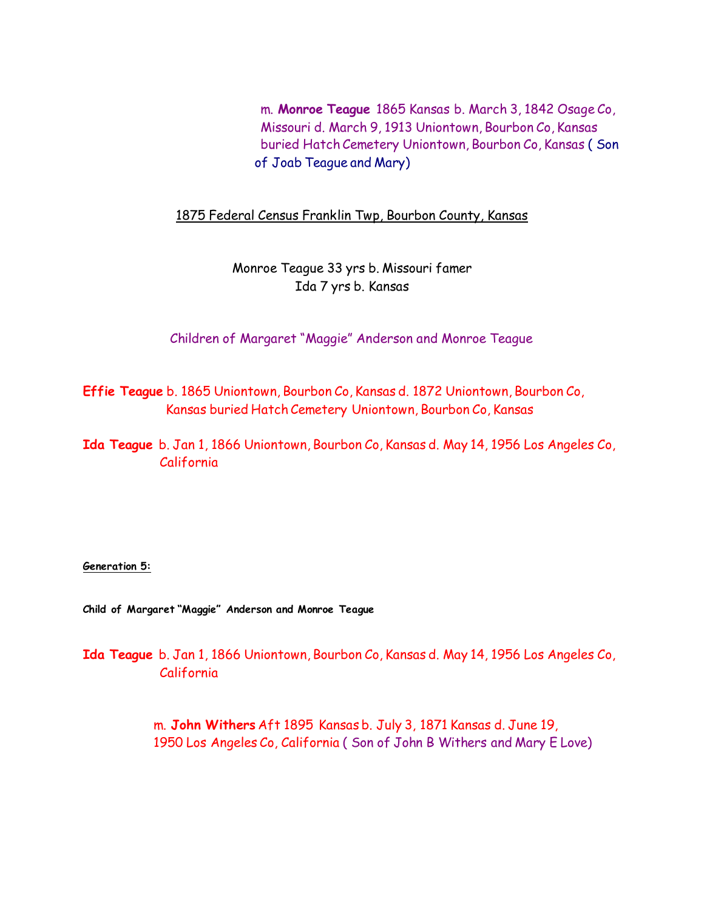m. **Monroe Teague** 1865 Kansas b. March 3, 1842 Osage Co, Missouri d. March 9, 1913 Uniontown, Bourbon Co, Kansas buried Hatch Cemetery Uniontown, Bourbon Co, Kansas ( Son of Joab Teague and Mary)

1875 Federal Census Franklin Twp, Bourbon County, Kansas

Monroe Teague 33 yrs b. Missouri famer
Ida 7 yrs b. Kansas

Children of Margaret "Maggie" Anderson and Monroe Teague

**Effie Teague** b. 1865 Uniontown, Bourbon Co, Kansas d. 1872 Uniontown, Bourbon Co, Kansas buried Hatch Cemetery Uniontown, Bourbon Co, Kansas

**Ida Teague** b. Jan 1, 1866 Uniontown, Bourbon Co, Kansas d. May 14, 1956 Los Angeles Co, California

**Generation 5:**

**Child of Margaret "Maggie" Anderson and Monroe Teague**

**Ida Teague** b. Jan 1, 1866 Uniontown, Bourbon Co, Kansas d. May 14, 1956 Los Angeles Co, California

m. **John Withers** Aft 1895 Kansas b. July 3, 1871 Kansas d. June 19, 1950 Los Angeles Co, California ( Son of John B Withers and Mary E Love)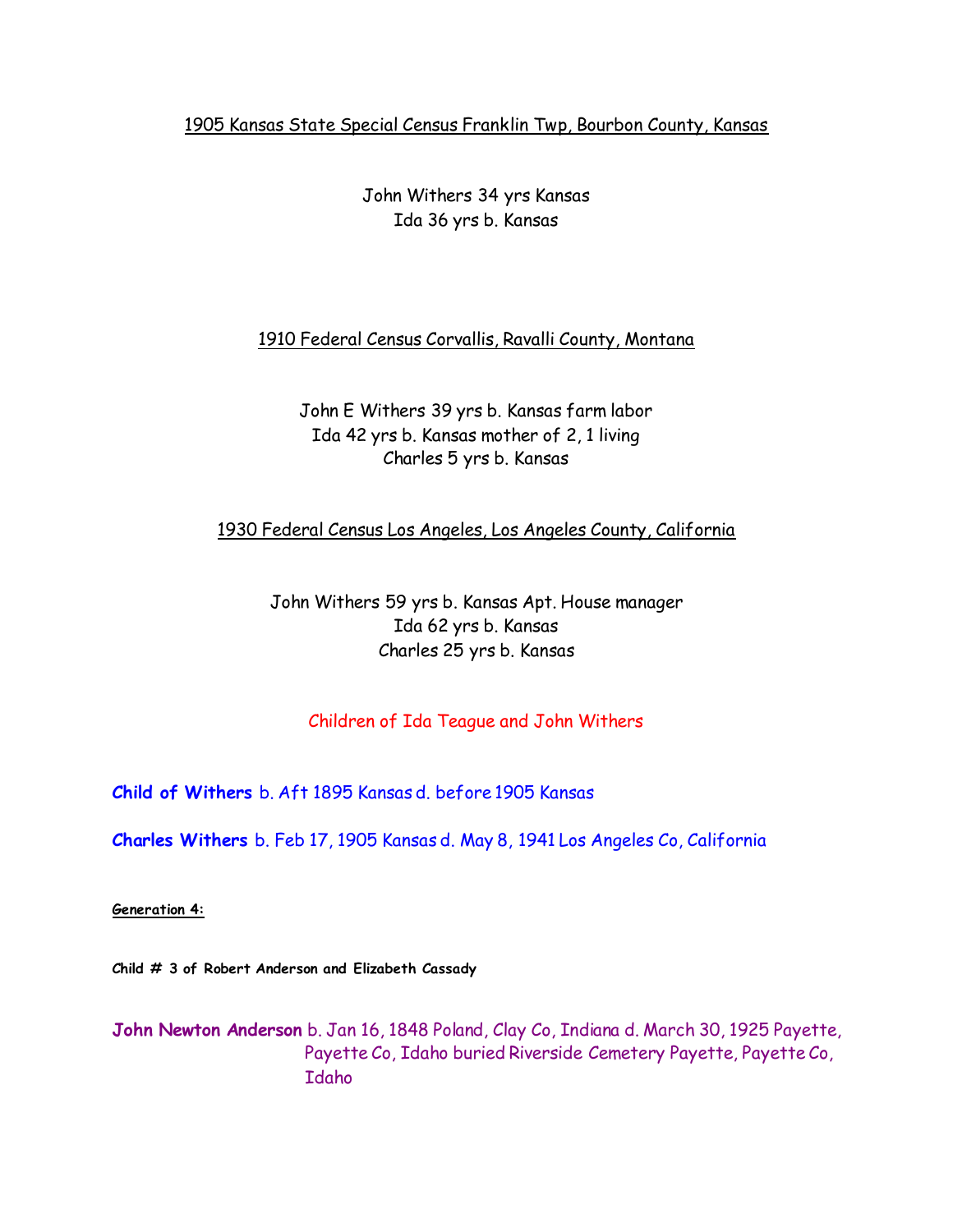1905 Kansas State Special Census Franklin Twp, Bourbon County, Kansas

John Withers 34 yrs Kansas
Ida 36 yrs b. Kansas

1910 Federal Census Corvallis, Ravalli County, Montana

John E Withers 39 yrs b. Kansas farm labor
Ida 42 yrs b. Kansas mother of 2, 1 living
Charles 5 yrs b. Kansas

1930 Federal Census Los Angeles, Los Angeles County, California

John Withers 59 yrs b. Kansas Apt. House manager
Ida 62 yrs b. Kansas
Charles 25 yrs b. Kansas

Children of Ida Teague and John Withers

**Child of Withers** b. Aft 1895 Kansas d. before 1905 Kansas

**Charles Withers** b. Feb 17, 1905 Kansas d. May 8, 1941 Los Angeles Co, California

**Generation 4:**

**Child # 3 of Robert Anderson and Elizabeth Cassady**

**John Newton Anderson** b. Jan 16, 1848 Poland, Clay Co, Indiana d. March 30, 1925 Payette, Payette Co, Idaho buried Riverside Cemetery Payette, Payette Co, Idaho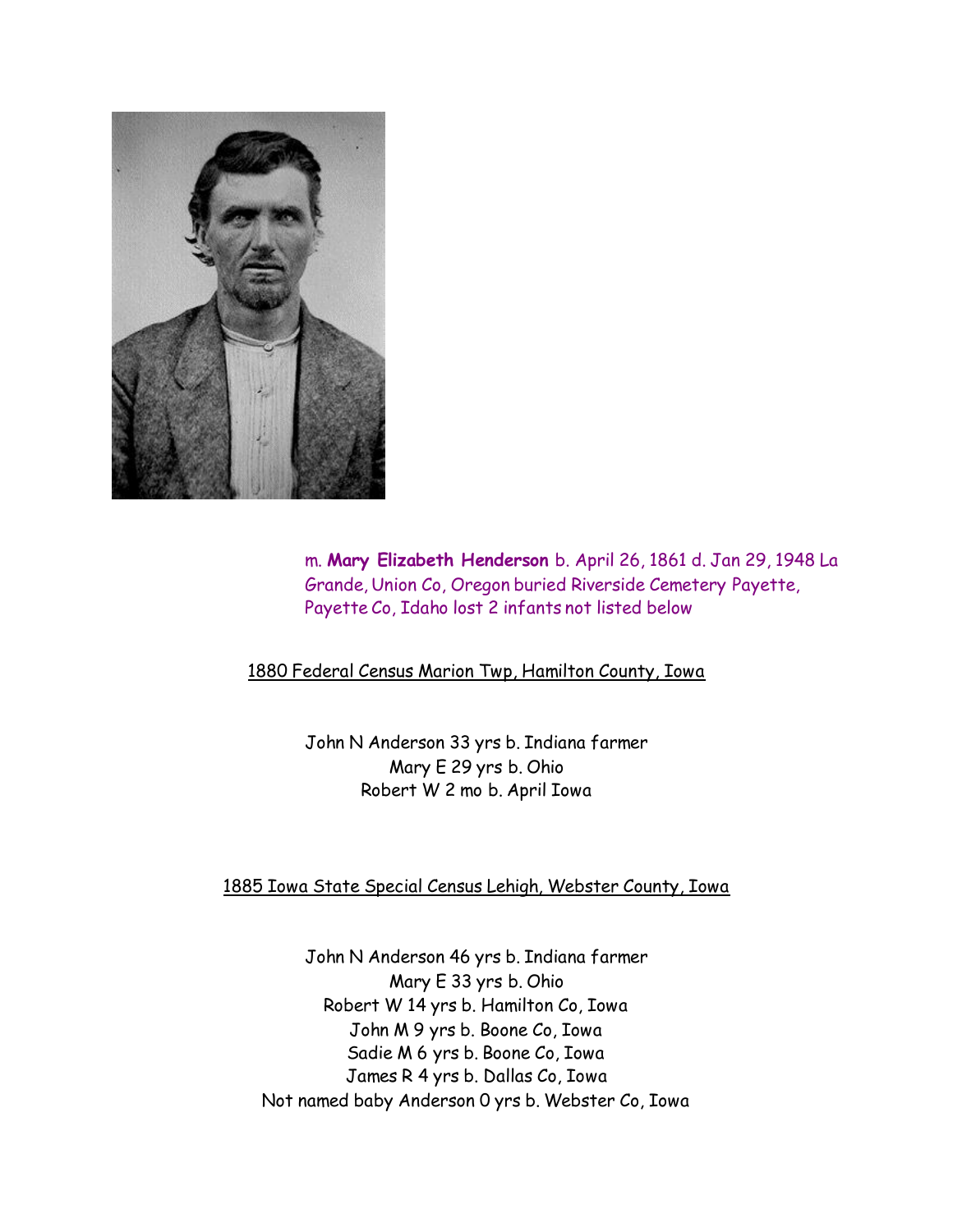m. **Mary Elizabeth Henderson** b. April 26, 1861 d. Jan 29, 1948 La Grande, Union Co, Oregon buried Riverside Cemetery Payette, Payette Co, Idaho lost 2 infants not listed below

<u>1880 Federal Census Marion Twp, Hamilton County, Iowa</u>

John N Anderson 33 yrs b. Indiana farmer
Mary E 29 yrs b. Ohio
Robert W 2 mo b. April Iowa

<u>1885 Iowa State Special Census Lehigh, Webster County, Iowa</u>

John N Anderson 46 yrs b. Indiana farmer
Mary E 33 yrs b. Ohio
Robert W 14 yrs b. Hamilton Co, Iowa
John M 9 yrs b. Boone Co, Iowa
Sadie M 6 yrs b. Boone Co, Iowa
James R 4 yrs b. Dallas Co, Iowa
Not named baby Anderson 0 yrs b. Webster Co, Iowa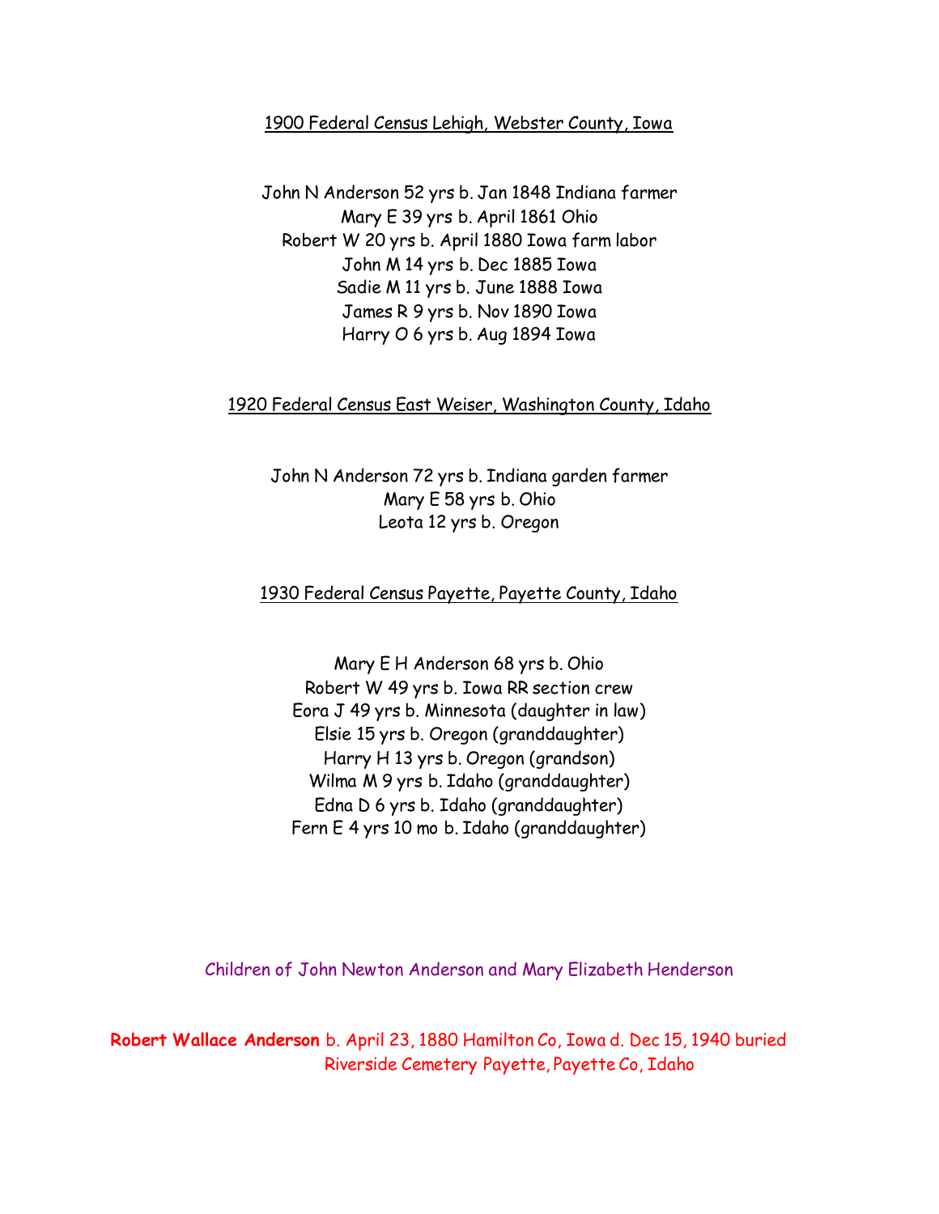1900 Federal Census Lehigh, Webster County, Iowa

John N Anderson 52 yrs b. Jan 1848 Indiana farmer
Mary E 39 yrs b. April 1861 Ohio
Robert W 20 yrs b. April 1880 Iowa farm labor
John M 14 yrs b. Dec 1885 Iowa
Sadie M 11 yrs b. June 1888 Iowa
James R 9 yrs b. Nov 1890 Iowa
Harry O 6 yrs b. Aug 1894 Iowa

1920 Federal Census East Weiser, Washington County, Idaho

John N Anderson 72 yrs b. Indiana garden farmer
Mary E 58 yrs b. Ohio
Leota 12 yrs b. Oregon

1930 Federal Census Payette, Payette County, Idaho

Mary E H Anderson 68 yrs b. Ohio
Robert W 49 yrs b. Iowa RR section crew
Eora J 49 yrs b. Minnesota (daughter in law)
Elsie 15 yrs b. Oregon (granddaughter)
Harry H 13 yrs b. Oregon (grandson)
Wilma M 9 yrs b. Idaho (granddaughter)
Edna D 6 yrs b. Idaho (granddaughter)
Fern E 4 yrs 10 mo b. Idaho (granddaughter)

Children of John Newton Anderson and Mary Elizabeth Henderson

**Robert Wallace Anderson** b. April 23, 1880 Hamilton Co, Iowa d. Dec 15, 1940 buried Riverside Cemetery Payette, Payette Co, Idaho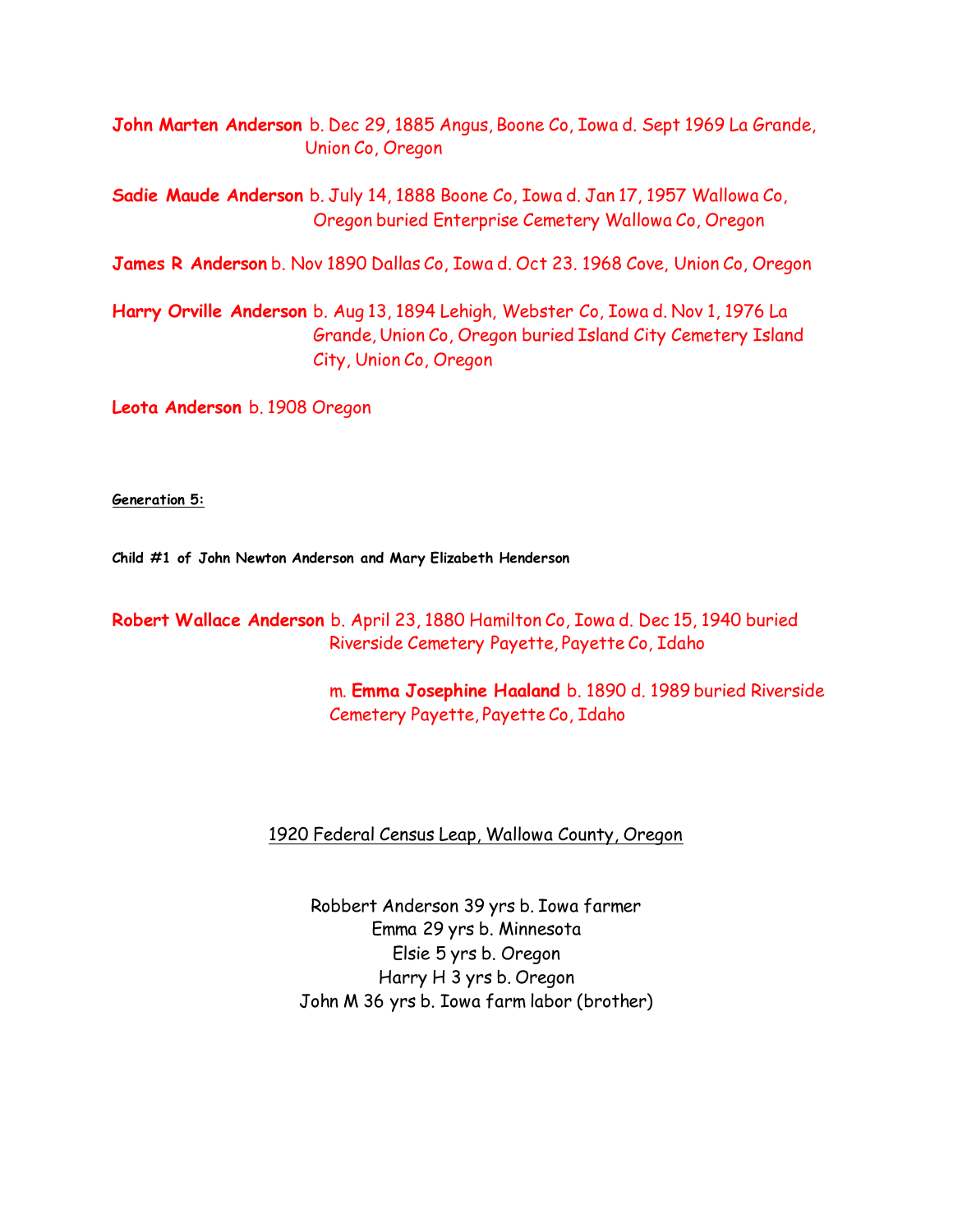**John Marten Anderson** b. Dec 29, 1885 Angus, Boone Co, Iowa d. Sept 1969 La Grande, Union Co, Oregon

**Sadie Maude Anderson** b. July 14, 1888 Boone Co, Iowa d. Jan 17, 1957 Wallowa Co, Oregon buried Enterprise Cemetery Wallowa Co, Oregon

**James R Anderson** b. Nov 1890 Dallas Co, Iowa d. Oct 23. 1968 Cove, Union Co, Oregon

**Harry Orville Anderson** b. Aug 13, 1894 Lehigh, Webster Co, Iowa d. Nov 1, 1976 La Grande, Union Co, Oregon buried Island City Cemetery Island City, Union Co, Oregon

**Leota Anderson** b. 1908 Oregon

**Generation 5:**

**Child #1 of John Newton Anderson and Mary Elizabeth Henderson**

**Robert Wallace Anderson** b. April 23, 1880 Hamilton Co, Iowa d. Dec 15, 1940 buried Riverside Cemetery Payette, Payette Co, Idaho

m. **Emma Josephine Haaland** b. 1890 d. 1989 buried Riverside Cemetery Payette, Payette Co, Idaho

1920 Federal Census Leap, Wallowa County, Oregon

Robbert Anderson 39 yrs b. Iowa farmer
Emma 29 yrs b. Minnesota
Elsie 5 yrs b. Oregon
Harry H 3 yrs b. Oregon
John M 36 yrs b. Iowa farm labor (brother)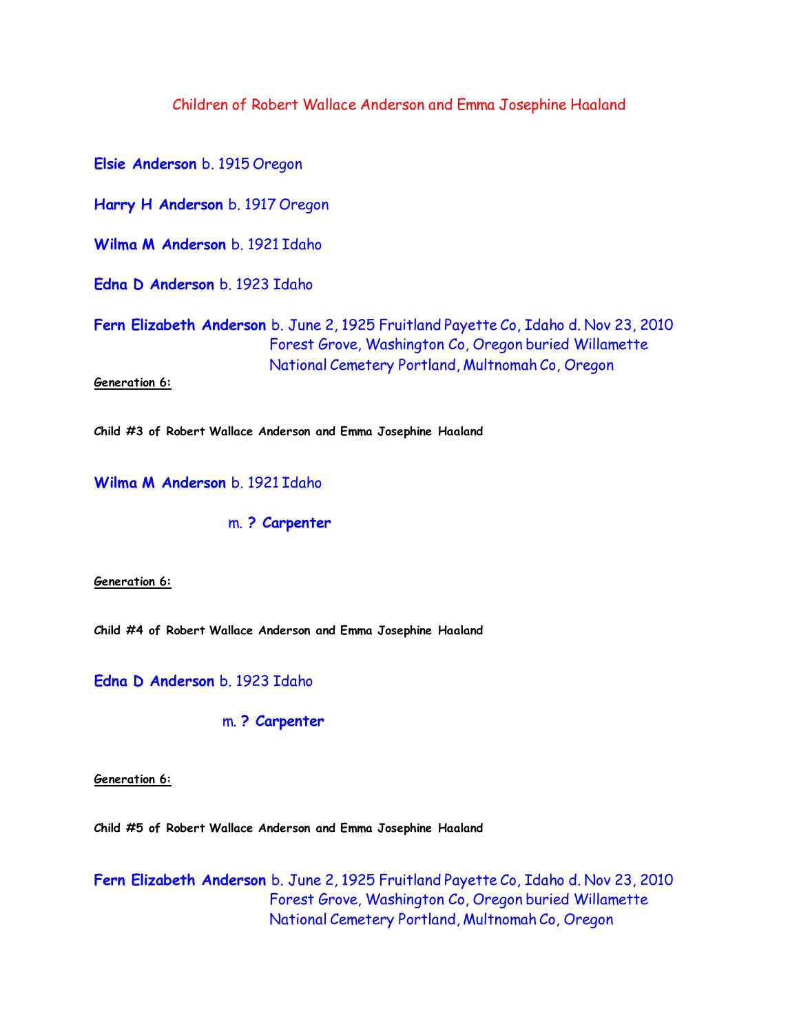# Children of Robert Wallace Anderson and Emma Josephine Haaland

**Elsie Anderson** b. 1915 Oregon

**Harry H Anderson** b. 1917 Oregon

**Wilma M Anderson** b. 1921 Idaho

**Edna D Anderson** b. 1923 Idaho

**Fern Elizabeth Anderson** b. June 2, 1925 Fruitland Payette Co, Idaho d. Nov 23, 2010 Forest Grove, Washington Co, Oregon buried Willamette National Cemetery Portland, Multnomah Co, Oregon

**Generation 6:**

**Child #3 of Robert Wallace Anderson and Emma Josephine Haaland**

**Wilma M Anderson** b. 1921 Idaho

m. **? Carpenter**

**Generation 6:**

**Child #4 of Robert Wallace Anderson and Emma Josephine Haaland**

**Edna D Anderson** b. 1923 Idaho

m. **? Carpenter**

**Generation 6:**

**Child #5 of Robert Wallace Anderson and Emma Josephine Haaland**

**Fern Elizabeth Anderson** b. June 2, 1925 Fruitland Payette Co, Idaho d. Nov 23, 2010 Forest Grove, Washington Co, Oregon buried Willamette National Cemetery Portland, Multnomah Co, Oregon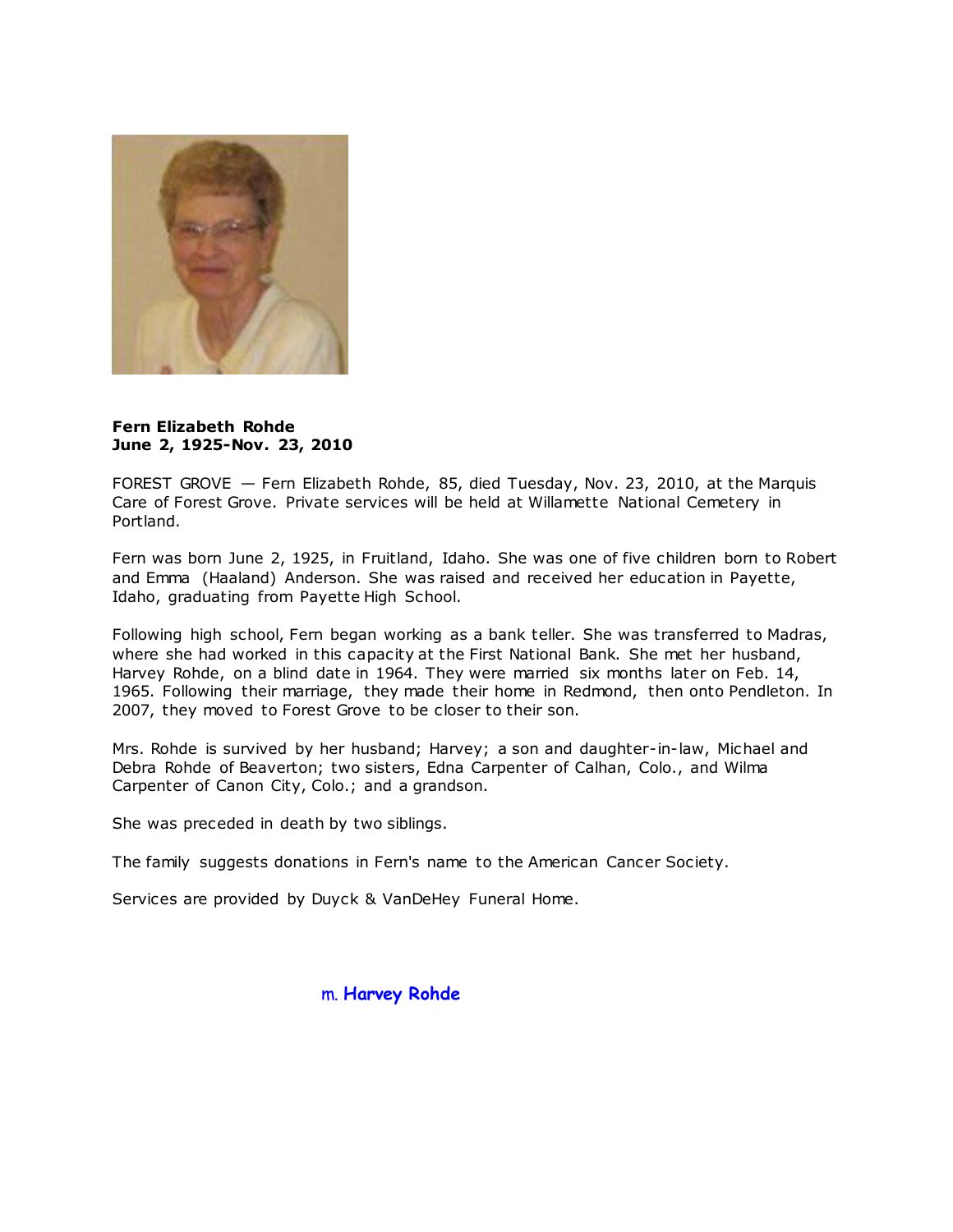**Fern Elizabeth Rohde**
**June 2, 1925-Nov. 23, 2010**

FOREST GROVE — Fern Elizabeth Rohde, 85, died Tuesday, Nov. 23, 2010, at the Marquis Care of Forest Grove. Private services will be held at Willamette National Cemetery in Portland.

Fern was born June 2, 1925, in Fruitland, Idaho. She was one of five children born to Robert and Emma (Haaland) Anderson. She was raised and received her education in Payette, Idaho, graduating from Payette High School.

Following high school, Fern began working as a bank teller. She was transferred to Madras, where she had worked in this capacity at the First National Bank. She met her husband, Harvey Rohde, on a blind date in 1964. They were married six months later on Feb. 14, 1965. Following their marriage, they made their home in Redmond, then onto Pendleton. In 2007, they moved to Forest Grove to be closer to their son.

Mrs. Rohde is survived by her husband; Harvey; a son and daughter-in-law, Michael and Debra Rohde of Beaverton; two sisters, Edna Carpenter of Calhan, Colo., and Wilma Carpenter of Canon City, Colo.; and a grandson.

She was preceded in death by two siblings.

The family suggests donations in Fern's name to the American Cancer Society.

Services are provided by Duyck & VanDeHey Funeral Home.

m. **Harvey Rohde**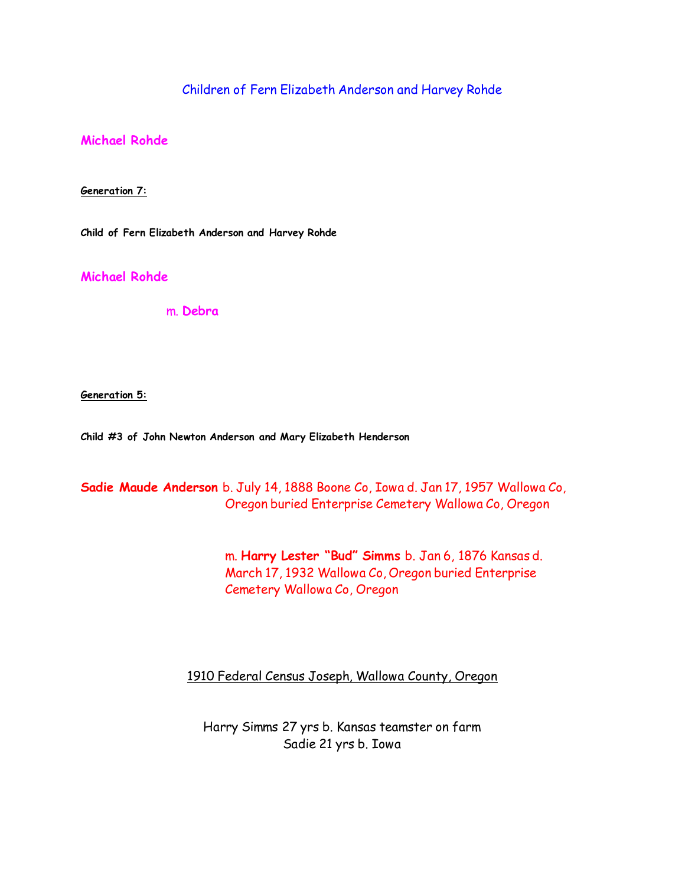Children of Fern Elizabeth Anderson and Harvey Rohde

**Michael Rohde**

**Generation 7:**

**Child of Fern Elizabeth Anderson and Harvey Rohde**

**Michael Rohde**

m. **Debra**

**Generation 5:**

**Child #3 of John Newton Anderson and Mary Elizabeth Henderson**

**Sadie Maude Anderson** b. July 14, 1888 Boone Co, Iowa d. Jan 17, 1957 Wallowa Co, Oregon buried Enterprise Cemetery Wallowa Co, Oregon

m. **Harry Lester "Bud" Simms** b. Jan 6, 1876 Kansas d. March 17, 1932 Wallowa Co, Oregon buried Enterprise Cemetery Wallowa Co, Oregon

1910 Federal Census Joseph, Wallowa County, Oregon

Harry Simms 27 yrs b. Kansas teamster on farm
Sadie 21 yrs b. Iowa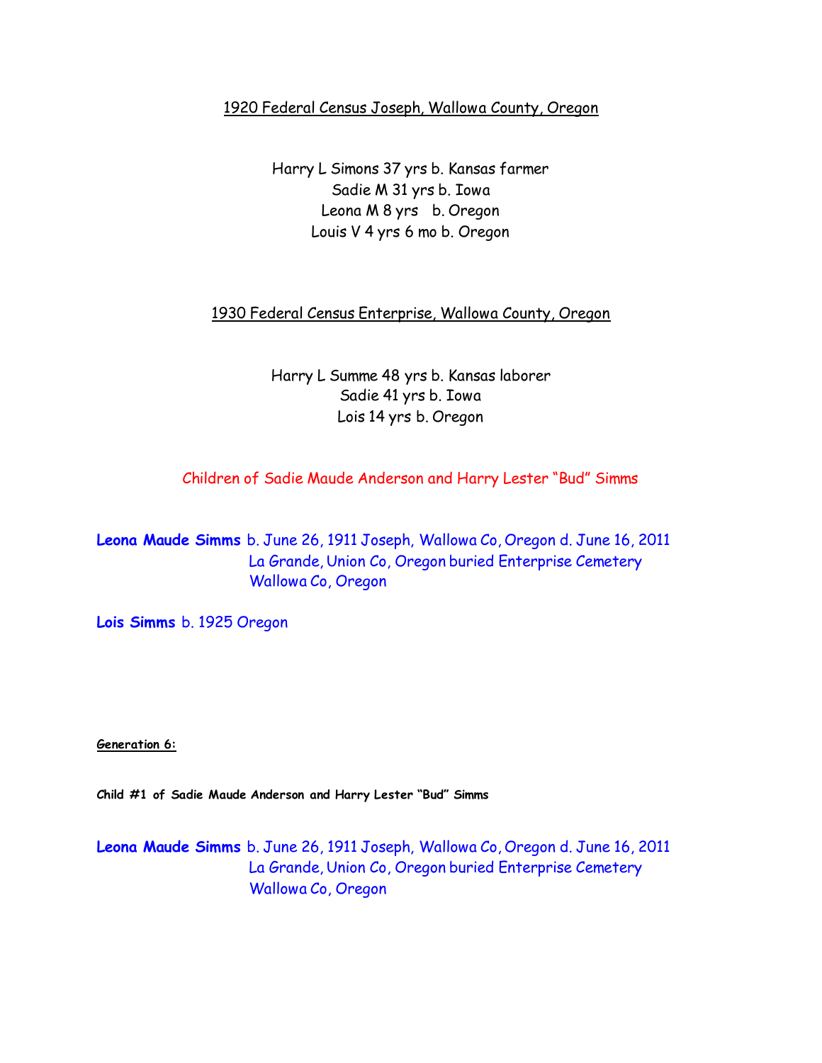1920 Federal Census Joseph, Wallowa County, Oregon

Harry L Simons 37 yrs b. Kansas farmer
Sadie M 31 yrs b. Iowa
Leona M 8 yrs b. Oregon
Louis V 4 yrs 6 mo b. Oregon

1930 Federal Census Enterprise, Wallowa County, Oregon

Harry L Summe 48 yrs b. Kansas laborer
Sadie 41 yrs b. Iowa
Lois 14 yrs b. Oregon

Children of Sadie Maude Anderson and Harry Lester "Bud" Simms

**Leona Maude Simms** b. June 26, 1911 Joseph, Wallowa Co, Oregon d. June 16, 2011 La Grande, Union Co, Oregon buried Enterprise Cemetery Wallowa Co, Oregon

**Lois Simms** b. 1925 Oregon

**Generation 6:**

**Child #1 of Sadie Maude Anderson and Harry Lester "Bud" Simms**

**Leona Maude Simms** b. June 26, 1911 Joseph, Wallowa Co, Oregon d. June 16, 2011 La Grande, Union Co, Oregon buried Enterprise Cemetery Wallowa Co, Oregon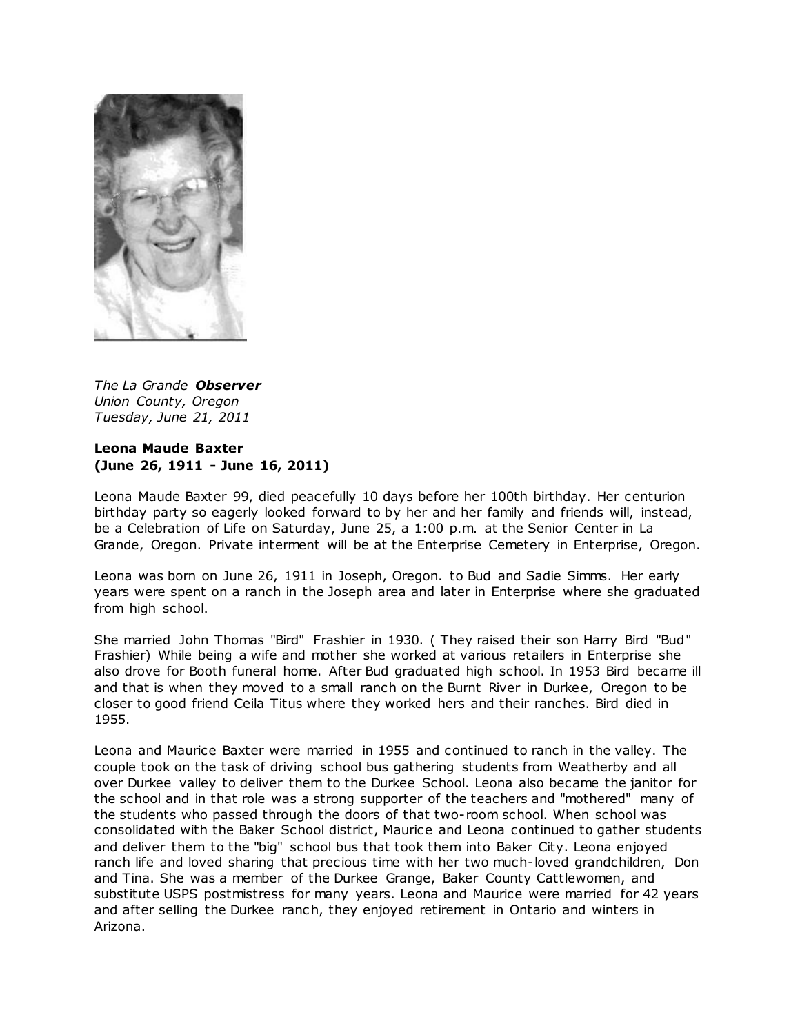*The La Grande* ***Observer***
*Union County, Oregon*
*Tuesday, June 21, 2011*

**Leona Maude Baxter**
**(June 26, 1911 - June 16, 2011)**

Leona Maude Baxter 99, died peacefully 10 days before her 100th birthday. Her centurion birthday party so eagerly looked forward to by her and her family and friends will, instead, be a Celebration of Life on Saturday, June 25, a 1:00 p.m. at the Senior Center in La Grande, Oregon. Private interment will be at the Enterprise Cemetery in Enterprise, Oregon.

Leona was born on June 26, 1911 in Joseph, Oregon. to Bud and Sadie Simms. Her early years were spent on a ranch in the Joseph area and later in Enterprise where she graduated from high school.

She married John Thomas "Bird" Frashier in 1930. ( They raised their son Harry Bird "Bud" Frashier) While being a wife and mother she worked at various retailers in Enterprise she also drove for Booth funeral home. After Bud graduated high school. In 1953 Bird became ill and that is when they moved to a small ranch on the Burnt River in Durkee, Oregon to be closer to good friend Ceila Titus where they worked hers and their ranches. Bird died in 1955.

Leona and Maurice Baxter were married in 1955 and continued to ranch in the valley. The couple took on the task of driving school bus gathering students from Weatherby and all over Durkee valley to deliver them to the Durkee School. Leona also became the janitor for the school and in that role was a strong supporter of the teachers and "mothered" many of the students who passed through the doors of that two-room school. When school was consolidated with the Baker School district, Maurice and Leona continued to gather students and deliver them to the "big" school bus that took them into Baker City. Leona enjoyed ranch life and loved sharing that precious time with her two much-loved grandchildren, Don and Tina. She was a member of the Durkee Grange, Baker County Cattlewomen, and substitute USPS postmistress for many years. Leona and Maurice were married for 42 years and after selling the Durkee ranch, they enjoyed retirement in Ontario and winters in Arizona.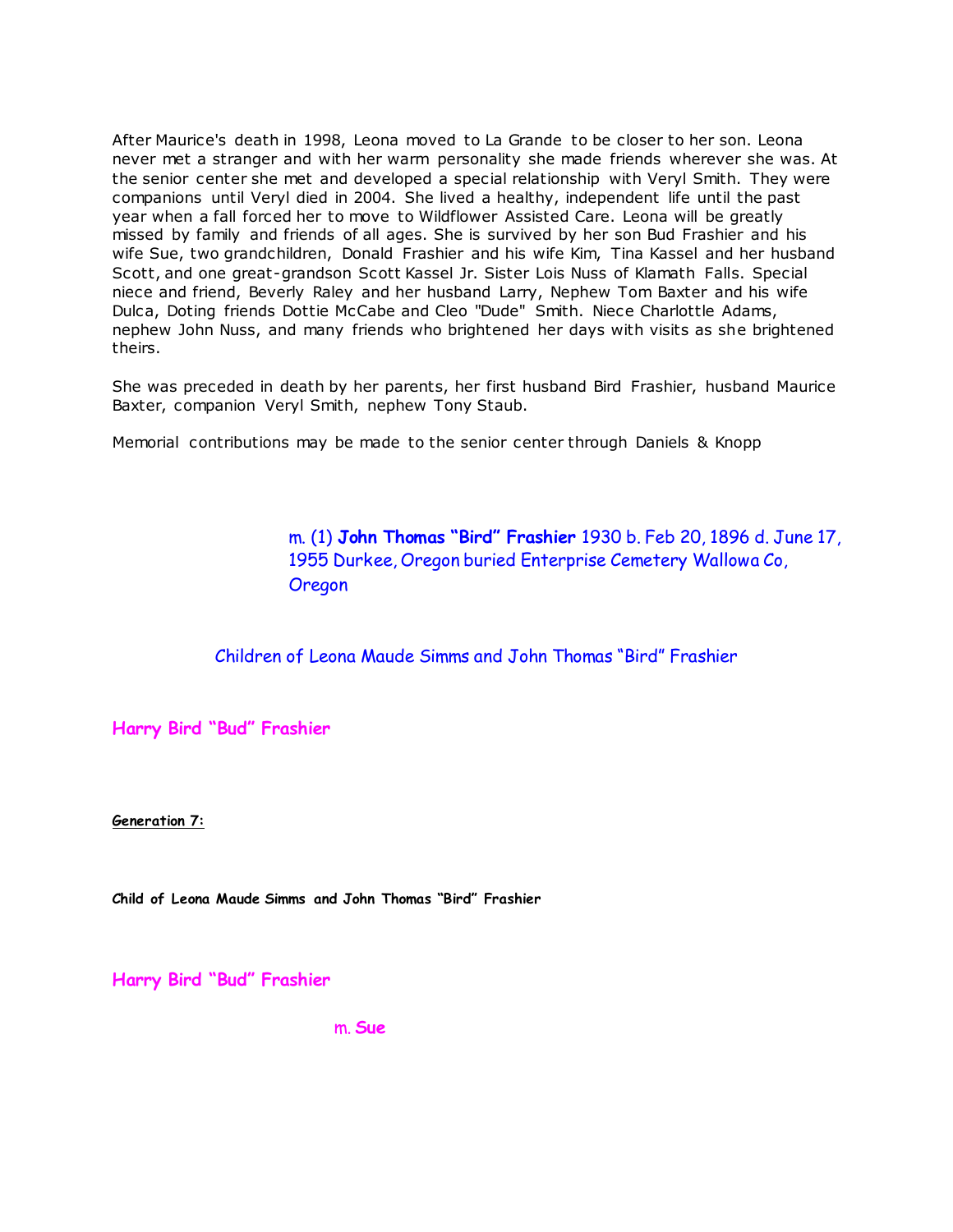After Maurice's death in 1998, Leona moved to La Grande to be closer to her son. Leona never met a stranger and with her warm personality she made friends wherever she was. At the senior center she met and developed a special relationship with Veryl Smith. They were companions until Veryl died in 2004. She lived a healthy, independent life until the past year when a fall forced her to move to Wildflower Assisted Care. Leona will be greatly missed by family and friends of all ages. She is survived by her son Bud Frashier and his wife Sue, two grandchildren, Donald Frashier and his wife Kim, Tina Kassel and her husband Scott, and one great-grandson Scott Kassel Jr. Sister Lois Nuss of Klamath Falls. Special niece and friend, Beverly Raley and her husband Larry, Nephew Tom Baxter and his wife Dulca, Doting friends Dottie McCabe and Cleo "Dude" Smith. Niece Charlottle Adams, nephew John Nuss, and many friends who brightened her days with visits as she brightened theirs.

She was preceded in death by her parents, her first husband Bird Frashier, husband Maurice Baxter, companion Veryl Smith, nephew Tony Staub.

Memorial contributions may be made to the senior center through Daniels & Knopp

m. (1) **John Thomas "Bird" Frashier** 1930 b. Feb 20, 1896 d. June 17, 1955 Durkee, Oregon buried Enterprise Cemetery Wallowa Co, Oregon

Children of Leona Maude Simms and John Thomas "Bird" Frashier

**Harry Bird "Bud" Frashier**

**Generation 7:**

**Child of Leona Maude Simms and John Thomas "Bird" Frashier**

**Harry Bird "Bud" Frashier**

m. **Sue**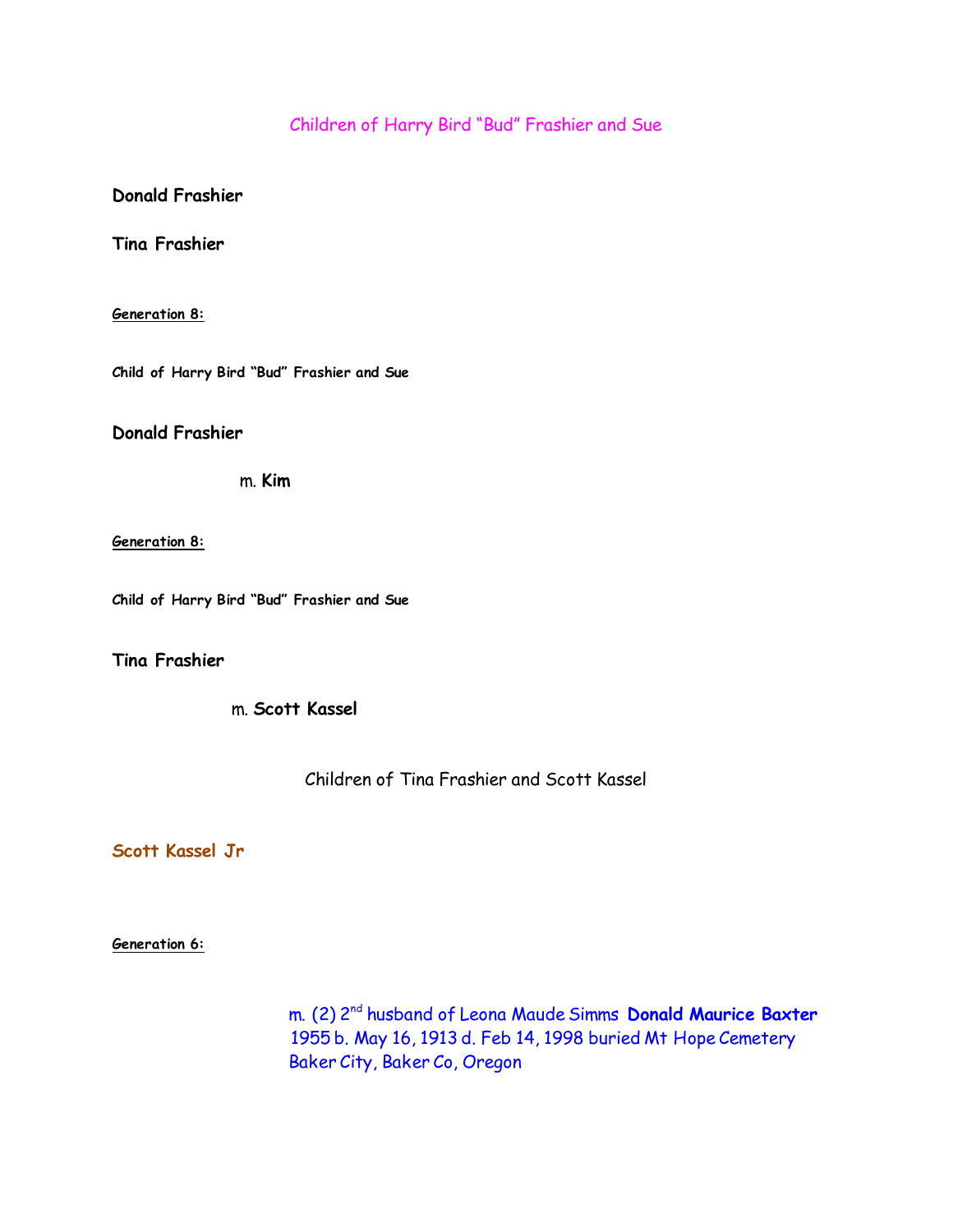Children of Harry Bird “Bud” Frashier and Sue

**Donald Frashier**

**Tina Frashier**

**Generation 8:**

**Child of Harry Bird “Bud” Frashier and Sue**

**Donald Frashier**

m. **Kim**

**Generation 8:**

**Child of Harry Bird “Bud” Frashier and Sue**

**Tina Frashier**

m. **Scott Kassel**

Children of Tina Frashier and Scott Kassel

**Scott Kassel Jr**

**Generation 6:**

m. (2) 2nd husband of Leona Maude Simms **Donald Maurice Baxter** 1955 b. May 16, 1913 d. Feb 14, 1998 buried Mt Hope Cemetery Baker City, Baker Co, Oregon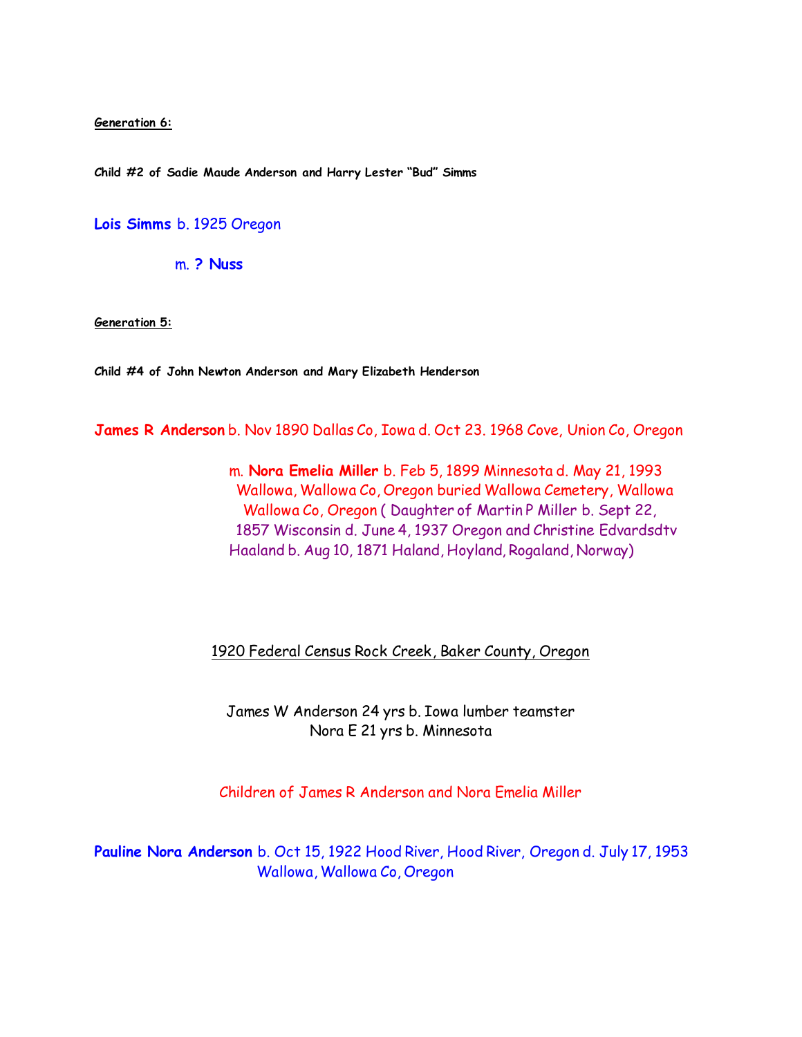**Generation 6:**

**Child #2 of Sadie Maude Anderson and Harry Lester "Bud" Simms**

**Lois Simms** b. 1925 Oregon

m. **? Nuss**

**Generation 5:**

**Child #4 of John Newton Anderson and Mary Elizabeth Henderson**

**James R Anderson** b. Nov 1890 Dallas Co, Iowa d. Oct 23. 1968 Cove, Union Co, Oregon

m. **Nora Emelia Miller** b. Feb 5, 1899 Minnesota d. May 21, 1993 Wallowa, Wallowa Co, Oregon buried Wallowa Cemetery, Wallowa Wallowa Co, Oregon ( Daughter of Martin P Miller b. Sept 22, 1857 Wisconsin d. June 4, 1937 Oregon and Christine Edvardsdtv Haaland b. Aug 10, 1871 Haland, Hoyland, Rogaland, Norway)

1920 Federal Census Rock Creek, Baker County, Oregon

James W Anderson 24 yrs b. Iowa lumber teamster
Nora E 21 yrs b. Minnesota

Children of James R Anderson and Nora Emelia Miller

**Pauline Nora Anderson** b. Oct 15, 1922 Hood River, Hood River, Oregon d. July 17, 1953 Wallowa, Wallowa Co, Oregon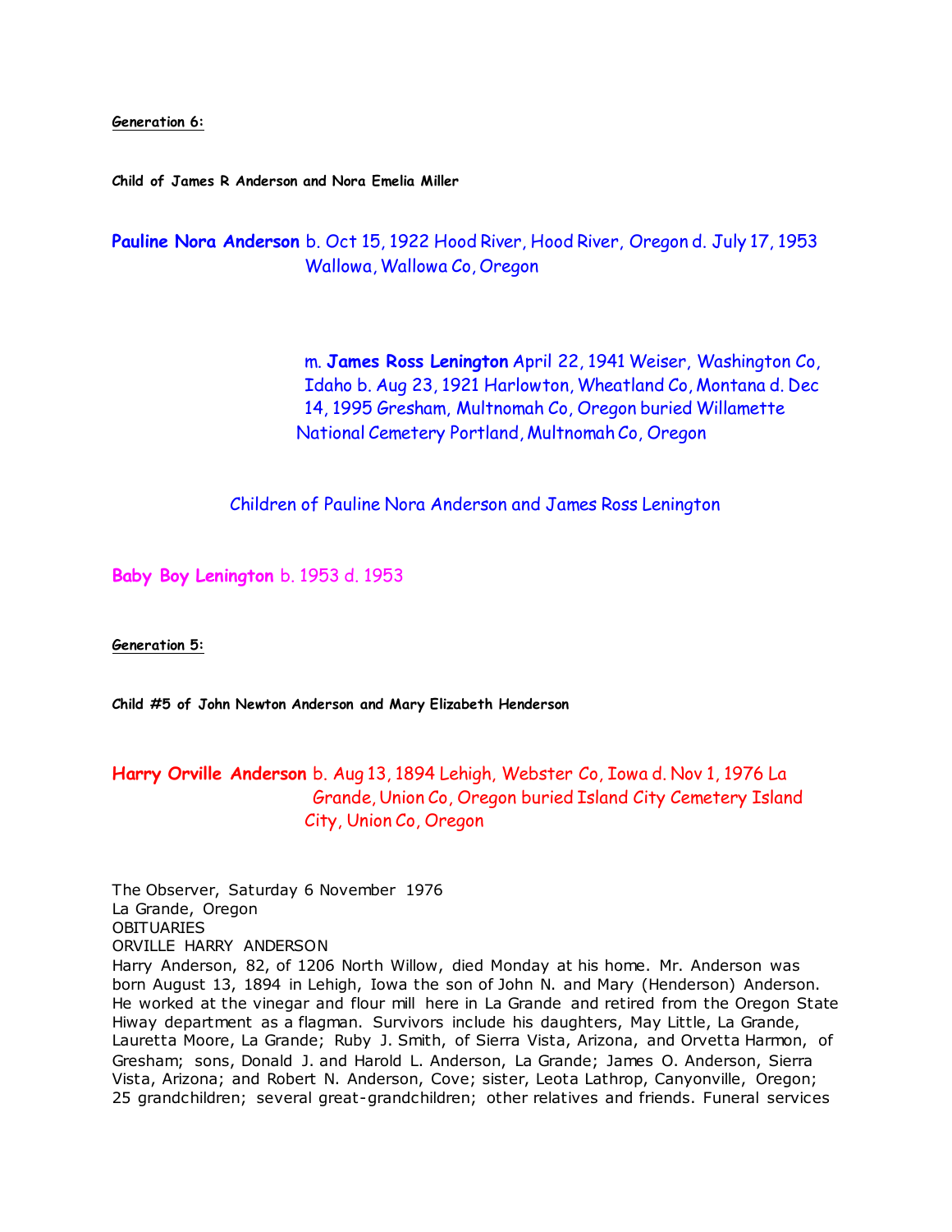**Generation 6:**

**Child of James R Anderson and Nora Emelia Miller**

**Pauline Nora Anderson** b. Oct 15, 1922 Hood River, Hood River, Oregon d. July 17, 1953 Wallowa, Wallowa Co, Oregon

m. **James Ross Lenington** April 22, 1941 Weiser, Washington Co, Idaho b. Aug 23, 1921 Harlowton, Wheatland Co, Montana d. Dec 14, 1995 Gresham, Multnomah Co, Oregon buried Willamette National Cemetery Portland, Multnomah Co, Oregon

Children of Pauline Nora Anderson and James Ross Lenington

**Baby Boy Lenington** b. 1953 d. 1953

**Generation 5:**

**Child #5 of John Newton Anderson and Mary Elizabeth Henderson**

**Harry Orville Anderson** b. Aug 13, 1894 Lehigh, Webster Co, Iowa d. Nov 1, 1976 La Grande, Union Co, Oregon buried Island City Cemetery Island City, Union Co, Oregon

The Observer, Saturday 6 November 1976
La Grande, Oregon
OBITUARIES
ORVILLE HARRY ANDERSON
Harry Anderson, 82, of 1206 North Willow, died Monday at his home. Mr. Anderson was born August 13, 1894 in Lehigh, Iowa the son of John N. and Mary (Henderson) Anderson. He worked at the vinegar and flour mill here in La Grande and retired from the Oregon State Hiway department as a flagman. Survivors include his daughters, May Little, La Grande, Lauretta Moore, La Grande; Ruby J. Smith, of Sierra Vista, Arizona, and Orvetta Harmon, of Gresham; sons, Donald J. and Harold L. Anderson, La Grande; James O. Anderson, Sierra Vista, Arizona; and Robert N. Anderson, Cove; sister, Leota Lathrop, Canyonville, Oregon; 25 grandchildren; several great-grandchildren; other relatives and friends. Funeral services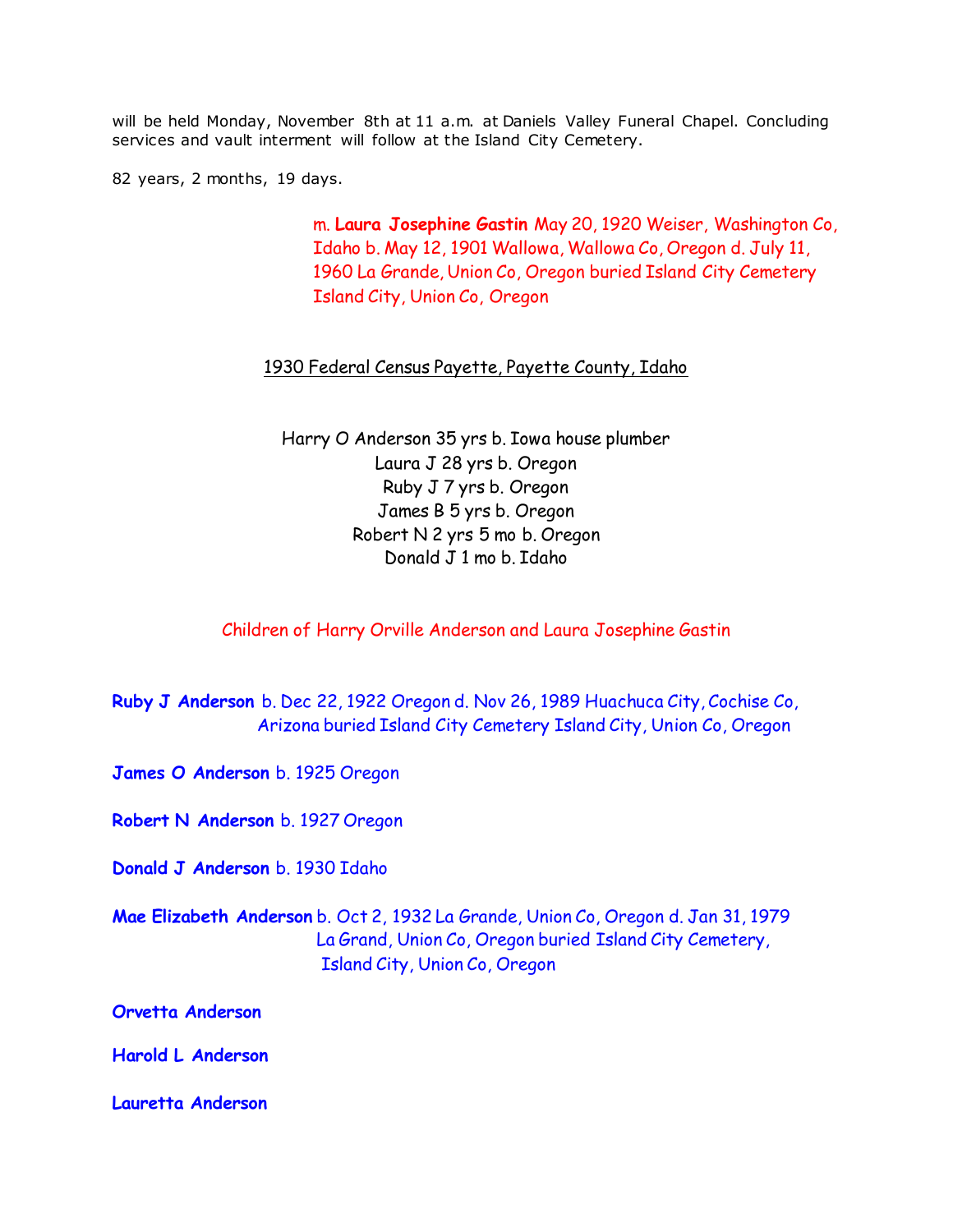will be held Monday, November 8th at 11 a.m. at Daniels Valley Funeral Chapel. Concluding services and vault interment will follow at the Island City Cemetery.

82 years, 2 months, 19 days.

m. **Laura Josephine Gastin** May 20, 1920 Weiser, Washington Co, Idaho b. May 12, 1901 Wallowa, Wallowa Co, Oregon d. July 11, 1960 La Grande, Union Co, Oregon buried Island City Cemetery Island City, Union Co, Oregon

<u>1930 Federal Census Payette, Payette County, Idaho</u>

Harry O Anderson 35 yrs b. Iowa house plumber
Laura J 28 yrs b. Oregon
Ruby J 7 yrs b. Oregon
James B 5 yrs b. Oregon
Robert N 2 yrs 5 mo b. Oregon
Donald J 1 mo b. Idaho

Children of Harry Orville Anderson and Laura Josephine Gastin

**Ruby J Anderson** b. Dec 22, 1922 Oregon d. Nov 26, 1989 Huachuca City, Cochise Co, Arizona buried Island City Cemetery Island City, Union Co, Oregon

**James O Anderson** b. 1925 Oregon

**Robert N Anderson** b. 1927 Oregon

**Donald J Anderson** b. 1930 Idaho

**Mae Elizabeth Anderson** b. Oct 2, 1932 La Grande, Union Co, Oregon d. Jan 31, 1979 La Grand, Union Co, Oregon buried Island City Cemetery, Island City, Union Co, Oregon

**Orvetta Anderson**

**Harold L Anderson**

**Lauretta Anderson**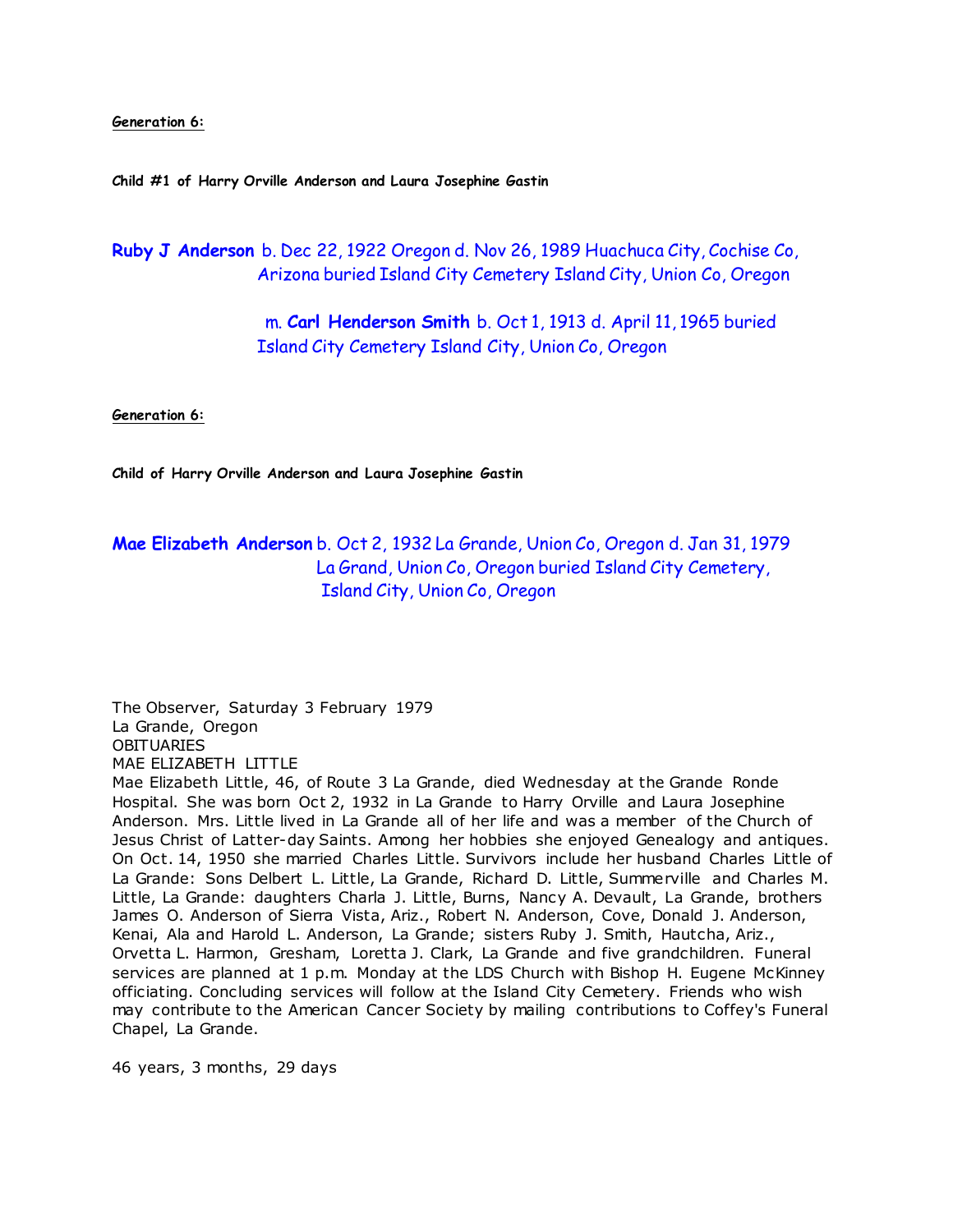**Generation 6:**

**Child #1 of Harry Orville Anderson and Laura Josephine Gastin**

**Ruby J Anderson** b. Dec 22, 1922 Oregon d. Nov 26, 1989 Huachuca City, Cochise Co, Arizona buried Island City Cemetery Island City, Union Co, Oregon

m. **Carl Henderson Smith** b. Oct 1, 1913 d. April 11, 1965 buried Island City Cemetery Island City, Union Co, Oregon

**Generation 6:**

**Child of Harry Orville Anderson and Laura Josephine Gastin**

**Mae Elizabeth Anderson** b. Oct 2, 1932 La Grande, Union Co, Oregon d. Jan 31, 1979 La Grand, Union Co, Oregon buried Island City Cemetery, Island City, Union Co, Oregon

The Observer, Saturday 3 February 1979
La Grande, Oregon
OBITUARIES
MAE ELIZABETH LITTLE
Mae Elizabeth Little, 46, of Route 3 La Grande, died Wednesday at the Grande Ronde Hospital. She was born Oct 2, 1932 in La Grande to Harry Orville and Laura Josephine Anderson. Mrs. Little lived in La Grande all of her life and was a member of the Church of Jesus Christ of Latter-day Saints. Among her hobbies she enjoyed Genealogy and antiques. On Oct. 14, 1950 she married Charles Little. Survivors include her husband Charles Little of La Grande: Sons Delbert L. Little, La Grande, Richard D. Little, Summerville and Charles M. Little, La Grande: daughters Charla J. Little, Burns, Nancy A. Devault, La Grande, brothers James O. Anderson of Sierra Vista, Ariz., Robert N. Anderson, Cove, Donald J. Anderson, Kenai, Ala and Harold L. Anderson, La Grande; sisters Ruby J. Smith, Hautcha, Ariz., Orvetta L. Harmon, Gresham, Loretta J. Clark, La Grande and five grandchildren. Funeral services are planned at 1 p.m. Monday at the LDS Church with Bishop H. Eugene McKinney officiating. Concluding services will follow at the Island City Cemetery. Friends who wish may contribute to the American Cancer Society by mailing contributions to Coffey's Funeral Chapel, La Grande.

46 years, 3 months, 29 days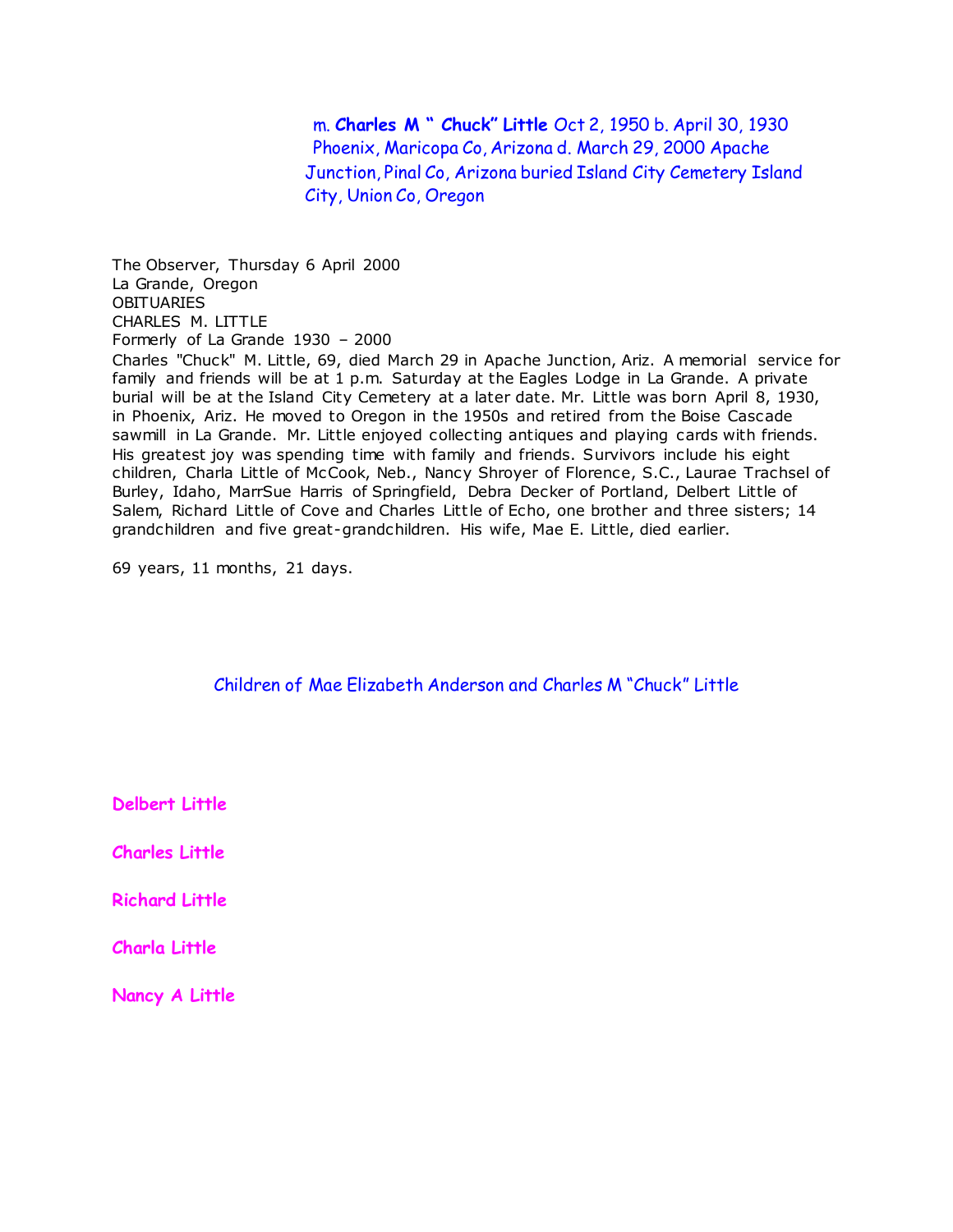m. **Charles M " Chuck" Little** Oct 2, 1950 b. April 30, 1930 Phoenix, Maricopa Co, Arizona d. March 29, 2000 Apache Junction, Pinal Co, Arizona buried Island City Cemetery Island City, Union Co, Oregon

The Observer, Thursday 6 April 2000
La Grande, Oregon
OBITUARIES
CHARLES M. LITTLE
Formerly of La Grande 1930 – 2000
Charles "Chuck" M. Little, 69, died March 29 in Apache Junction, Ariz. A memorial service for family and friends will be at 1 p.m. Saturday at the Eagles Lodge in La Grande. A private burial will be at the Island City Cemetery at a later date. Mr. Little was born April 8, 1930, in Phoenix, Ariz. He moved to Oregon in the 1950s and retired from the Boise Cascade sawmill in La Grande. Mr. Little enjoyed collecting antiques and playing cards with friends. His greatest joy was spending time with family and friends. Survivors include his eight children, Charla Little of McCook, Neb., Nancy Shroyer of Florence, S.C., Laurae Trachsel of Burley, Idaho, MarrSue Harris of Springfield, Debra Decker of Portland, Delbert Little of Salem, Richard Little of Cove and Charles Little of Echo, one brother and three sisters; 14 grandchildren and five great-grandchildren. His wife, Mae E. Little, died earlier.

69 years, 11 months, 21 days.

Children of Mae Elizabeth Anderson and Charles M "Chuck" Little

**Delbert Little**

**Charles Little**

**Richard Little**

**Charla Little**

**Nancy A Little**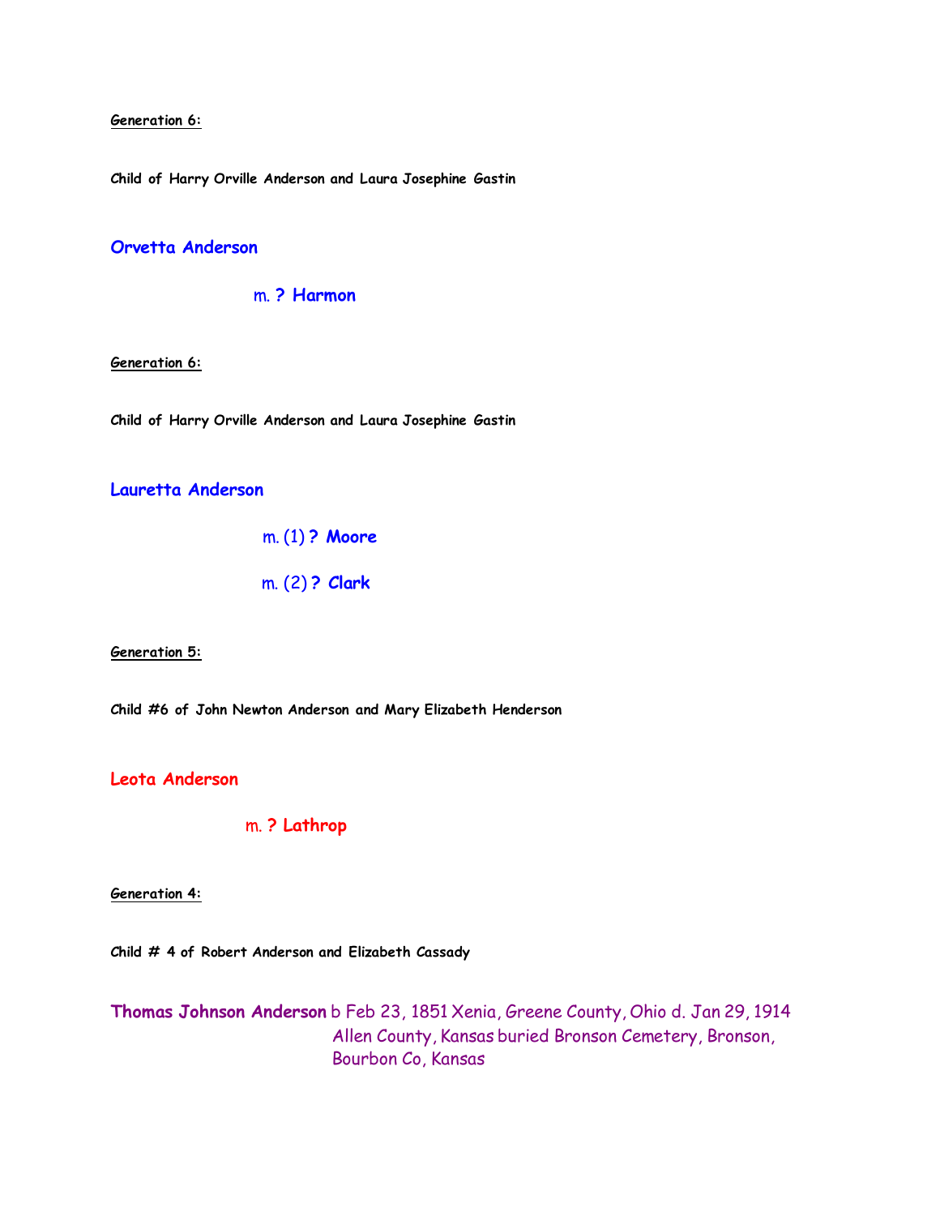**Generation 6:**

**Child of Harry Orville Anderson and Laura Josephine Gastin**

**Orvetta Anderson**

m. **? Harmon**

**Generation 6:**

**Child of Harry Orville Anderson and Laura Josephine Gastin**

**Lauretta Anderson**

m. (1) **? Moore**

m. (2) **? Clark**

**Generation 5:**

**Child #6 of John Newton Anderson and Mary Elizabeth Henderson**

**Leota Anderson**

m. **? Lathrop**

**Generation 4:**

**Child # 4 of Robert Anderson and Elizabeth Cassady**

**Thomas Johnson Anderson** b Feb 23, 1851 Xenia, Greene County, Ohio d. Jan 29, 1914 Allen County, Kansas buried Bronson Cemetery, Bronson, Bourbon Co, Kansas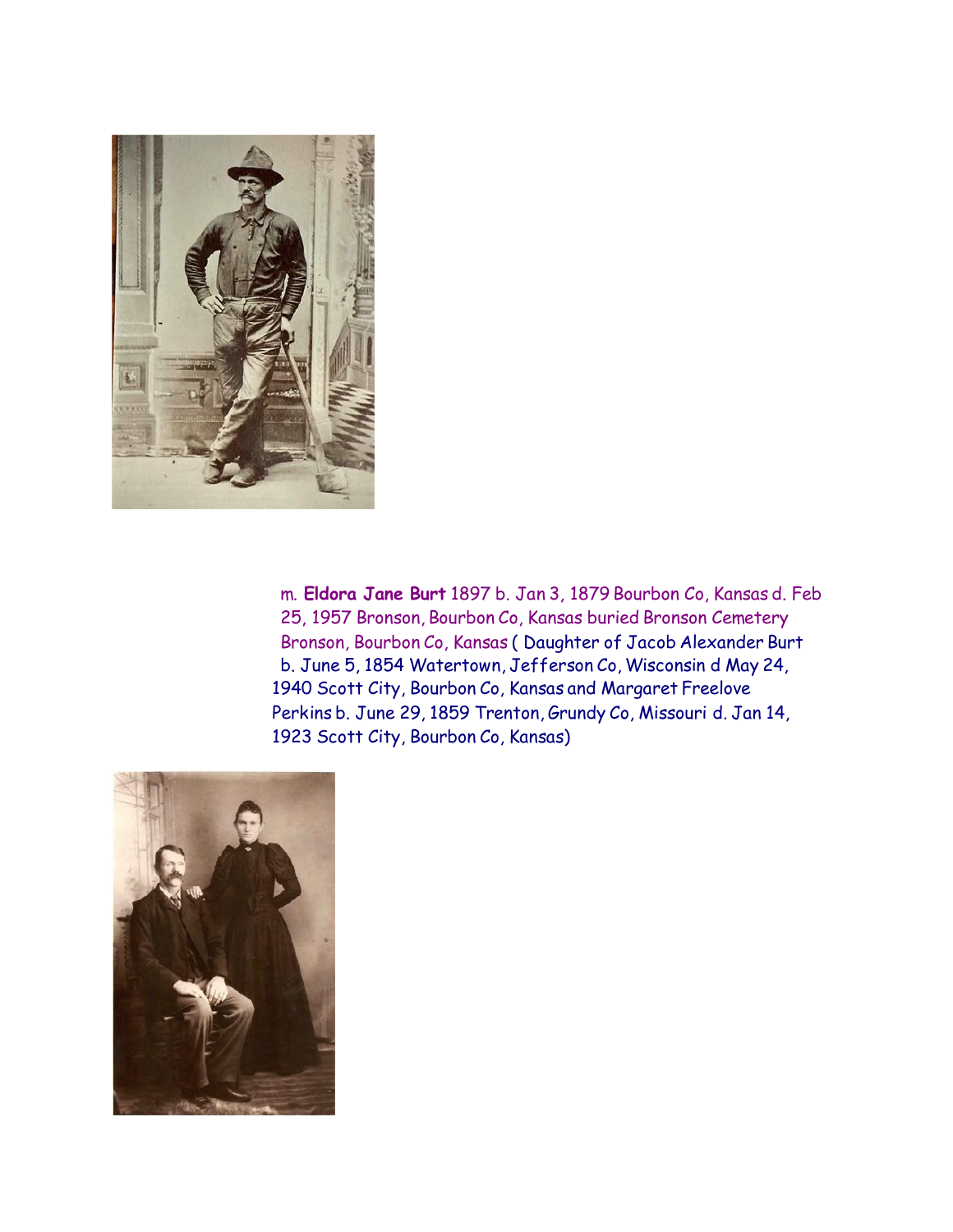m. **Eldora Jane Burt** 1897 b. Jan 3, 1879 Bourbon Co, Kansas d. Feb 25, 1957 Bronson, Bourbon Co, Kansas buried Bronson Cemetery Bronson, Bourbon Co, Kansas ( Daughter of Jacob Alexander Burt b. June 5, 1854 Watertown, Jefferson Co, Wisconsin d May 24, 1940 Scott City, Bourbon Co, Kansas and Margaret Freelove Perkins b. June 29, 1859 Trenton, Grundy Co, Missouri d. Jan 14, 1923 Scott City, Bourbon Co, Kansas)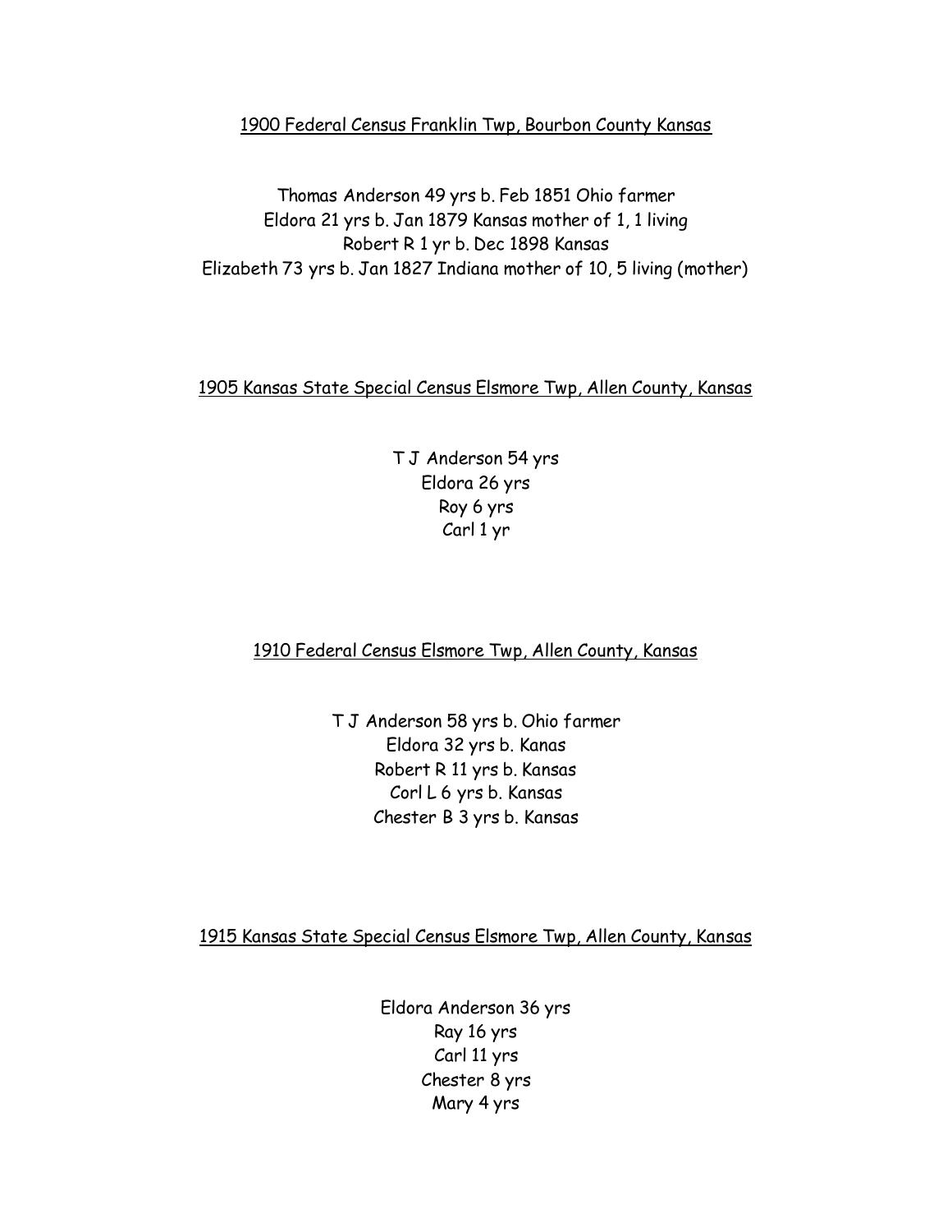<u>1900 Federal Census Franklin Twp, Bourbon County Kansas</u>

Thomas Anderson 49 yrs b. Feb 1851 Ohio farmer
Eldora 21 yrs b. Jan 1879 Kansas mother of 1, 1 living
Robert R 1 yr b. Dec 1898 Kansas
Elizabeth 73 yrs b. Jan 1827 Indiana mother of 10, 5 living (mother)

<u>1905 Kansas State Special Census Elsmore Twp, Allen County, Kansas</u>

T J Anderson 54 yrs
Eldora 26 yrs
Roy 6 yrs
Carl 1 yr

<u>1910 Federal Census Elsmore Twp, Allen County, Kansas</u>

T J Anderson 58 yrs b. Ohio farmer
Eldora 32 yrs b. Kanas
Robert R 11 yrs b. Kansas
Corl L 6 yrs b. Kansas
Chester B 3 yrs b. Kansas

<u>1915 Kansas State Special Census Elsmore Twp, Allen County, Kansas</u>

Eldora Anderson 36 yrs
Ray 16 yrs
Carl 11 yrs
Chester 8 yrs
Mary 4 yrs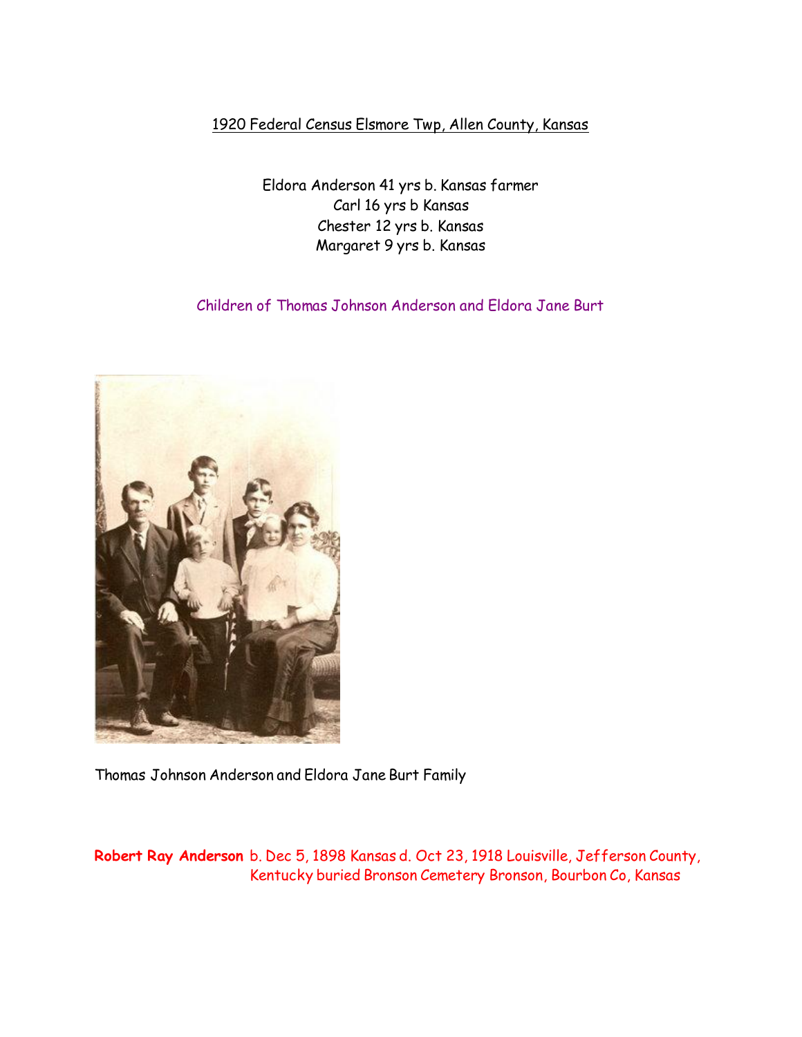1920 Federal Census Elsmore Twp, Allen County, Kansas

Eldora Anderson 41 yrs b. Kansas farmer
Carl 16 yrs b Kansas
Chester 12 yrs b. Kansas
Margaret 9 yrs b. Kansas

Children of Thomas Johnson Anderson and Eldora Jane Burt

Thomas Johnson Anderson and Eldora Jane Burt Family

**Robert Ray Anderson** b. Dec 5, 1898 Kansas d. Oct 23, 1918 Louisville, Jefferson County, Kentucky buried Bronson Cemetery Bronson, Bourbon Co, Kansas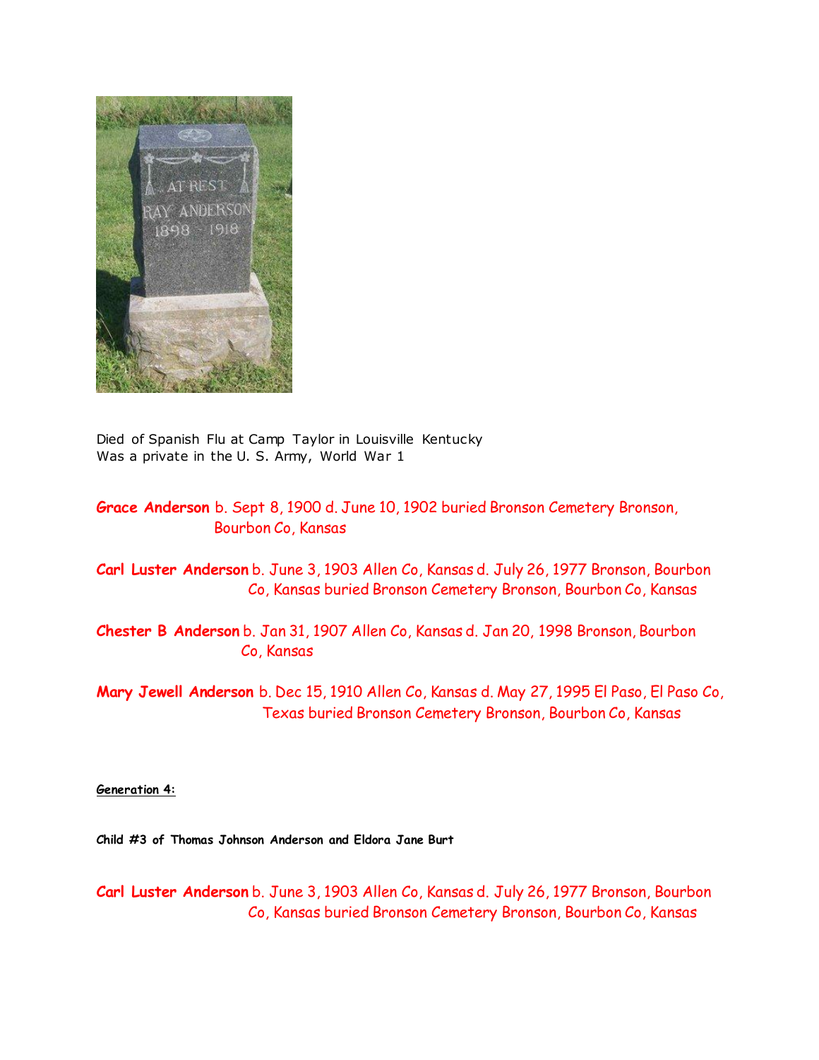Died of Spanish Flu at Camp Taylor in Louisville Kentucky
Was a private in the U. S. Army, World War 1

**Grace Anderson** b. Sept 8, 1900 d. June 10, 1902 buried Bronson Cemetery Bronson, Bourbon Co, Kansas

**Carl Luster Anderson** b. June 3, 1903 Allen Co, Kansas d. July 26, 1977 Bronson, Bourbon Co, Kansas buried Bronson Cemetery Bronson, Bourbon Co, Kansas

**Chester B Anderson** b. Jan 31, 1907 Allen Co, Kansas d. Jan 20, 1998 Bronson, Bourbon Co, Kansas

**Mary Jewell Anderson** b. Dec 15, 1910 Allen Co, Kansas d. May 27, 1995 El Paso, El Paso Co, Texas buried Bronson Cemetery Bronson, Bourbon Co, Kansas

**Generation 4:**

**Child #3 of Thomas Johnson Anderson and Eldora Jane Burt**

**Carl Luster Anderson** b. June 3, 1903 Allen Co, Kansas d. July 26, 1977 Bronson, Bourbon Co, Kansas buried Bronson Cemetery Bronson, Bourbon Co, Kansas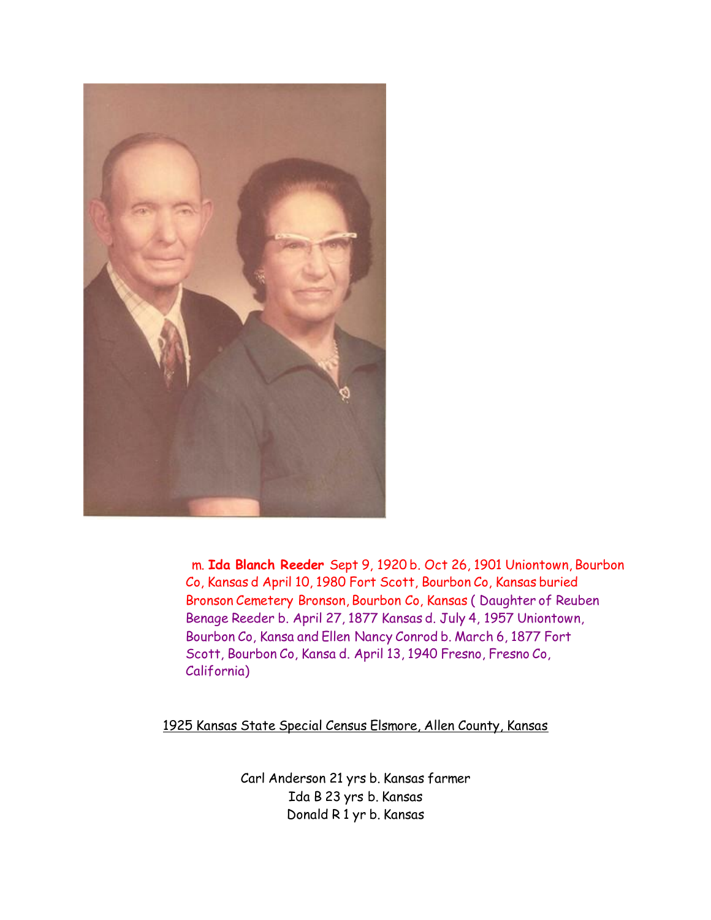m. **Ida Blanch Reeder** Sept 9, 1920 b. Oct 26, 1901 Uniontown, Bourbon Co, Kansas d April 10, 1980 Fort Scott, Bourbon Co, Kansas buried Bronson Cemetery Bronson, Bourbon Co, Kansas ( Daughter of Reuben Benage Reeder b. April 27, 1877 Kansas d. July 4, 1957 Uniontown, Bourbon Co, Kansa and Ellen Nancy Conrod b. March 6, 1877 Fort Scott, Bourbon Co, Kansa d. April 13, 1940 Fresno, Fresno Co, California)

1925 Kansas State Special Census Elsmore, Allen County, Kansas

Carl Anderson 21 yrs b. Kansas farmer
Ida B 23 yrs b. Kansas
Donald R 1 yr b. Kansas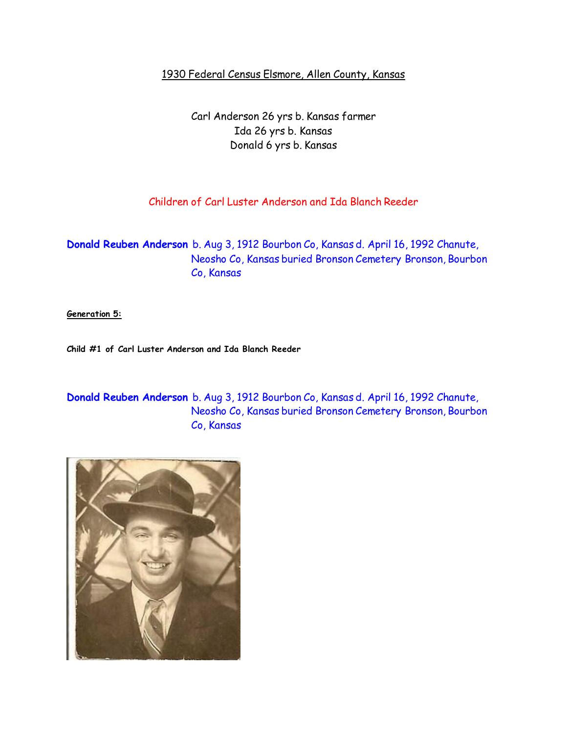1930 Federal Census Elsmore, Allen County, Kansas

Carl Anderson 26 yrs b. Kansas farmer
Ida 26 yrs b. Kansas
Donald 6 yrs b. Kansas

Children of Carl Luster Anderson and Ida Blanch Reeder

**Donald Reuben Anderson** b. Aug 3, 1912 Bourbon Co, Kansas d. April 16, 1992 Chanute, Neosho Co, Kansas buried Bronson Cemetery Bronson, Bourbon Co, Kansas

**Generation 5:**

**Child #1 of Carl Luster Anderson and Ida Blanch Reeder**

**Donald Reuben Anderson** b. Aug 3, 1912 Bourbon Co, Kansas d. April 16, 1992 Chanute, Neosho Co, Kansas buried Bronson Cemetery Bronson, Bourbon Co, Kansas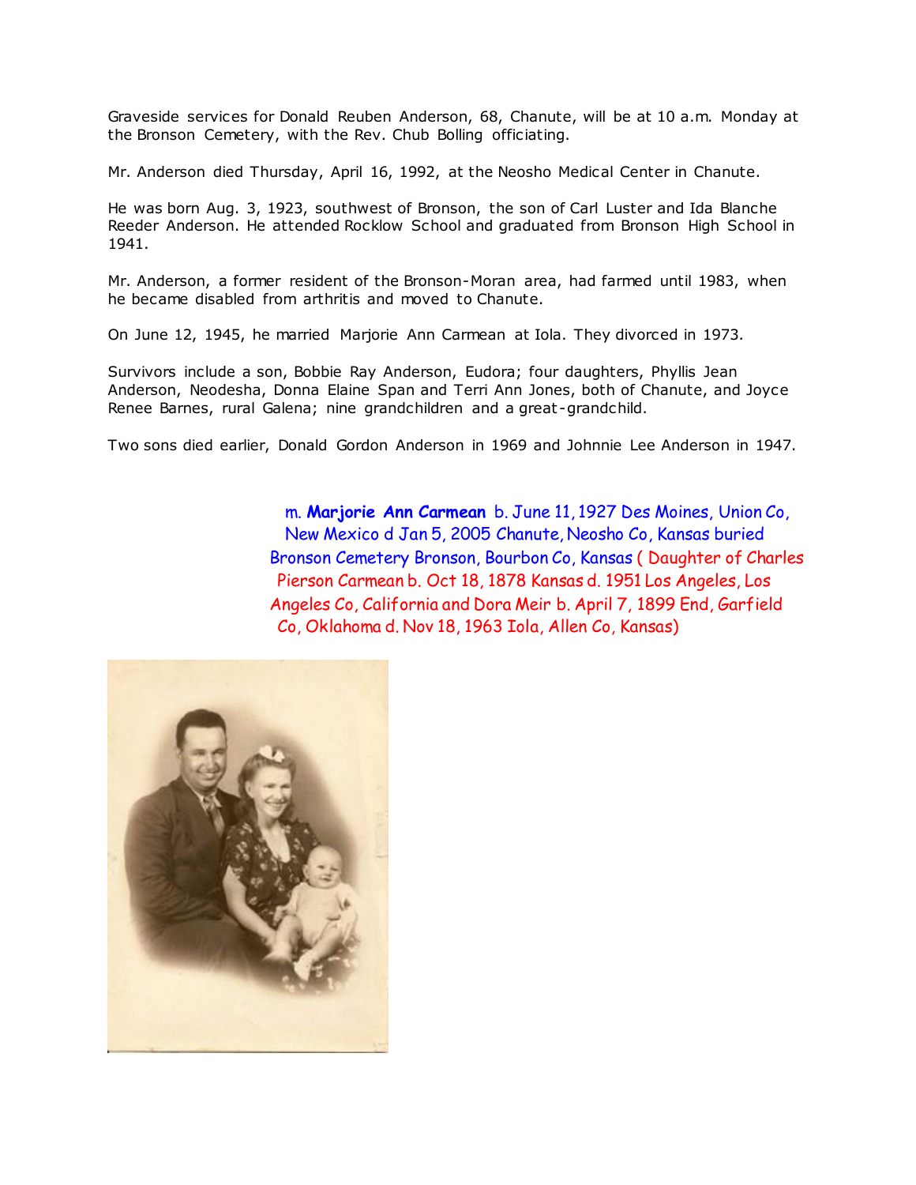Graveside services for Donald Reuben Anderson, 68, Chanute, will be at 10 a.m. Monday at the Bronson Cemetery, with the Rev. Chub Bolling officiating.

Mr. Anderson died Thursday, April 16, 1992, at the Neosho Medical Center in Chanute.

He was born Aug. 3, 1923, southwest of Bronson, the son of Carl Luster and Ida Blanche Reeder Anderson. He attended Rocklow School and graduated from Bronson High School in 1941.

Mr. Anderson, a former resident of the Bronson-Moran area, had farmed until 1983, when he became disabled from arthritis and moved to Chanute.

On June 12, 1945, he married Marjorie Ann Carmean at Iola. They divorced in 1973.

Survivors include a son, Bobbie Ray Anderson, Eudora; four daughters, Phyllis Jean Anderson, Neodesha, Donna Elaine Span and Terri Ann Jones, both of Chanute, and Joyce Renee Barnes, rural Galena; nine grandchildren and a great-grandchild.

Two sons died earlier, Donald Gordon Anderson in 1969 and Johnnie Lee Anderson in 1947.

m. **Marjorie Ann Carmean** b. June 11, 1927 Des Moines, Union Co, New Mexico d Jan 5, 2005 Chanute, Neosho Co, Kansas buried Bronson Cemetery Bronson, Bourbon Co, Kansas ( Daughter of Charles Pierson Carmean b. Oct 18, 1878 Kansas d. 1951 Los Angeles, Los Angeles Co, California and Dora Meir b. April 7, 1899 End, Garfield Co, Oklahoma d. Nov 18, 1963 Iola, Allen Co, Kansas)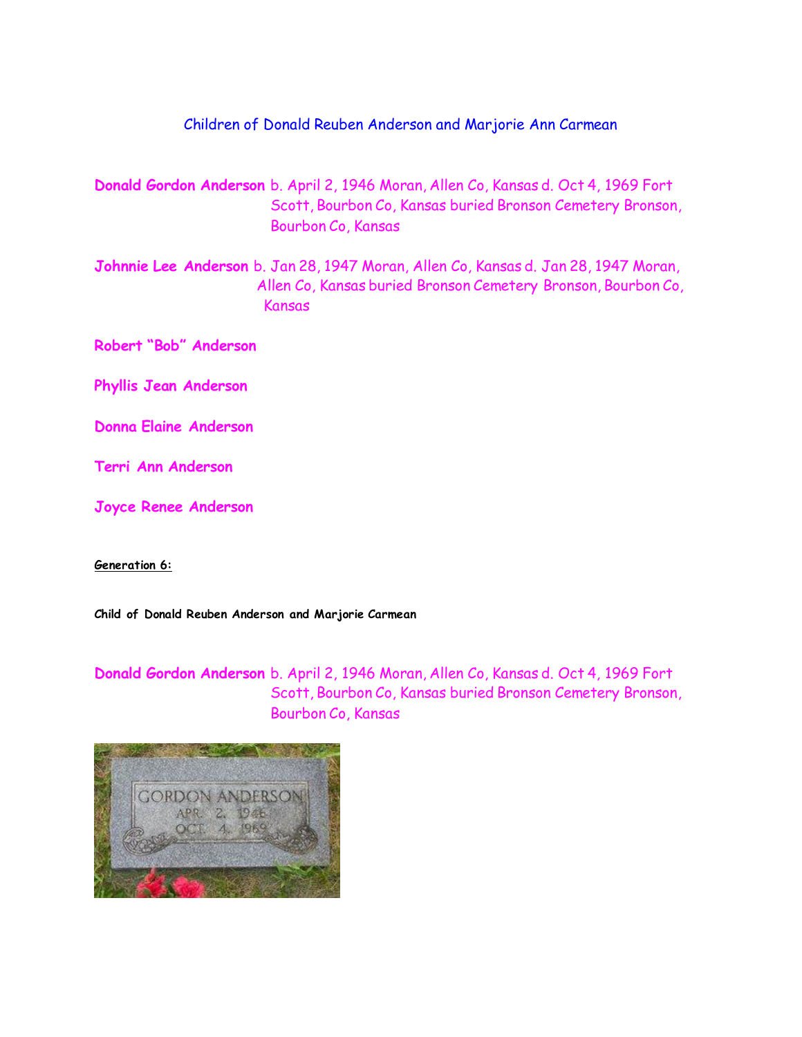Children of Donald Reuben Anderson and Marjorie Ann Carmean

**Donald Gordon Anderson** b. April 2, 1946 Moran, Allen Co, Kansas d. Oct 4, 1969 Fort Scott, Bourbon Co, Kansas buried Bronson Cemetery Bronson, Bourbon Co, Kansas

**Johnnie Lee Anderson** b. Jan 28, 1947 Moran, Allen Co, Kansas d. Jan 28, 1947 Moran, Allen Co, Kansas buried Bronson Cemetery Bronson, Bourbon Co, Kansas

**Robert "Bob" Anderson**

**Phyllis Jean Anderson**

**Donna Elaine Anderson**

**Terri Ann Anderson**

**Joyce Renee Anderson**

**Generation 6:**

**Child of Donald Reuben Anderson and Marjorie Carmean**

**Donald Gordon Anderson** b. April 2, 1946 Moran, Allen Co, Kansas d. Oct 4, 1969 Fort Scott, Bourbon Co, Kansas buried Bronson Cemetery Bronson, Bourbon Co, Kansas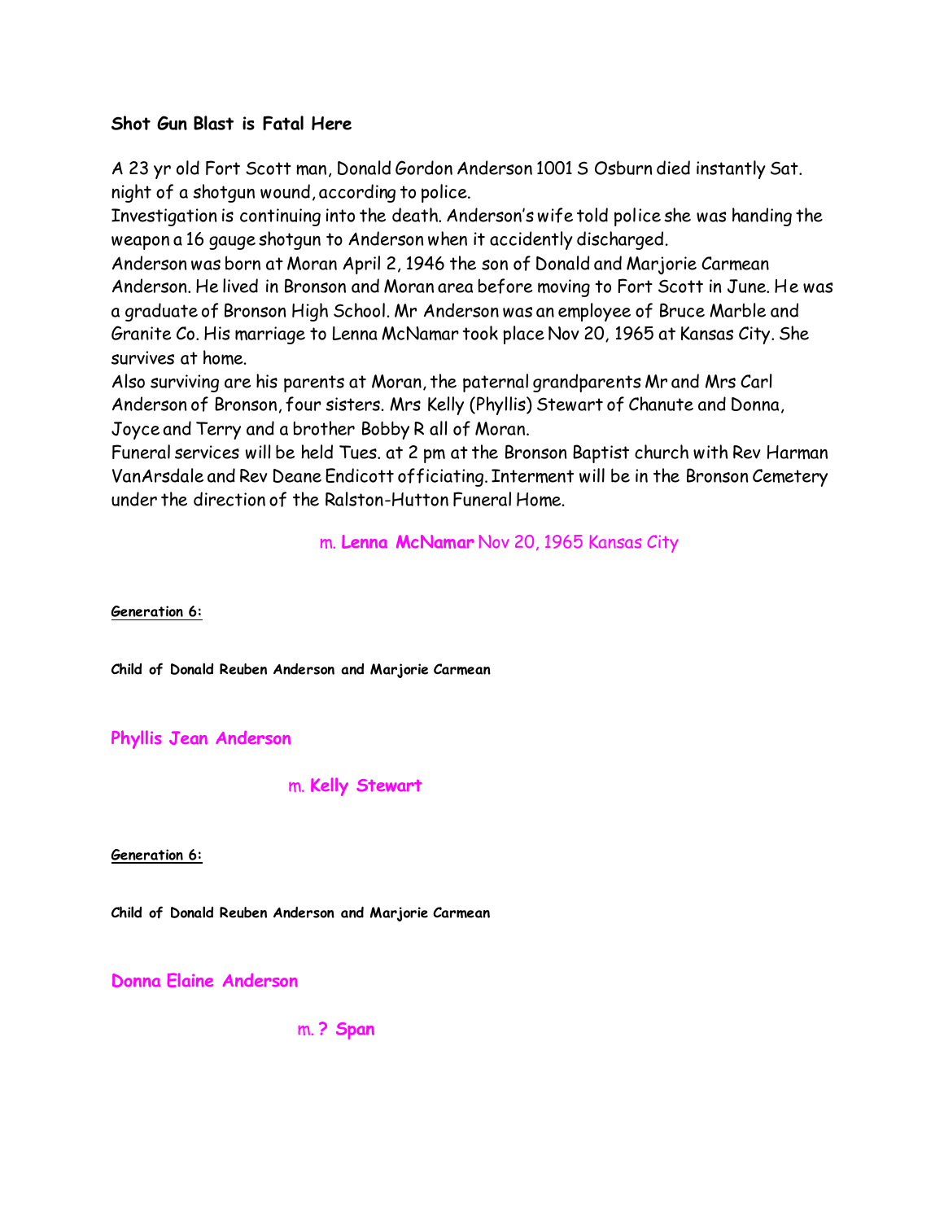**Shot Gun Blast is Fatal Here**

A 23 yr old Fort Scott man, Donald Gordon Anderson 1001 S Osburn died instantly Sat. night of a shotgun wound, according to police.
Investigation is continuing into the death. Anderson's wife told police she was handing the weapon a 16 gauge shotgun to Anderson when it accidently discharged.
Anderson was born at Moran April 2, 1946 the son of Donald and Marjorie Carmean Anderson. He lived in Bronson and Moran area before moving to Fort Scott in June. He was a graduate of Bronson High School. Mr Anderson was an employee of Bruce Marble and Granite Co. His marriage to Lenna McNamar took place Nov 20, 1965 at Kansas City. She survives at home.
Also surviving are his parents at Moran, the paternal grandparents Mr and Mrs Carl Anderson of Bronson, four sisters. Mrs Kelly (Phyllis) Stewart of Chanute and Donna, Joyce and Terry and a brother Bobby R all of Moran.
Funeral services will be held Tues. at 2 pm at the Bronson Baptist church with Rev Harman VanArsdale and Rev Deane Endicott officiating. Interment will be in the Bronson Cemetery under the direction of the Ralston-Hutton Funeral Home.

m. **Lenna McNamar** Nov 20, 1965 Kansas City

**Generation 6:**

**Child of Donald Reuben Anderson and Marjorie Carmean**

**Phyllis Jean Anderson**

m. **Kelly Stewart**

**Generation 6:**

**Child of Donald Reuben Anderson and Marjorie Carmean**

**Donna Elaine Anderson**

m. **? Span**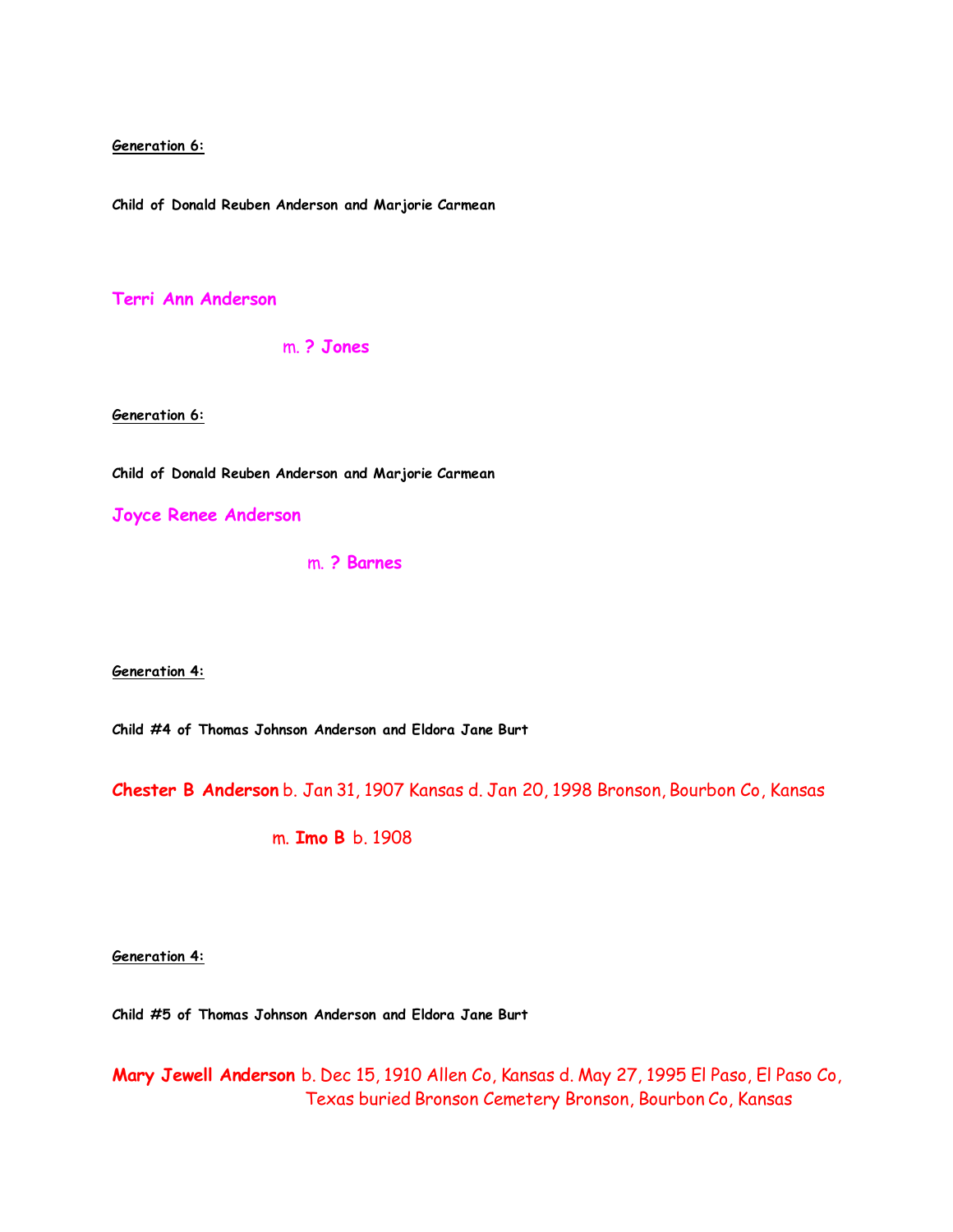**<u>Generation 6:</u>**

**Child of Donald Reuben Anderson and Marjorie Carmean**

**Terri Ann Anderson**

m. **? Jones**

**<u>Generation 6:</u>**

**Child of Donald Reuben Anderson and Marjorie Carmean**

**Joyce Renee Anderson**

m. **? Barnes**

**<u>Generation 4:</u>**

**Child #4 of Thomas Johnson Anderson and Eldora Jane Burt**

**Chester B Anderson** b. Jan 31, 1907 Kansas d. Jan 20, 1998 Bronson, Bourbon Co, Kansas

m. **Imo B** b. 1908

**<u>Generation 4:</u>**

**Child #5 of Thomas Johnson Anderson and Eldora Jane Burt**

**Mary Jewell Anderson** b. Dec 15, 1910 Allen Co, Kansas d. May 27, 1995 El Paso, El Paso Co, Texas buried Bronson Cemetery Bronson, Bourbon Co, Kansas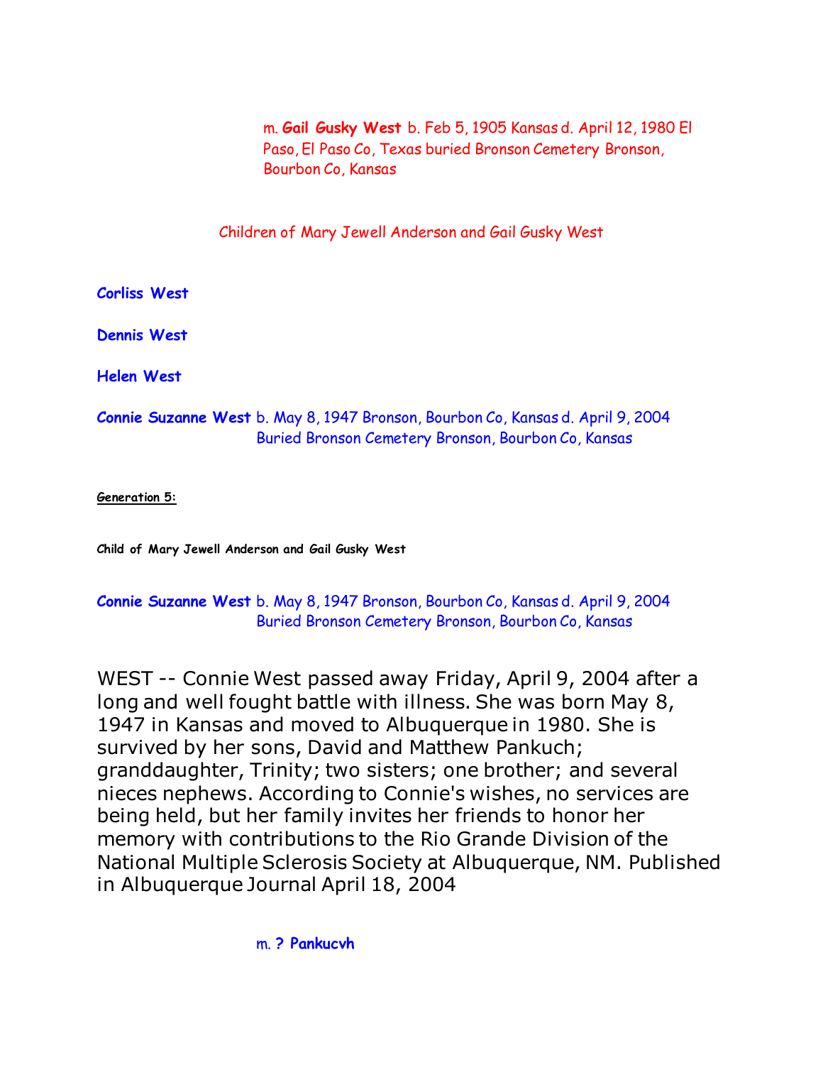m. **Gail Gusky West** b. Feb 5, 1905 Kansas d. April 12, 1980 El Paso, El Paso Co, Texas buried Bronson Cemetery Bronson, Bourbon Co, Kansas

Children of Mary Jewell Anderson and Gail Gusky West

**Corliss West**

**Dennis West**

**Helen West**

**Connie Suzanne West** b. May 8, 1947 Bronson, Bourbon Co, Kansas d. April 9, 2004 Buried Bronson Cemetery Bronson, Bourbon Co, Kansas

**Generation 5:**

**Child of Mary Jewell Anderson and Gail Gusky West**

**Connie Suzanne West** b. May 8, 1947 Bronson, Bourbon Co, Kansas d. April 9, 2004 Buried Bronson Cemetery Bronson, Bourbon Co, Kansas

WEST -- Connie West passed away Friday, April 9, 2004 after a long and well fought battle with illness. She was born May 8, 1947 in Kansas and moved to Albuquerque in 1980. She is survived by her sons, David and Matthew Pankuch; granddaughter, Trinity; two sisters; one brother; and several nieces nephews. According to Connie's wishes, no services are being held, but her family invites her friends to honor her memory with contributions to the Rio Grande Division of the National Multiple Sclerosis Society at Albuquerque, NM. Published in Albuquerque Journal April 18, 2004

m. **? Pankucvh**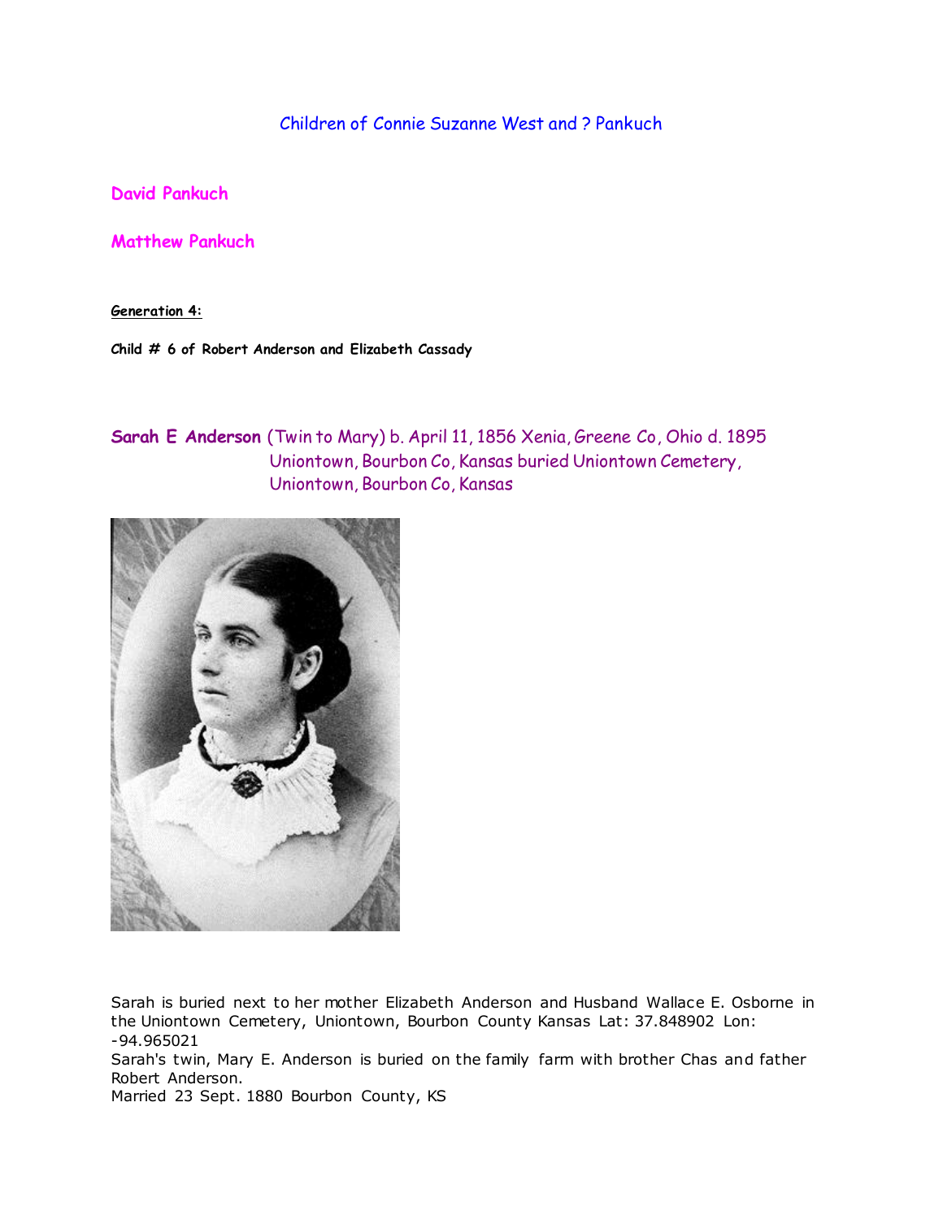Children of Connie Suzanne West and ? Pankuch

**David Pankuch**

**Matthew Pankuch**

**Generation 4:**

**Child # 6 of Robert Anderson and Elizabeth Cassady**

**Sarah E Anderson** (Twin to Mary) b. April 11, 1856 Xenia, Greene Co, Ohio d. 1895 Uniontown, Bourbon Co, Kansas buried Uniontown Cemetery, Uniontown, Bourbon Co, Kansas

Sarah is buried next to her mother Elizabeth Anderson and Husband Wallace E. Osborne in the Uniontown Cemetery, Uniontown, Bourbon County Kansas Lat: 37.848902 Lon: -94.965021
Sarah's twin, Mary E. Anderson is buried on the family farm with brother Chas and father Robert Anderson.
Married 23 Sept. 1880 Bourbon County, KS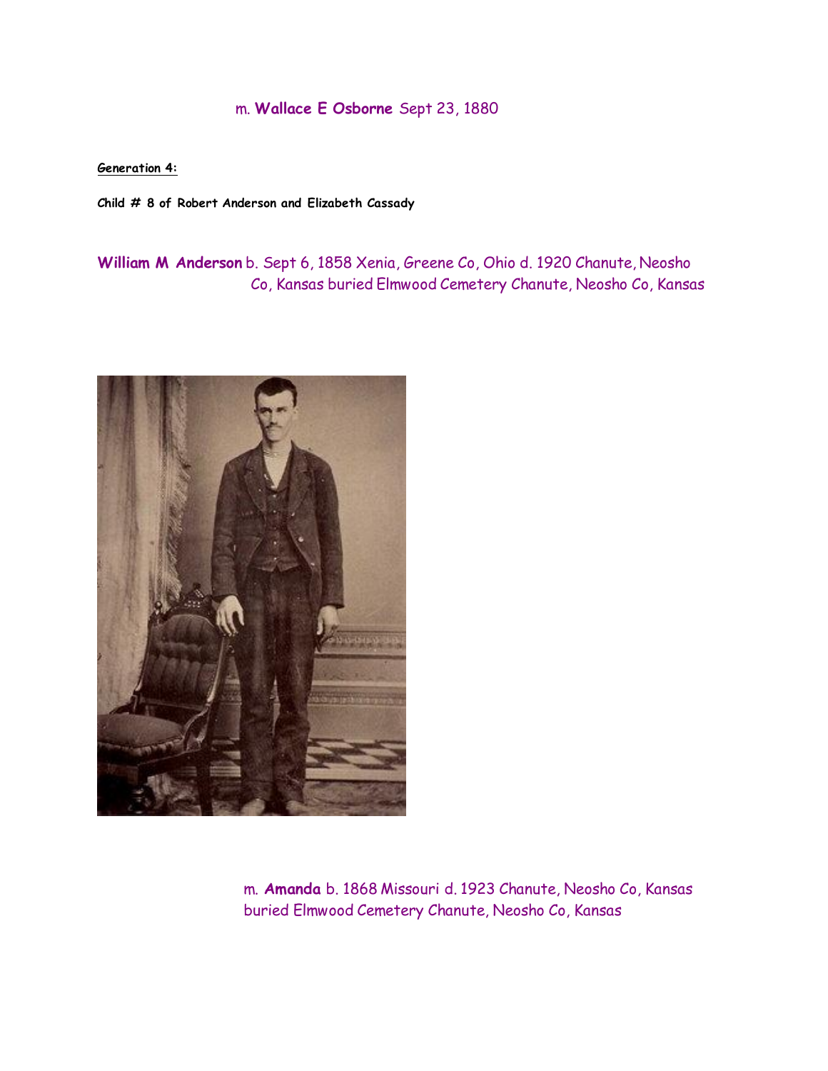m. **Wallace E Osborne** Sept 23, 1880

**Generation 4:**

**Child # 8 of Robert Anderson and Elizabeth Cassady**

**William M Anderson** b. Sept 6, 1858 Xenia, Greene Co, Ohio d. 1920 Chanute, Neosho Co, Kansas buried Elmwood Cemetery Chanute, Neosho Co, Kansas

m. **Amanda** b. 1868 Missouri d. 1923 Chanute, Neosho Co, Kansas buried Elmwood Cemetery Chanute, Neosho Co, Kansas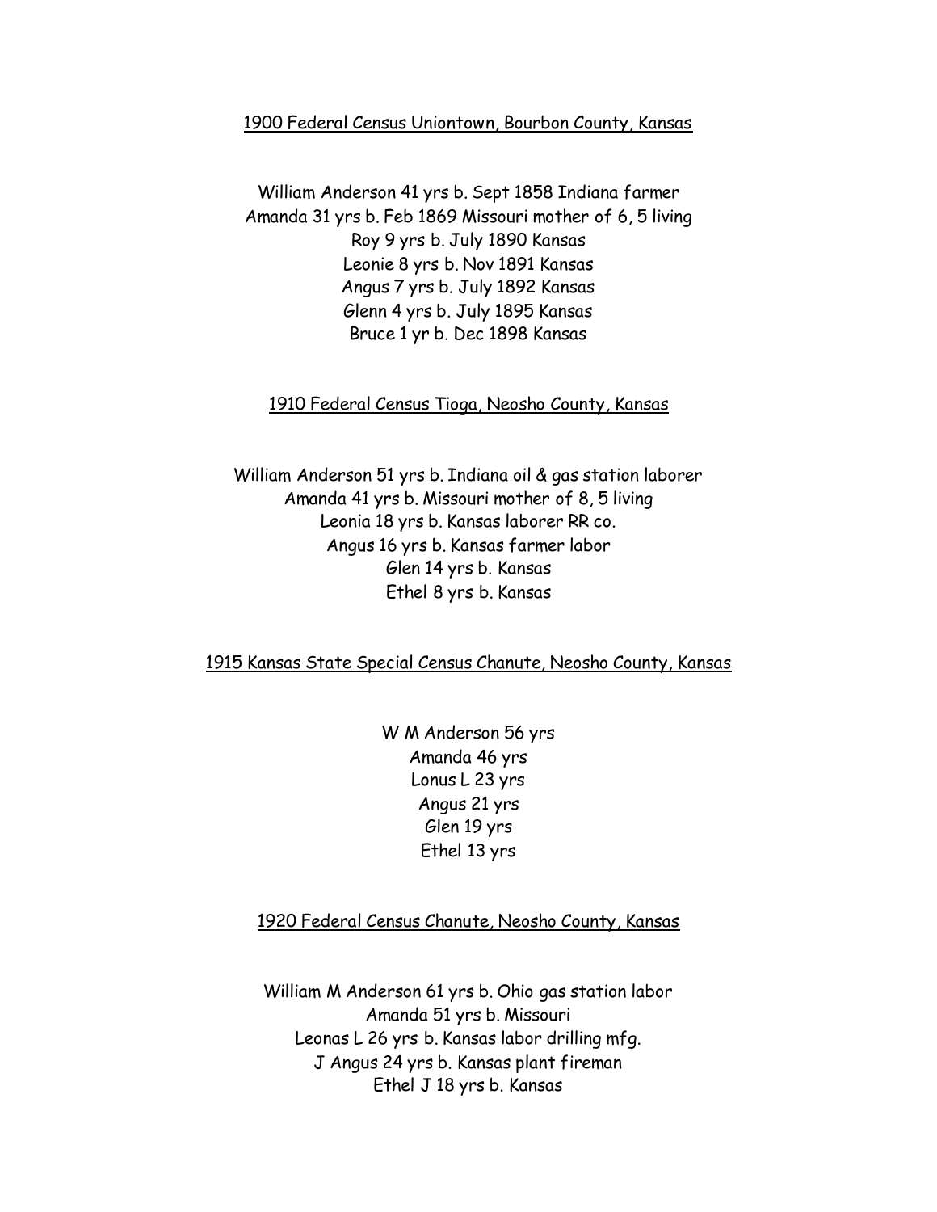<u>1900 Federal Census Uniontown, Bourbon County, Kansas</u>

William Anderson 41 yrs b. Sept 1858 Indiana farmer
Amanda 31 yrs b. Feb 1869 Missouri mother of 6, 5 living
Roy 9 yrs b. July 1890 Kansas
Leonie 8 yrs b. Nov 1891 Kansas
Angus 7 yrs b. July 1892 Kansas
Glenn 4 yrs b. July 1895 Kansas
Bruce 1 yr b. Dec 1898 Kansas

<u>1910 Federal Census Tioga, Neosho County, Kansas</u>

William Anderson 51 yrs b. Indiana oil & gas station laborer
Amanda 41 yrs b. Missouri mother of 8, 5 living
Leonia 18 yrs b. Kansas laborer RR co.
Angus 16 yrs b. Kansas farmer labor
Glen 14 yrs b. Kansas
Ethel 8 yrs b. Kansas

<u>1915 Kansas State Special Census Chanute, Neosho County, Kansas</u>

W M Anderson 56 yrs
Amanda 46 yrs
Lonus L 23 yrs
Angus 21 yrs
Glen 19 yrs
Ethel 13 yrs

<u>1920 Federal Census Chanute, Neosho County, Kansas</u>

William M Anderson 61 yrs b. Ohio gas station labor
Amanda 51 yrs b. Missouri
Leonas L 26 yrs b. Kansas labor drilling mfg.
J Angus 24 yrs b. Kansas plant fireman
Ethel J 18 yrs b. Kansas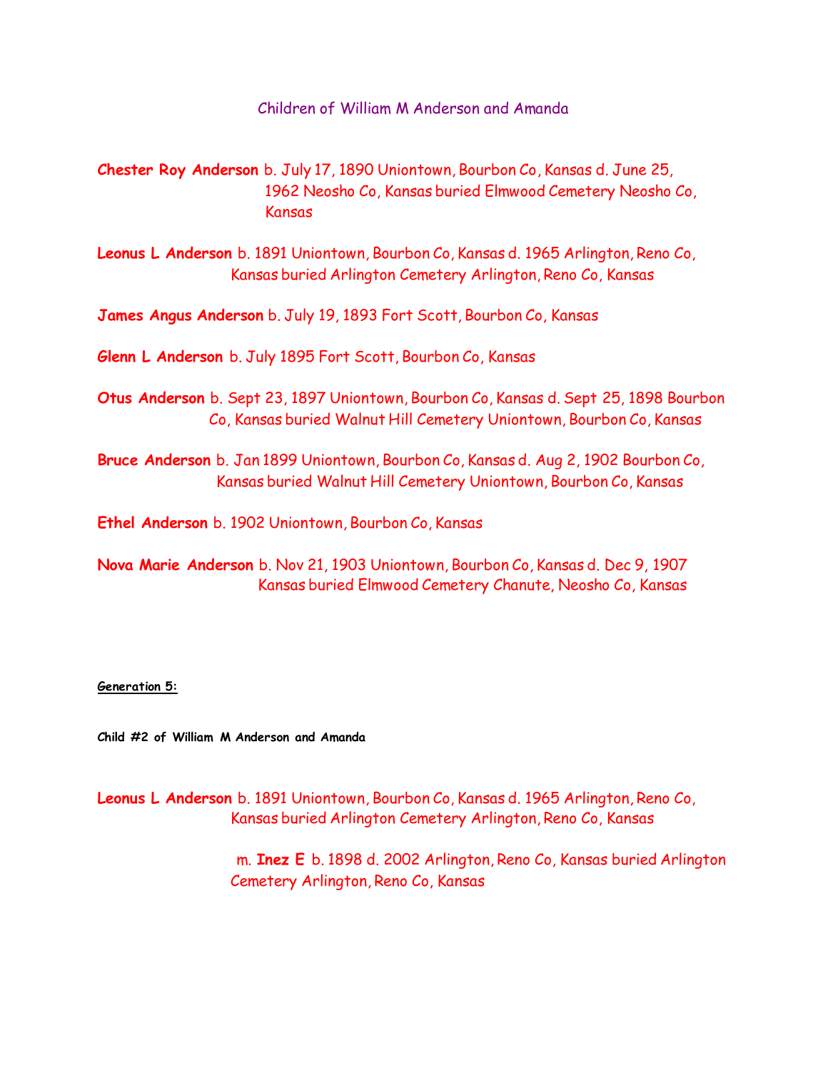Children of William M Anderson and Amanda

**Chester Roy Anderson** b. July 17, 1890 Uniontown, Bourbon Co, Kansas d. June 25, 1962 Neosho Co, Kansas buried Elmwood Cemetery Neosho Co, Kansas

**Leonus L Anderson** b. 1891 Uniontown, Bourbon Co, Kansas d. 1965 Arlington, Reno Co, Kansas buried Arlington Cemetery Arlington, Reno Co, Kansas

**James Angus Anderson** b. July 19, 1893 Fort Scott, Bourbon Co, Kansas

**Glenn L Anderson** b. July 1895 Fort Scott, Bourbon Co, Kansas

**Otus Anderson** b. Sept 23, 1897 Uniontown, Bourbon Co, Kansas d. Sept 25, 1898 Bourbon Co, Kansas buried Walnut Hill Cemetery Uniontown, Bourbon Co, Kansas

**Bruce Anderson** b. Jan 1899 Uniontown, Bourbon Co, Kansas d. Aug 2, 1902 Bourbon Co, Kansas buried Walnut Hill Cemetery Uniontown, Bourbon Co, Kansas

**Ethel Anderson** b. 1902 Uniontown, Bourbon Co, Kansas

**Nova Marie Anderson** b. Nov 21, 1903 Uniontown, Bourbon Co, Kansas d. Dec 9, 1907 Kansas buried Elmwood Cemetery Chanute, Neosho Co, Kansas

**Generation 5:**

**Child #2 of William M Anderson and Amanda**

**Leonus L Anderson** b. 1891 Uniontown, Bourbon Co, Kansas d. 1965 Arlington, Reno Co, Kansas buried Arlington Cemetery Arlington, Reno Co, Kansas

m. **Inez E** b. 1898 d. 2002 Arlington, Reno Co, Kansas buried Arlington Cemetery Arlington, Reno Co, Kansas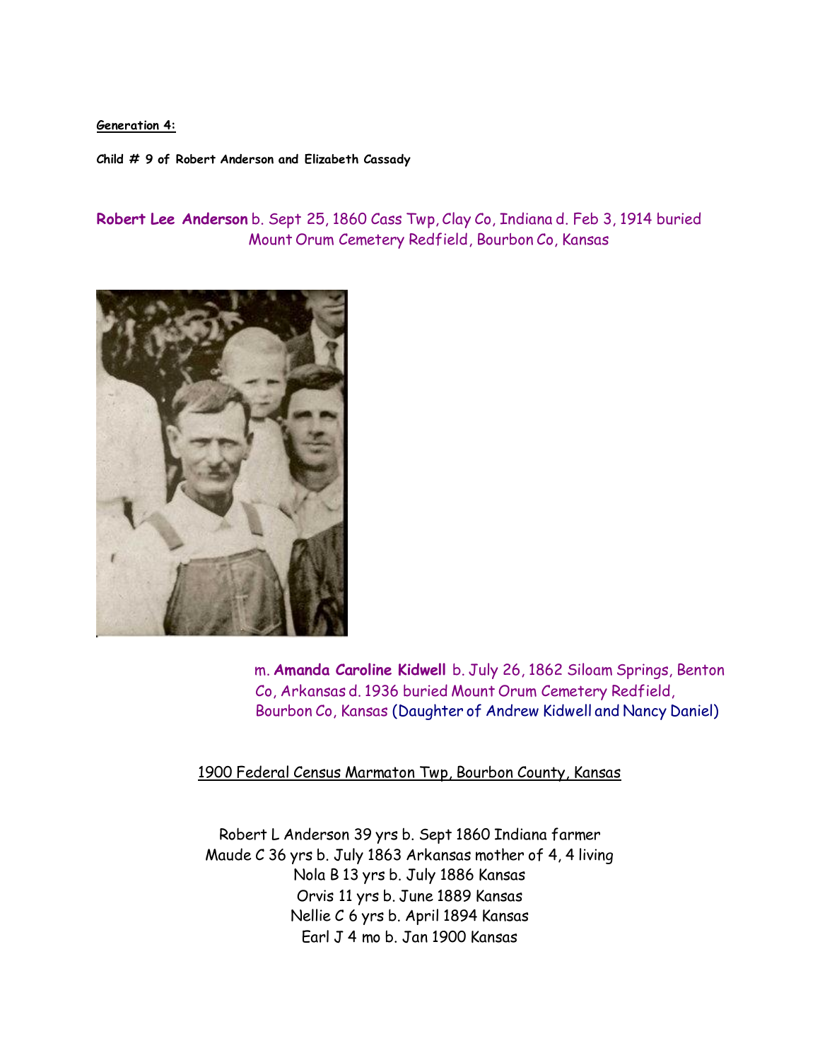**Generation 4:**

**Child # 9 of Robert Anderson and Elizabeth Cassady**

**Robert Lee Anderson** b. Sept 25, 1860 Cass Twp, Clay Co, Indiana d. Feb 3, 1914 buried Mount Orum Cemetery Redfield, Bourbon Co, Kansas

m. **Amanda Caroline Kidwell** b. July 26, 1862 Siloam Springs, Benton Co, Arkansas d. 1936 buried Mount Orum Cemetery Redfield, Bourbon Co, Kansas (Daughter of Andrew Kidwell and Nancy Daniel)

1900 Federal Census Marmaton Twp, Bourbon County, Kansas

Robert L Anderson 39 yrs b. Sept 1860 Indiana farmer
Maude C 36 yrs b. July 1863 Arkansas mother of 4, 4 living
Nola B 13 yrs b. July 1886 Kansas
Orvis 11 yrs b. June 1889 Kansas
Nellie C 6 yrs b. April 1894 Kansas
Earl J 4 mo b. Jan 1900 Kansas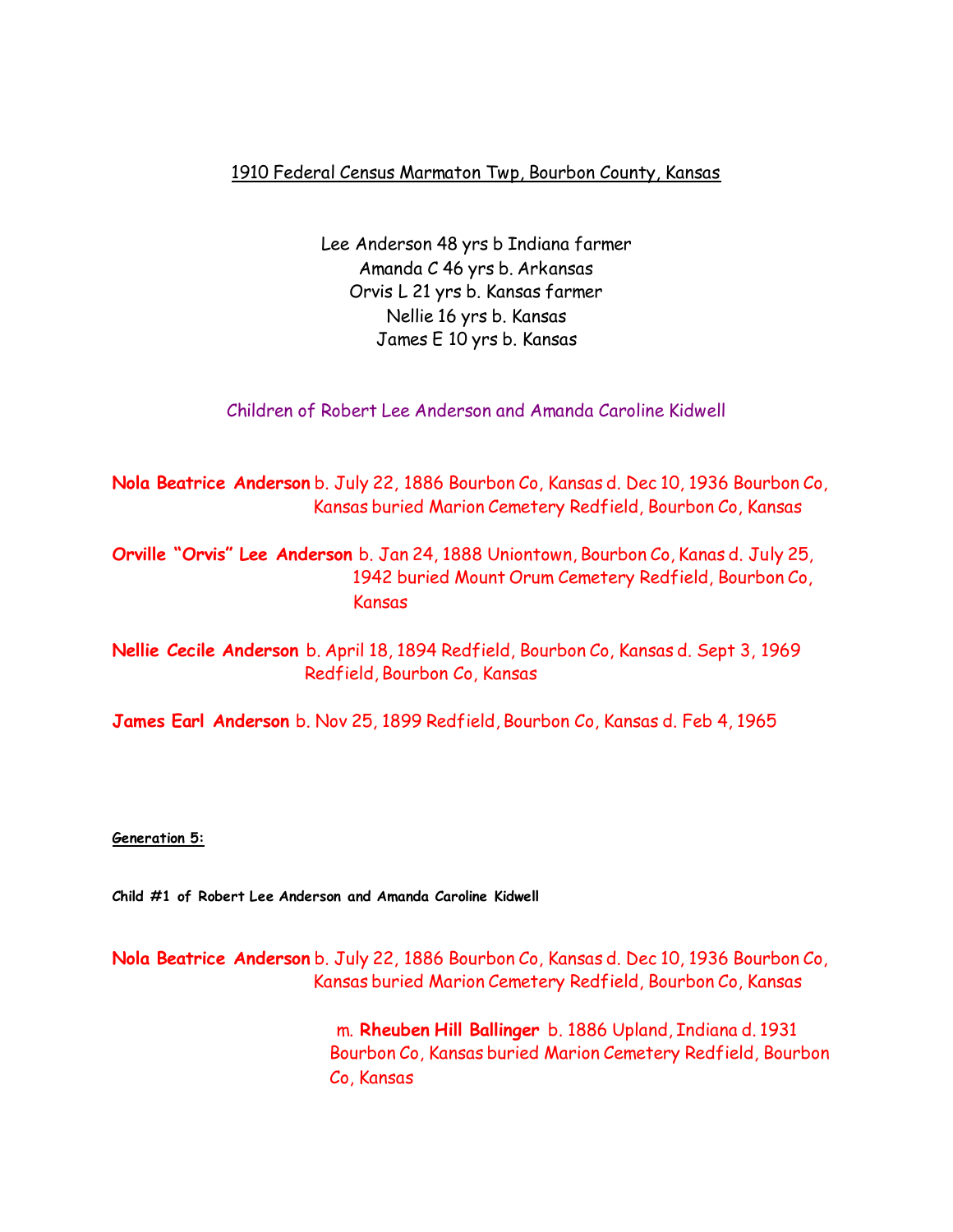1910 Federal Census Marmaton Twp, Bourbon County, Kansas

Lee Anderson 48 yrs b Indiana farmer
Amanda C 46 yrs b. Arkansas
Orvis L 21 yrs b. Kansas farmer
Nellie 16 yrs b. Kansas
James E 10 yrs b. Kansas

Children of Robert Lee Anderson and Amanda Caroline Kidwell

**Nola Beatrice Anderson** b. July 22, 1886 Bourbon Co, Kansas d. Dec 10, 1936 Bourbon Co, Kansas buried Marion Cemetery Redfield, Bourbon Co, Kansas

**Orville "Orvis" Lee Anderson** b. Jan 24, 1888 Uniontown, Bourbon Co, Kanas d. July 25, 1942 buried Mount Orum Cemetery Redfield, Bourbon Co, Kansas

**Nellie Cecile Anderson** b. April 18, 1894 Redfield, Bourbon Co, Kansas d. Sept 3, 1969 Redfield, Bourbon Co, Kansas

**James Earl Anderson** b. Nov 25, 1899 Redfield, Bourbon Co, Kansas d. Feb 4, 1965

**Generation 5:**

**Child #1 of Robert Lee Anderson and Amanda Caroline Kidwell**

**Nola Beatrice Anderson** b. July 22, 1886 Bourbon Co, Kansas d. Dec 10, 1936 Bourbon Co, Kansas buried Marion Cemetery Redfield, Bourbon Co, Kansas

m. **Rheuben Hill Ballinger** b. 1886 Upland, Indiana d. 1931 Bourbon Co, Kansas buried Marion Cemetery Redfield, Bourbon Co, Kansas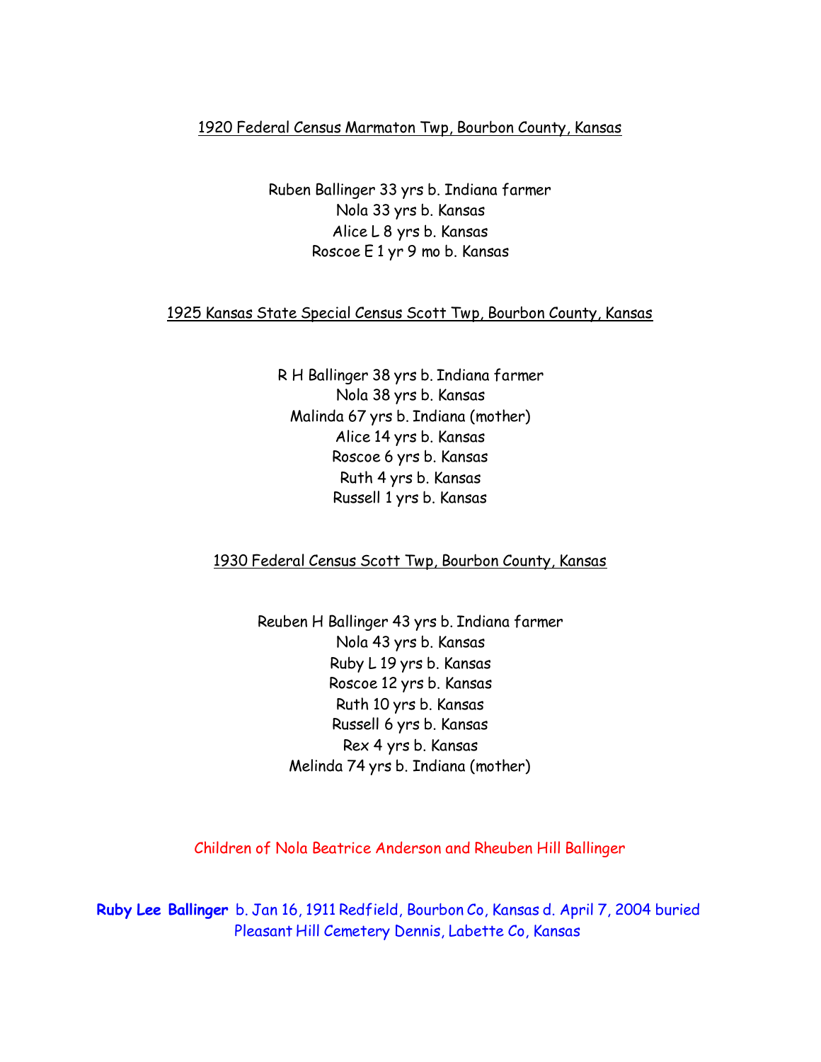<u>1920 Federal Census Marmaton Twp, Bourbon County, Kansas</u>

Ruben Ballinger 33 yrs b. Indiana farmer
Nola 33 yrs b. Kansas
Alice L 8 yrs b. Kansas
Roscoe E 1 yr 9 mo b. Kansas

<u>1925 Kansas State Special Census Scott Twp, Bourbon County, Kansas</u>

R H Ballinger 38 yrs b. Indiana farmer
Nola 38 yrs b. Kansas
Malinda 67 yrs b. Indiana (mother)
Alice 14 yrs b. Kansas
Roscoe 6 yrs b. Kansas
Ruth 4 yrs b. Kansas
Russell 1 yrs b. Kansas

<u>1930 Federal Census Scott Twp, Bourbon County, Kansas</u>

Reuben H Ballinger 43 yrs b. Indiana farmer
Nola 43 yrs b. Kansas
Ruby L 19 yrs b. Kansas
Roscoe 12 yrs b. Kansas
Ruth 10 yrs b. Kansas
Russell 6 yrs b. Kansas
Rex 4 yrs b. Kansas
Melinda 74 yrs b. Indiana (mother)

Children of Nola Beatrice Anderson and Rheuben Hill Ballinger

**Ruby Lee Ballinger** b. Jan 16, 1911 Redfield, Bourbon Co, Kansas d. April 7, 2004 buried Pleasant Hill Cemetery Dennis, Labette Co, Kansas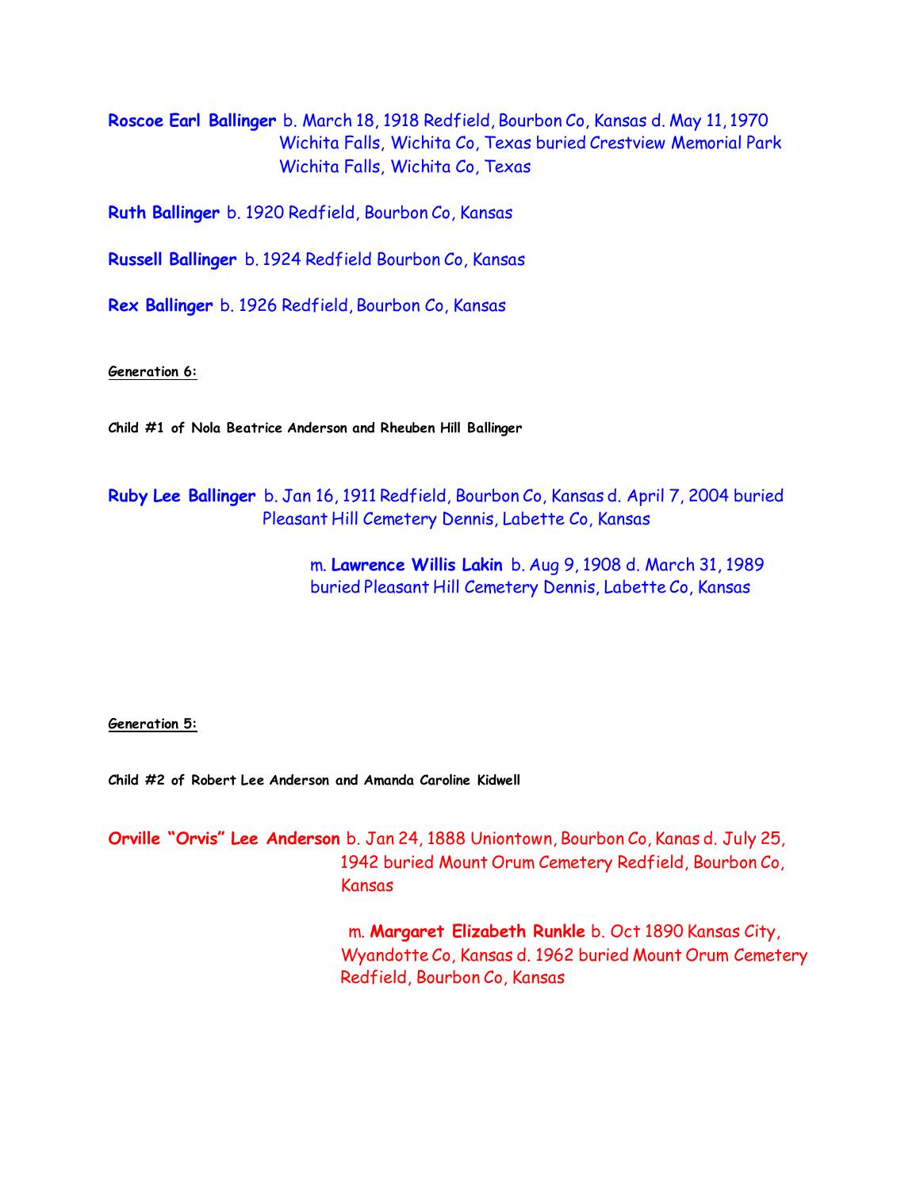**Roscoe Earl Ballinger** b. March 18, 1918 Redfield, Bourbon Co, Kansas d. May 11, 1970 Wichita Falls, Wichita Co, Texas buried Crestview Memorial Park Wichita Falls, Wichita Co, Texas

**Ruth Ballinger** b. 1920 Redfield, Bourbon Co, Kansas

**Russell Ballinger** b. 1924 Redfield Bourbon Co, Kansas

**Rex Ballinger** b. 1926 Redfield, Bourbon Co, Kansas

**Generation 6:**

**Child #1 of Nola Beatrice Anderson and Rheuben Hill Ballinger**

**Ruby Lee Ballinger** b. Jan 16, 1911 Redfield, Bourbon Co, Kansas d. April 7, 2004 buried Pleasant Hill Cemetery Dennis, Labette Co, Kansas

m. **Lawrence Willis Lakin** b. Aug 9, 1908 d. March 31, 1989 buried Pleasant Hill Cemetery Dennis, Labette Co, Kansas

**Generation 5:**

**Child #2 of Robert Lee Anderson and Amanda Caroline Kidwell**

**Orville "Orvis" Lee Anderson** b. Jan 24, 1888 Uniontown, Bourbon Co, Kanas d. July 25, 1942 buried Mount Orum Cemetery Redfield, Bourbon Co, Kansas

m. **Margaret Elizabeth Runkle** b. Oct 1890 Kansas City, Wyandotte Co, Kansas d. 1962 buried Mount Orum Cemetery Redfield, Bourbon Co, Kansas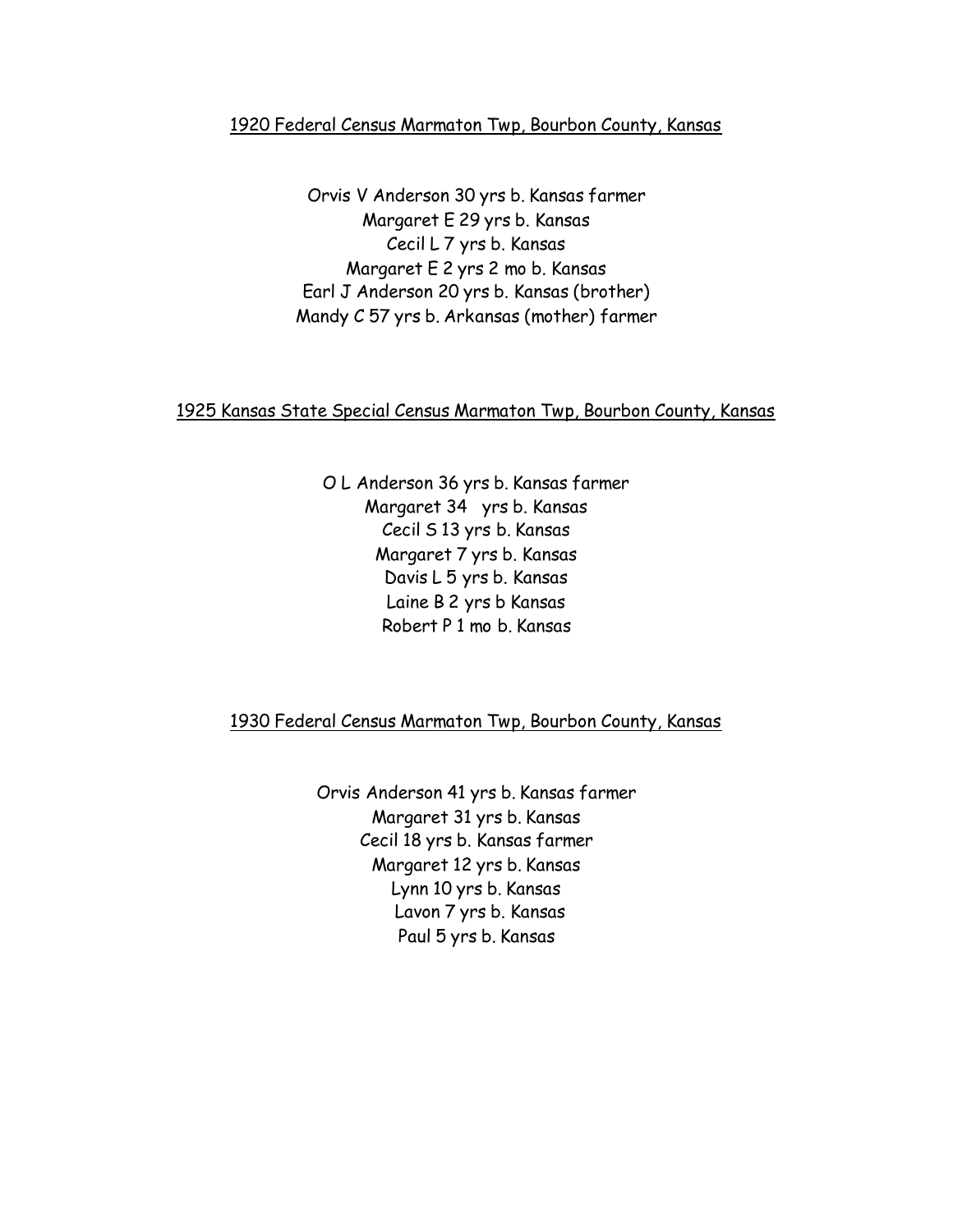<u>1920 Federal Census Marmaton Twp, Bourbon County, Kansas</u>

Orvis V Anderson 30 yrs b. Kansas farmer
Margaret E 29 yrs b. Kansas
Cecil L 7 yrs b. Kansas
Margaret E 2 yrs 2 mo b. Kansas
Earl J Anderson 20 yrs b. Kansas (brother)
Mandy C 57 yrs b. Arkansas (mother) farmer

<u>1925 Kansas State Special Census Marmaton Twp, Bourbon County, Kansas</u>

O L Anderson 36 yrs b. Kansas farmer
Margaret 34 yrs b. Kansas
Cecil S 13 yrs b. Kansas
Margaret 7 yrs b. Kansas
Davis L 5 yrs b. Kansas
Laine B 2 yrs b Kansas
Robert P 1 mo b. Kansas

<u>1930 Federal Census Marmaton Twp, Bourbon County, Kansas</u>

Orvis Anderson 41 yrs b. Kansas farmer
Margaret 31 yrs b. Kansas
Cecil 18 yrs b. Kansas farmer
Margaret 12 yrs b. Kansas
Lynn 10 yrs b. Kansas
Lavon 7 yrs b. Kansas
Paul 5 yrs b. Kansas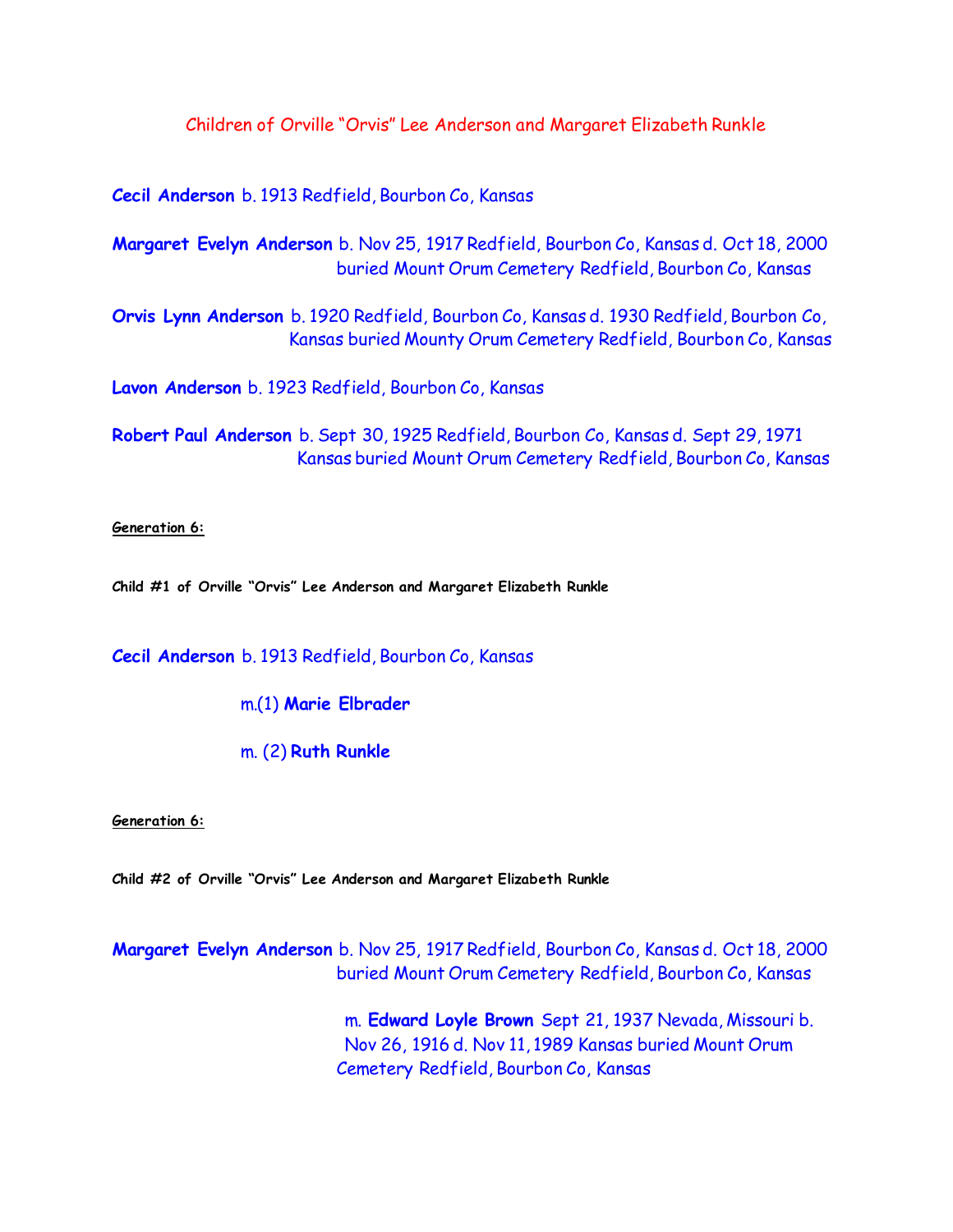## Children of Orville "Orvis" Lee Anderson and Margaret Elizabeth Runkle

**Cecil Anderson** b. 1913 Redfield, Bourbon Co, Kansas

**Margaret Evelyn Anderson** b. Nov 25, 1917 Redfield, Bourbon Co, Kansas d. Oct 18, 2000 buried Mount Orum Cemetery Redfield, Bourbon Co, Kansas

**Orvis Lynn Anderson** b. 1920 Redfield, Bourbon Co, Kansas d. 1930 Redfield, Bourbon Co, Kansas buried Mounty Orum Cemetery Redfield, Bourbon Co, Kansas

**Lavon Anderson** b. 1923 Redfield, Bourbon Co, Kansas

**Robert Paul Anderson** b. Sept 30, 1925 Redfield, Bourbon Co, Kansas d. Sept 29, 1971 Kansas buried Mount Orum Cemetery Redfield, Bourbon Co, Kansas

**Generation 6:**

**Child #1 of Orville "Orvis" Lee Anderson and Margaret Elizabeth Runkle**

**Cecil Anderson** b. 1913 Redfield, Bourbon Co, Kansas

m.(1) **Marie Elbrader**

m. (2) **Ruth Runkle**

**Generation 6:**

**Child #2 of Orville "Orvis" Lee Anderson and Margaret Elizabeth Runkle**

**Margaret Evelyn Anderson** b. Nov 25, 1917 Redfield, Bourbon Co, Kansas d. Oct 18, 2000 buried Mount Orum Cemetery Redfield, Bourbon Co, Kansas

m. **Edward Loyle Brown** Sept 21, 1937 Nevada, Missouri b. Nov 26, 1916 d. Nov 11, 1989 Kansas buried Mount Orum Cemetery Redfield, Bourbon Co, Kansas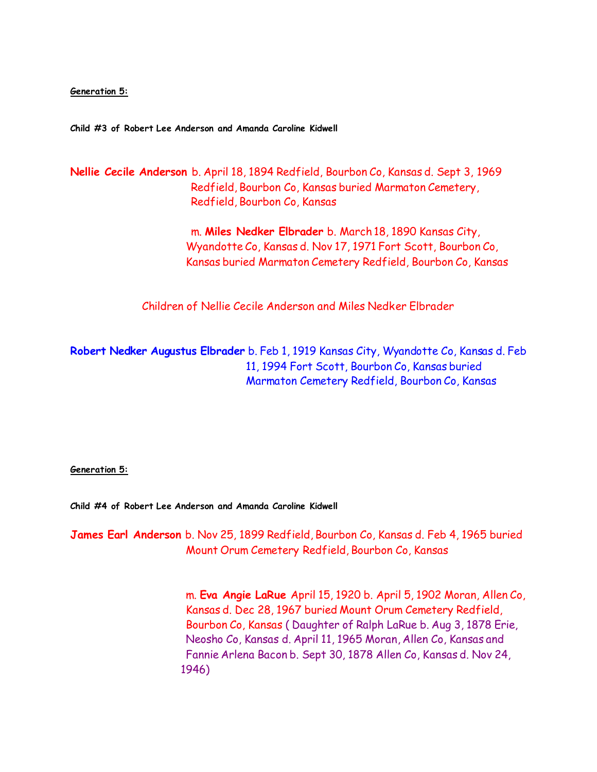**Generation 5:**

**Child #3 of Robert Lee Anderson and Amanda Caroline Kidwell**

**Nellie Cecile Anderson** b. April 18, 1894 Redfield, Bourbon Co, Kansas d. Sept 3, 1969 Redfield, Bourbon Co, Kansas buried Marmaton Cemetery, Redfield, Bourbon Co, Kansas

m. **Miles Nedker Elbrader** b. March 18, 1890 Kansas City, Wyandotte Co, Kansas d. Nov 17, 1971 Fort Scott, Bourbon Co, Kansas buried Marmaton Cemetery Redfield, Bourbon Co, Kansas

Children of Nellie Cecile Anderson and Miles Nedker Elbrader

**Robert Nedker Augustus Elbrader** b. Feb 1, 1919 Kansas City, Wyandotte Co, Kansas d. Feb 11, 1994 Fort Scott, Bourbon Co, Kansas buried Marmaton Cemetery Redfield, Bourbon Co, Kansas

**Generation 5:**

**Child #4 of Robert Lee Anderson and Amanda Caroline Kidwell**

**James Earl Anderson** b. Nov 25, 1899 Redfield, Bourbon Co, Kansas d. Feb 4, 1965 buried Mount Orum Cemetery Redfield, Bourbon Co, Kansas

m. **Eva Angie LaRue** April 15, 1920 b. April 5, 1902 Moran, Allen Co, Kansas d. Dec 28, 1967 buried Mount Orum Cemetery Redfield, Bourbon Co, Kansas ( Daughter of Ralph LaRue b. Aug 3, 1878 Erie, Neosho Co, Kansas d. April 11, 1965 Moran, Allen Co, Kansas and Fannie Arlena Bacon b. Sept 30, 1878 Allen Co, Kansas d. Nov 24, 1946)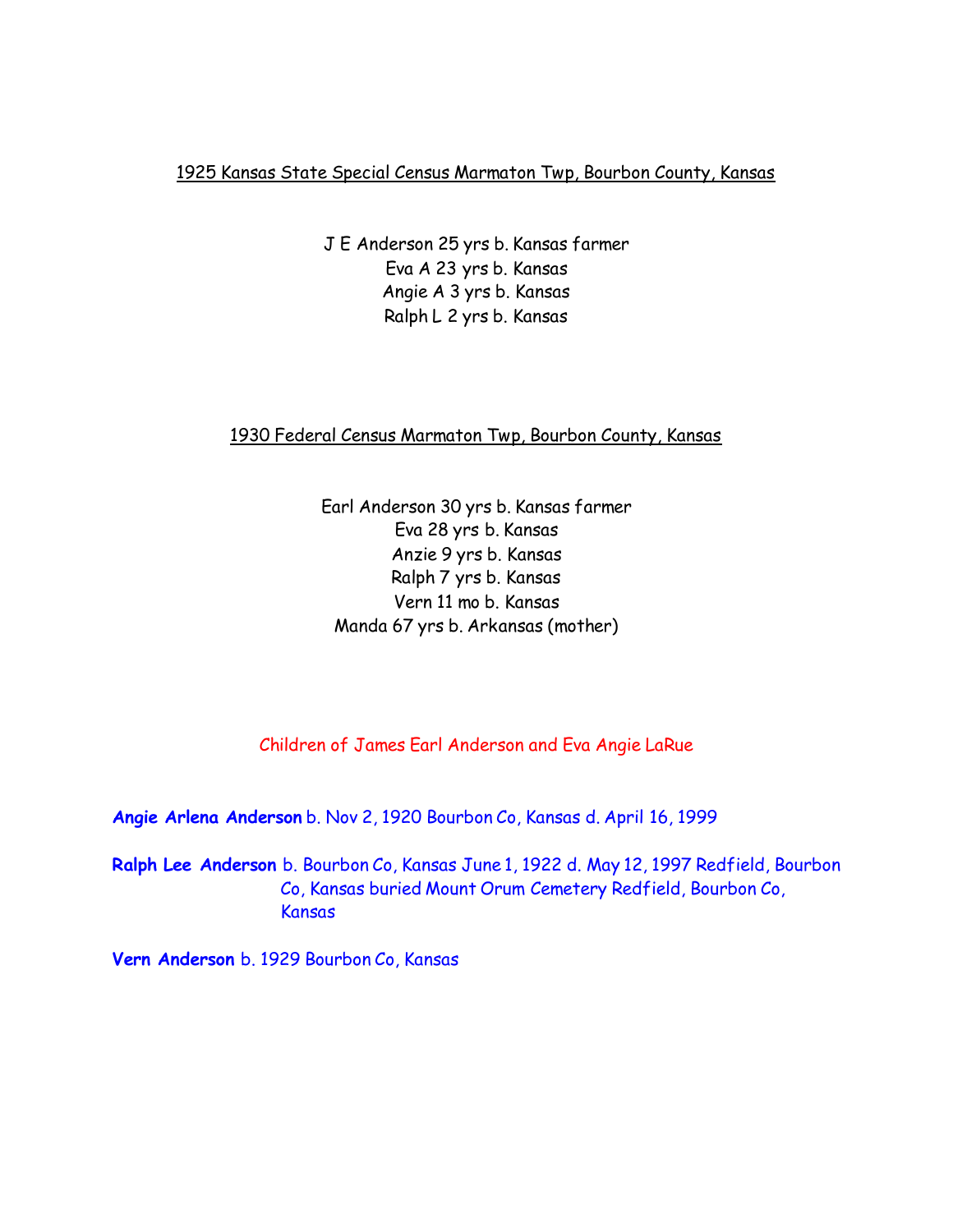1925 Kansas State Special Census Marmaton Twp, Bourbon County, Kansas

J E Anderson 25 yrs b. Kansas farmer
Eva A 23 yrs b. Kansas
Angie A 3 yrs b. Kansas
Ralph L 2 yrs b. Kansas

1930 Federal Census Marmaton Twp, Bourbon County, Kansas

Earl Anderson 30 yrs b. Kansas farmer
Eva 28 yrs b. Kansas
Anzie 9 yrs b. Kansas
Ralph 7 yrs b. Kansas
Vern 11 mo b. Kansas
Manda 67 yrs b. Arkansas (mother)

Children of James Earl Anderson and Eva Angie LaRue

**Angie Arlena Anderson** b. Nov 2, 1920 Bourbon Co, Kansas d. April 16, 1999

**Ralph Lee Anderson** b. Bourbon Co, Kansas June 1, 1922 d. May 12, 1997 Redfield, Bourbon Co, Kansas buried Mount Orum Cemetery Redfield, Bourbon Co, Kansas

**Vern Anderson** b. 1929 Bourbon Co, Kansas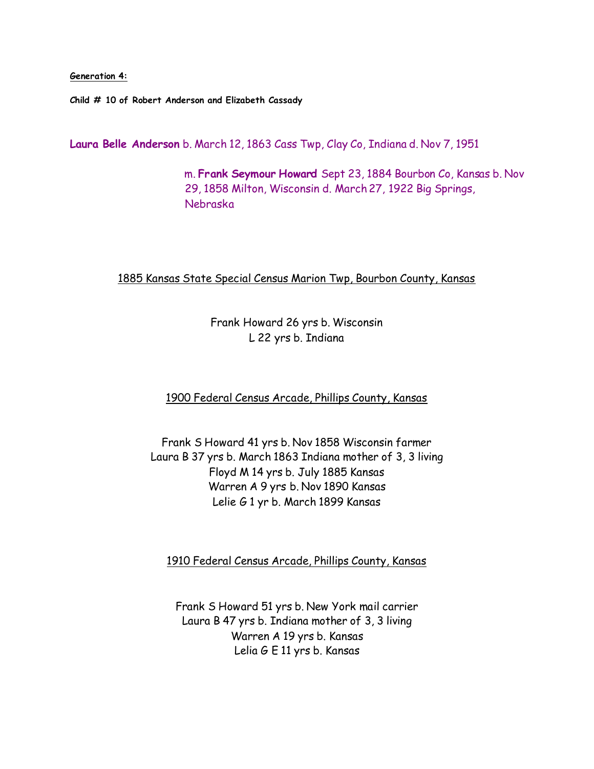**Generation 4:**

**Child # 10 of Robert Anderson and Elizabeth Cassady**

**Laura Belle Anderson** b. March 12, 1863 Cass Twp, Clay Co, Indiana d. Nov 7, 1951

m. **Frank Seymour Howard** Sept 23, 1884 Bourbon Co, Kansas b. Nov 29, 1858 Milton, Wisconsin d. March 27, 1922 Big Springs, Nebraska

1885 Kansas State Special Census Marion Twp, Bourbon County, Kansas

Frank Howard 26 yrs b. Wisconsin
L 22 yrs b. Indiana

1900 Federal Census Arcade, Phillips County, Kansas

Frank S Howard 41 yrs b. Nov 1858 Wisconsin farmer
Laura B 37 yrs b. March 1863 Indiana mother of 3, 3 living
Floyd M 14 yrs b. July 1885 Kansas
Warren A 9 yrs b. Nov 1890 Kansas
Lelie G 1 yr b. March 1899 Kansas

1910 Federal Census Arcade, Phillips County, Kansas

Frank S Howard 51 yrs b. New York mail carrier
Laura B 47 yrs b. Indiana mother of 3, 3 living
Warren A 19 yrs b. Kansas
Lelia G E 11 yrs b. Kansas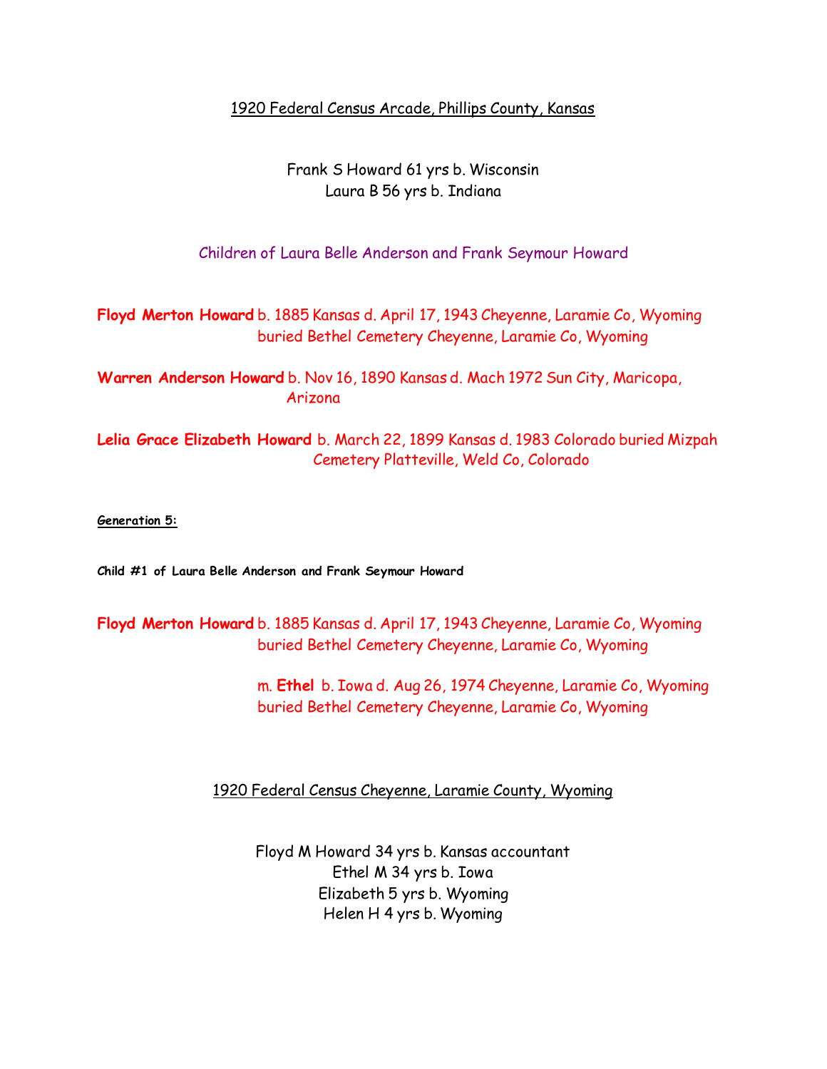1920 Federal Census Arcade, Phillips County, Kansas

Frank S Howard 61 yrs b. Wisconsin
Laura B 56 yrs b. Indiana

Children of Laura Belle Anderson and Frank Seymour Howard

**Floyd Merton Howard** b. 1885 Kansas d. April 17, 1943 Cheyenne, Laramie Co, Wyoming buried Bethel Cemetery Cheyenne, Laramie Co, Wyoming

**Warren Anderson Howard** b. Nov 16, 1890 Kansas d. Mach 1972 Sun City, Maricopa, Arizona

**Lelia Grace Elizabeth Howard** b. March 22, 1899 Kansas d. 1983 Colorado buried Mizpah Cemetery Platteville, Weld Co, Colorado

**Generation 5:**

**Child #1 of Laura Belle Anderson and Frank Seymour Howard**

**Floyd Merton Howard** b. 1885 Kansas d. April 17, 1943 Cheyenne, Laramie Co, Wyoming buried Bethel Cemetery Cheyenne, Laramie Co, Wyoming

m. **Ethel** b. Iowa d. Aug 26, 1974 Cheyenne, Laramie Co, Wyoming buried Bethel Cemetery Cheyenne, Laramie Co, Wyoming

1920 Federal Census Cheyenne, Laramie County, Wyoming

Floyd M Howard 34 yrs b. Kansas accountant
Ethel M 34 yrs b. Iowa
Elizabeth 5 yrs b. Wyoming
Helen H 4 yrs b. Wyoming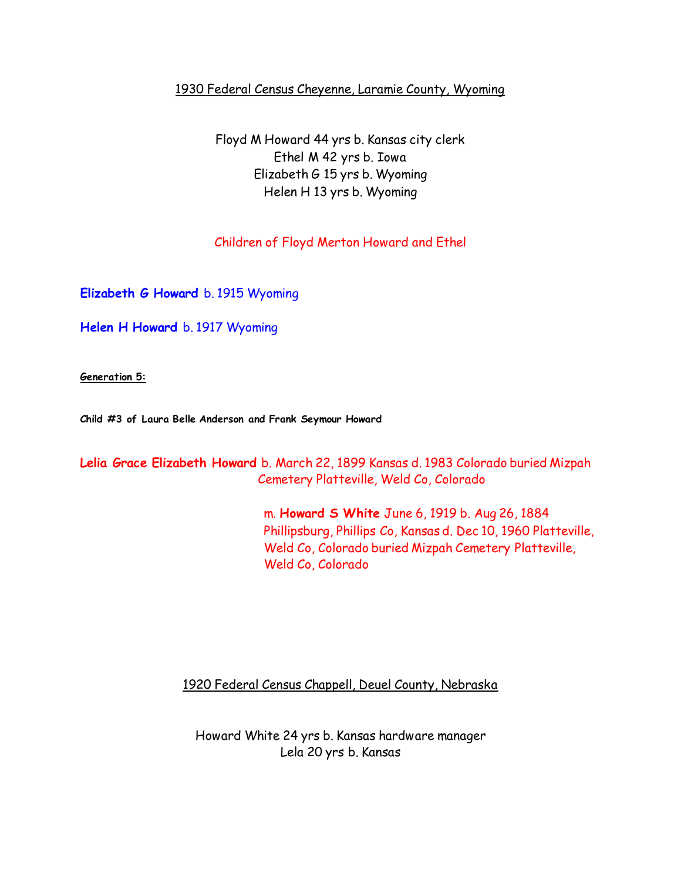1930 Federal Census Cheyenne, Laramie County, Wyoming

Floyd M Howard 44 yrs b. Kansas city clerk
Ethel M 42 yrs b. Iowa
Elizabeth G 15 yrs b. Wyoming
Helen H 13 yrs b. Wyoming

Children of Floyd Merton Howard and Ethel

**Elizabeth G Howard** b. 1915 Wyoming

**Helen H Howard** b. 1917 Wyoming

**Generation 5:**

**Child #3 of Laura Belle Anderson and Frank Seymour Howard**

**Lelia Grace Elizabeth Howard** b. March 22, 1899 Kansas d. 1983 Colorado buried Mizpah Cemetery Platteville, Weld Co, Colorado

m. **Howard S White** June 6, 1919 b. Aug 26, 1884 Phillipsburg, Phillips Co, Kansas d. Dec 10, 1960 Platteville, Weld Co, Colorado buried Mizpah Cemetery Platteville, Weld Co, Colorado

1920 Federal Census Chappell, Deuel County, Nebraska

Howard White 24 yrs b. Kansas hardware manager
Lela 20 yrs b. Kansas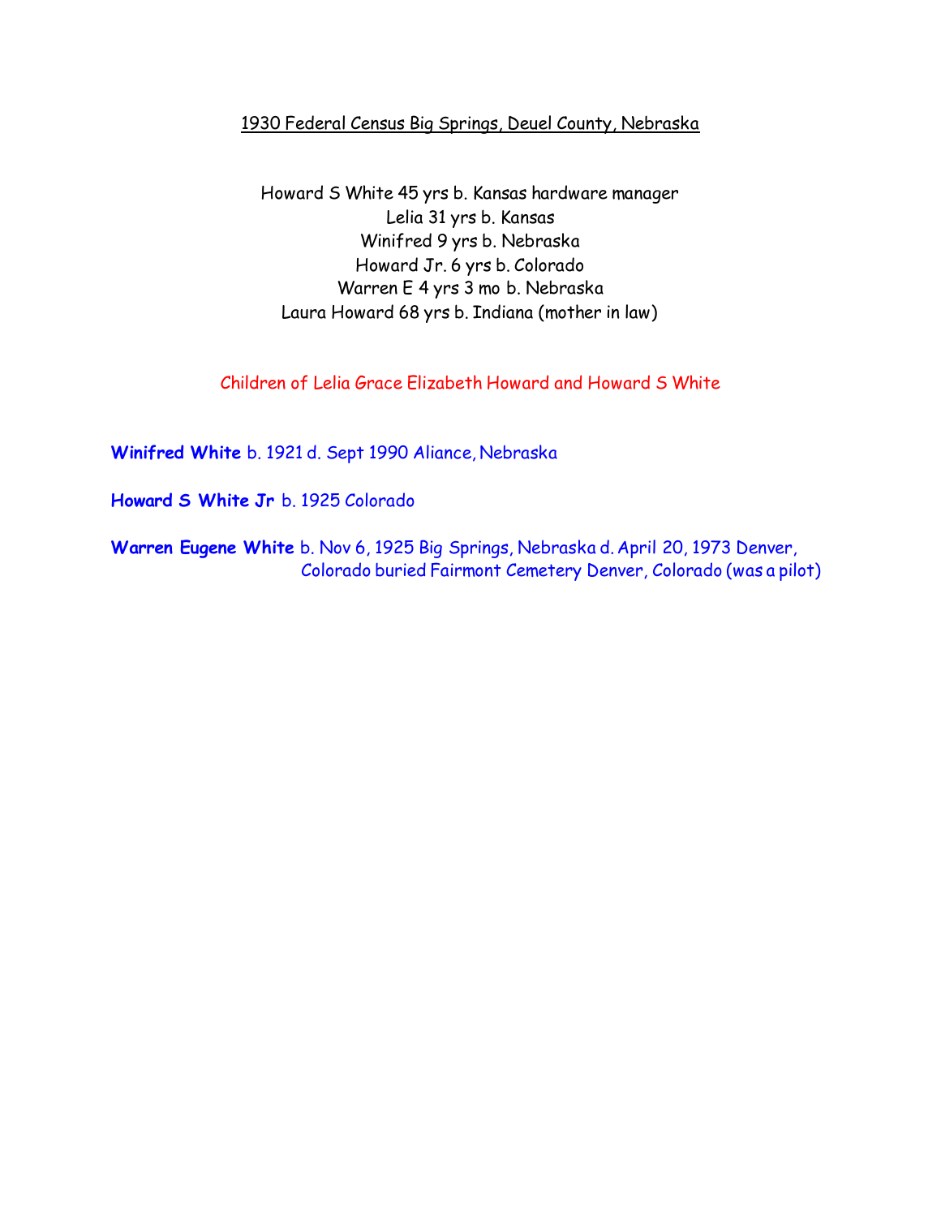1930 Federal Census Big Springs, Deuel County, Nebraska

Howard S White 45 yrs b. Kansas hardware manager
Lelia 31 yrs b. Kansas
Winifred 9 yrs b. Nebraska
Howard Jr. 6 yrs b. Colorado
Warren E 4 yrs 3 mo b. Nebraska
Laura Howard 68 yrs b. Indiana (mother in law)

Children of Lelia Grace Elizabeth Howard and Howard S White

**Winifred White** b. 1921 d. Sept 1990 Aliance, Nebraska

**Howard S White Jr** b. 1925 Colorado

**Warren Eugene White** b. Nov 6, 1925 Big Springs, Nebraska d. April 20, 1973 Denver, Colorado buried Fairmont Cemetery Denver, Colorado (was a pilot)